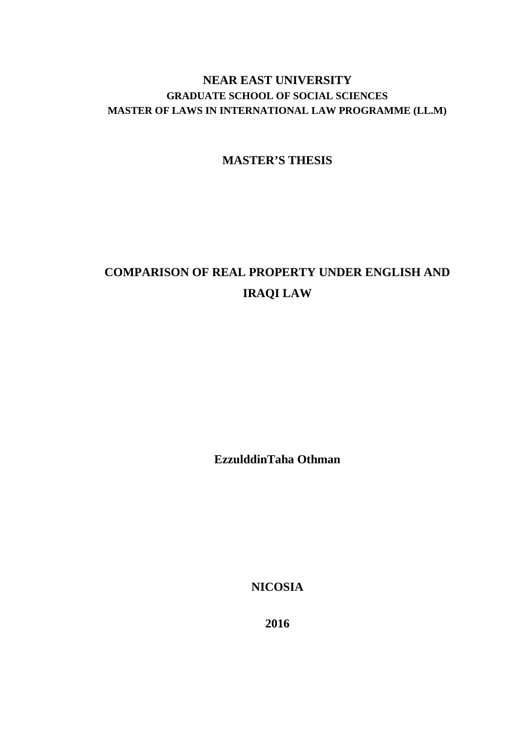**NEAR EAST UNIVERSITY**

**GRADUATE SCHOOL OF SOCIAL SCIENCES**

**MASTER OF LAWS IN INTERNATIONAL LAW PROGRAMME (LL.M)**

**MASTER'S THESIS**

# COMPARISON OF REAL PROPERTY UNDER ENGLISH AND IRAQI LAW

**EzzulddinTaha Othman**

**NICOSIA**

**2016**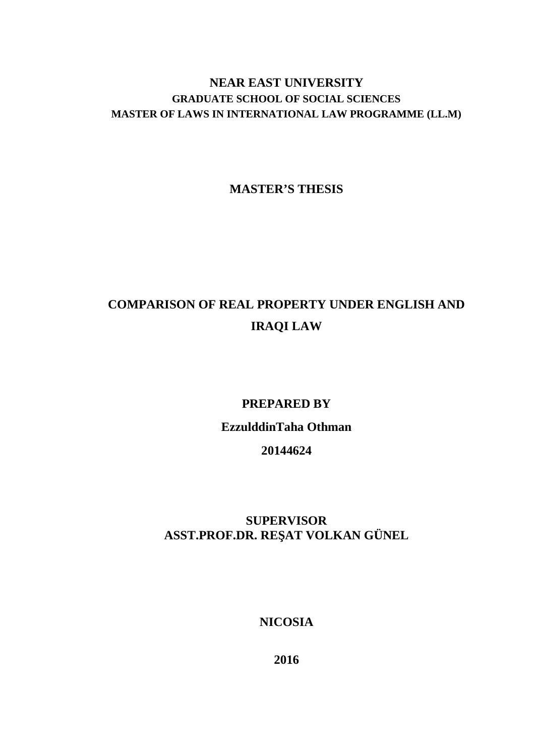**NEAR EAST UNIVERSITY**

**GRADUATE SCHOOL OF SOCIAL SCIENCES**

**MASTER OF LAWS IN INTERNATIONAL LAW PROGRAMME (LL.M)**

**MASTER'S THESIS**

# COMPARISON OF REAL PROPERTY UNDER ENGLISH AND IRAQI LAW

**PREPARED BY**

**EzzulddinTaha Othman**

**20144624**

**SUPERVISOR**

**ASST.PROF.DR. REŞAT VOLKAN GÜNEL**

**NICOSIA**

**2016**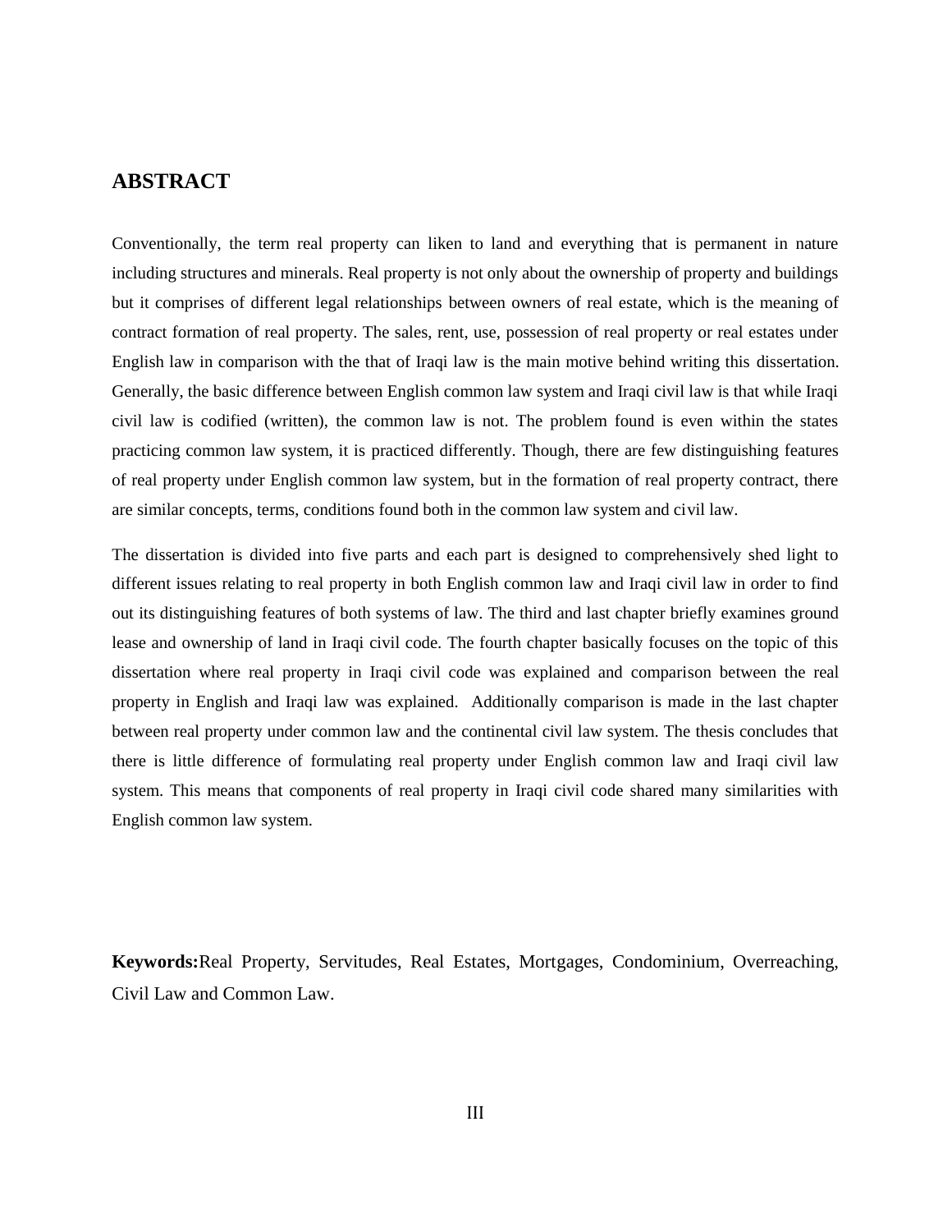## ABSTRACT

Conventionally, the term real property can liken to land and everything that is permanent in nature including structures and minerals. Real property is not only about the ownership of property and buildings but it comprises of different legal relationships between owners of real estate, which is the meaning of contract formation of real property. The sales, rent, use, possession of real property or real estates under English law in comparison with the that of Iraqi law is the main motive behind writing this dissertation. Generally, the basic difference between English common law system and Iraqi civil law is that while Iraqi civil law is codified (written), the common law is not. The problem found is even within the states practicing common law system, it is practiced differently. Though, there are few distinguishing features of real property under English common law system, but in the formation of real property contract, there are similar concepts, terms, conditions found both in the common law system and civil law.

The dissertation is divided into five parts and each part is designed to comprehensively shed light to different issues relating to real property in both English common law and Iraqi civil law in order to find out its distinguishing features of both systems of law. The third and last chapter briefly examines ground lease and ownership of land in Iraqi civil code. The fourth chapter basically focuses on the topic of this dissertation where real property in Iraqi civil code was explained and comparison between the real property in English and Iraqi law was explained. Additionally comparison is made in the last chapter between real property under common law and the continental civil law system. The thesis concludes that there is little difference of formulating real property under English common law and Iraqi civil law system. This means that components of real property in Iraqi civil code shared many similarities with English common law system.

**Keywords:**Real Property, Servitudes, Real Estates, Mortgages, Condominium, Overreaching, Civil Law and Common Law.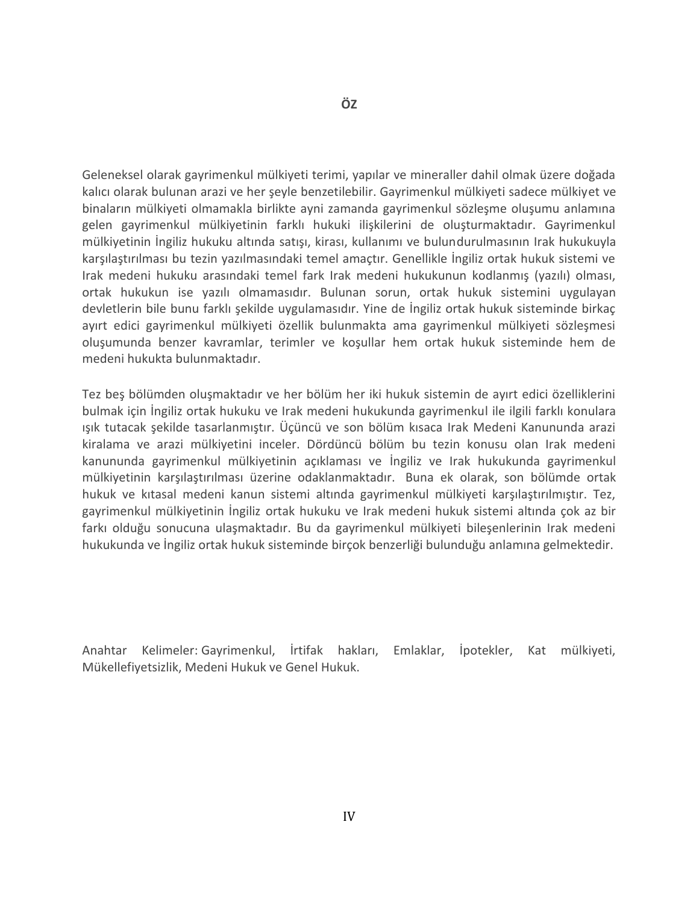# ÖZ

Geleneksel olarak gayrimenkul mülkiyeti terimi, yapılar ve mineraller dahil olmak üzere doğada kalıcı olarak bulunan arazi ve her şeyle benzetilebilir. Gayrimenkul mülkiyeti sadece mülkiyet ve binaların mülkiyeti olmamakla birlikte ayni zamanda gayrimenkul sözleşme oluşumu anlamına gelen gayrimenkul mülkiyetinin farklı hukuki ilişkilerini de oluşturmaktadır. Gayrimenkul mülkiyetinin İngiliz hukuku altında satışı, kirası, kullanımı ve bulundurulmasının Irak hukukuyla karşılaştırılması bu tezin yazılmasındaki temel amaçtır. Genellikle İngiliz ortak hukuk sistemi ve Irak medeni hukuku arasındaki temel fark Irak medeni hukukunun kodlanmış (yazılı) olması, ortak hukukun ise yazılı olmamasıdır. Bulunan sorun, ortak hukuk sistemini uygulayan devletlerin bile bunu farklı şekilde uygulamasıdır. Yine de İngiliz ortak hukuk sisteminde birkaç ayırt edici gayrimenkul mülkiyeti özellik bulunmakta ama gayrimenkul mülkiyeti sözleşmesi oluşumunda benzer kavramlar, terimler ve koşullar hem ortak hukuk sisteminde hem de medeni hukukta bulunmaktadır.

Tez beş bölümden oluşmaktadır ve her bölüm her iki hukuk sistemin de ayırt edici özelliklerini bulmak için İngiliz ortak hukuku ve Irak medeni hukukunda gayrimenkul ile ilgili farklı konulara ışık tutacak şekilde tasarlanmıştır. Üçüncü ve son bölüm kısaca Irak Medeni Kanununda arazi kiralama ve arazi mülkiyetini inceler. Dördüncü bölüm bu tezin konusu olan Irak medeni kanununda gayrimenkul mülkiyetinin açıklaması ve İngiliz ve Irak hukukunda gayrimenkul mülkiyetinin karşılaştırılması üzerine odaklanmaktadır. Buna ek olarak, son bölümde ortak hukuk ve kıtasal medeni kanun sistemi altında gayrimenkul mülkiyeti karşılaştırılmıştır. Tez, gayrimenkul mülkiyetinin İngiliz ortak hukuku ve Irak medeni hukuk sistemi altında çok az bir farkı olduğu sonucuna ulaşmaktadır. Bu da gayrimenkul mülkiyeti bileşenlerinin Irak medeni hukukunda ve İngiliz ortak hukuk sisteminde birçok benzerliği bulunduğu anlamına gelmektedir.

Anahtar Kelimeler: Gayrimenkul, İrtifak hakları, Emlaklar, İpotekler, Kat mülkiyeti, Mükellefiyetsizlik, Medeni Hukuk ve Genel Hukuk.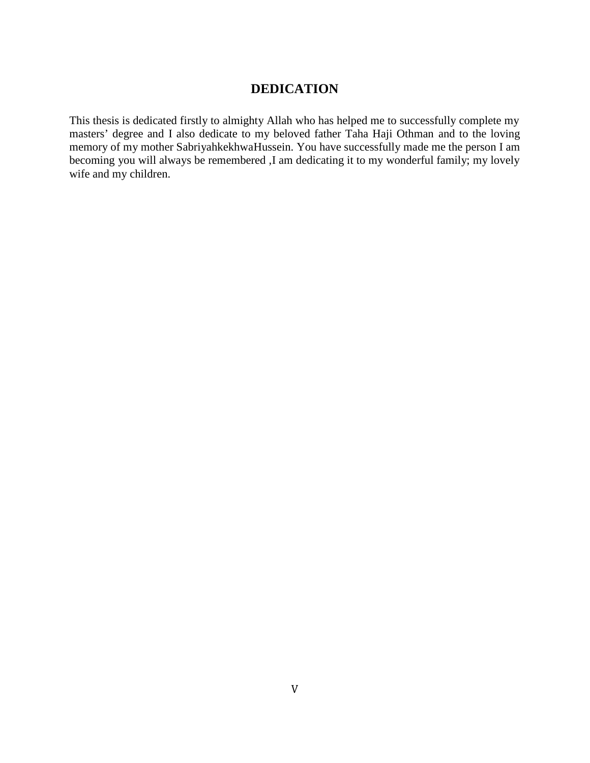# DEDICATION

This thesis is dedicated firstly to almighty Allah who has helped me to successfully complete my masters' degree and I also dedicate to my beloved father Taha Haji Othman and to the loving memory of my mother SabriyahkekhwaHussein. You have successfully made me the person I am becoming you will always be remembered ,I am dedicating it to my wonderful family; my lovely wife and my children.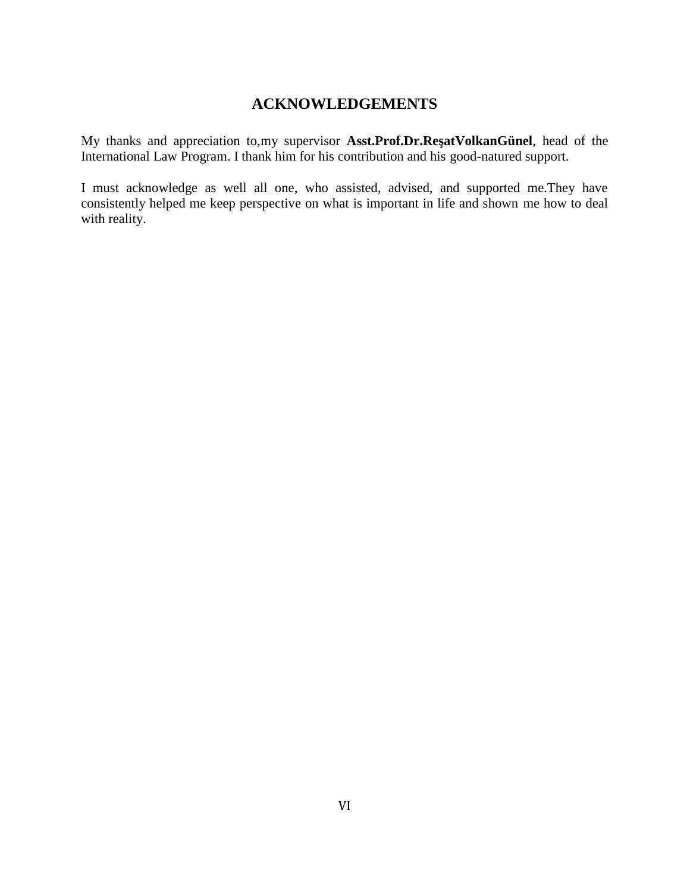# ACKNOWLEDGEMENTS

My thanks and appreciation to,my supervisor **Asst.Prof.Dr.ReşatVolkanGünel**, head of the International Law Program. I thank him for his contribution and his good-natured support.

I must acknowledge as well all one, who assisted, advised, and supported me.They have consistently helped me keep perspective on what is important in life and shown me how to deal with reality.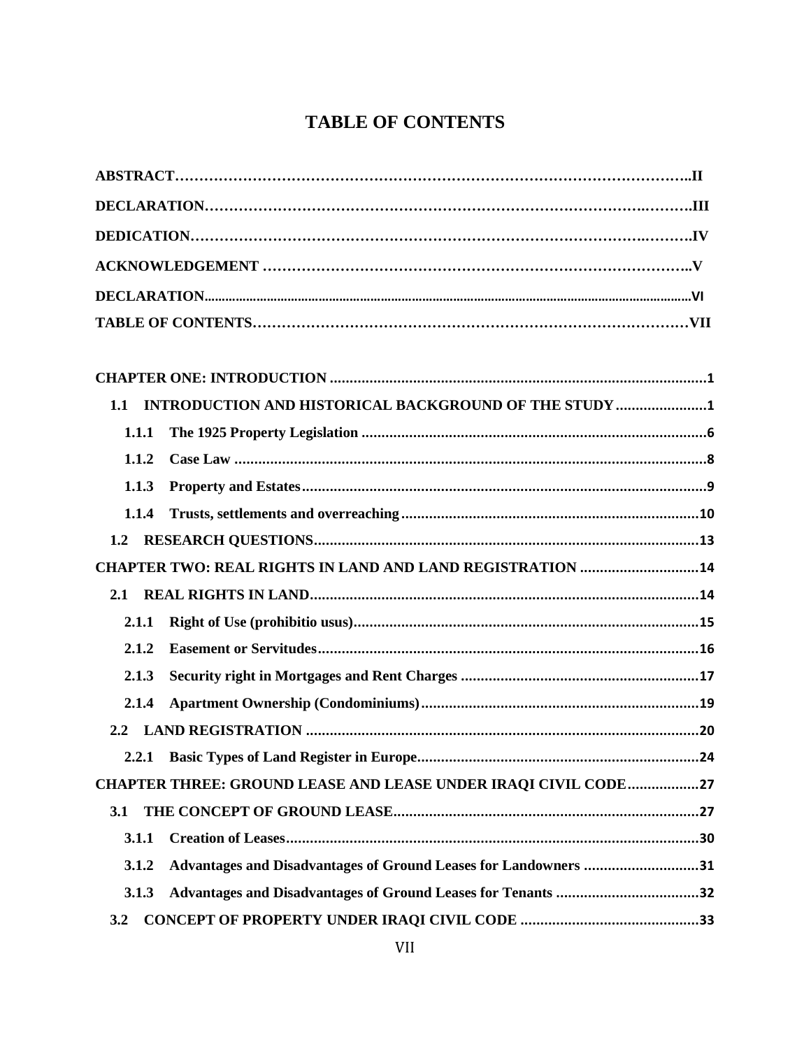# TABLE OF CONTENTS

**ABSTRACT**……………………………………………………………………………………………..**II**

**DECLARATION**……………………………………………………………………………………….**III**

**DEDICATION**…………………………………………………………………………………………..**IV**

**ACKNOWLEDGEMENT** ………………………………………………………………………….. **V**

**DECLARATION**………………………………………………………………………………………**VI**

**TABLE OF CONTENTS**……………………………………………………………………………**VII**

**CHAPTER ONE: INTRODUCTION** ....................................................................................... **1**

**1.1 INTRODUCTION AND HISTORICAL BACKGROUND OF THE STUDY** ....................... **1**

**1.1.1 The 1925 Property Legislation** ...................................................................................... **6**

**1.1.2 Case Law** ....................................................................................................................... **8**

**1.1.3 Property and Estates** ...................................................................................................... **9**

**1.1.4 Trusts, settlements and overreaching** ........................................................................... **10**

**1.2 RESEARCH QUESTIONS** ............................................................................................... **13**

**CHAPTER TWO: REAL RIGHTS IN LAND AND LAND REGISTRATION** ....................... **14**

**2.1 REAL RIGHTS IN LAND** ................................................................................................ **14**

**2.1.1 Right of Use (prohibitio usus)** ...................................................................................... **15**

**2.1.2 Easement or Servitudes** ................................................................................................ **16**

**2.1.3 Security right in Mortgages and Rent Charges** ........................................................... **17**

**2.1.4 Apartment Ownership (Condominiums)** ..................................................................... **19**

**2.2 LAND REGISTRATION** .................................................................................................. **20**

**2.2.1 Basic Types of Land Register in Europe** ...................................................................... **24**

**CHAPTER THREE: GROUND LEASE AND LEASE UNDER IRAQI CIVIL CODE** .......... **27**

**3.1 THE CONCEPT OF GROUND LEASE** ............................................................................ **27**

**3.1.1 Creation of Leases** ........................................................................................................ **30**

**3.1.2 Advantages and Disadvantages of Ground Leases for Landowners** ............................ **31**

**3.1.3 Advantages and Disadvantages of Ground Leases for Tenants** ................................... **32**

**3.2 CONCEPT OF PROPERTY UNDER IRAQI CIVIL CODE** ............................................ **33**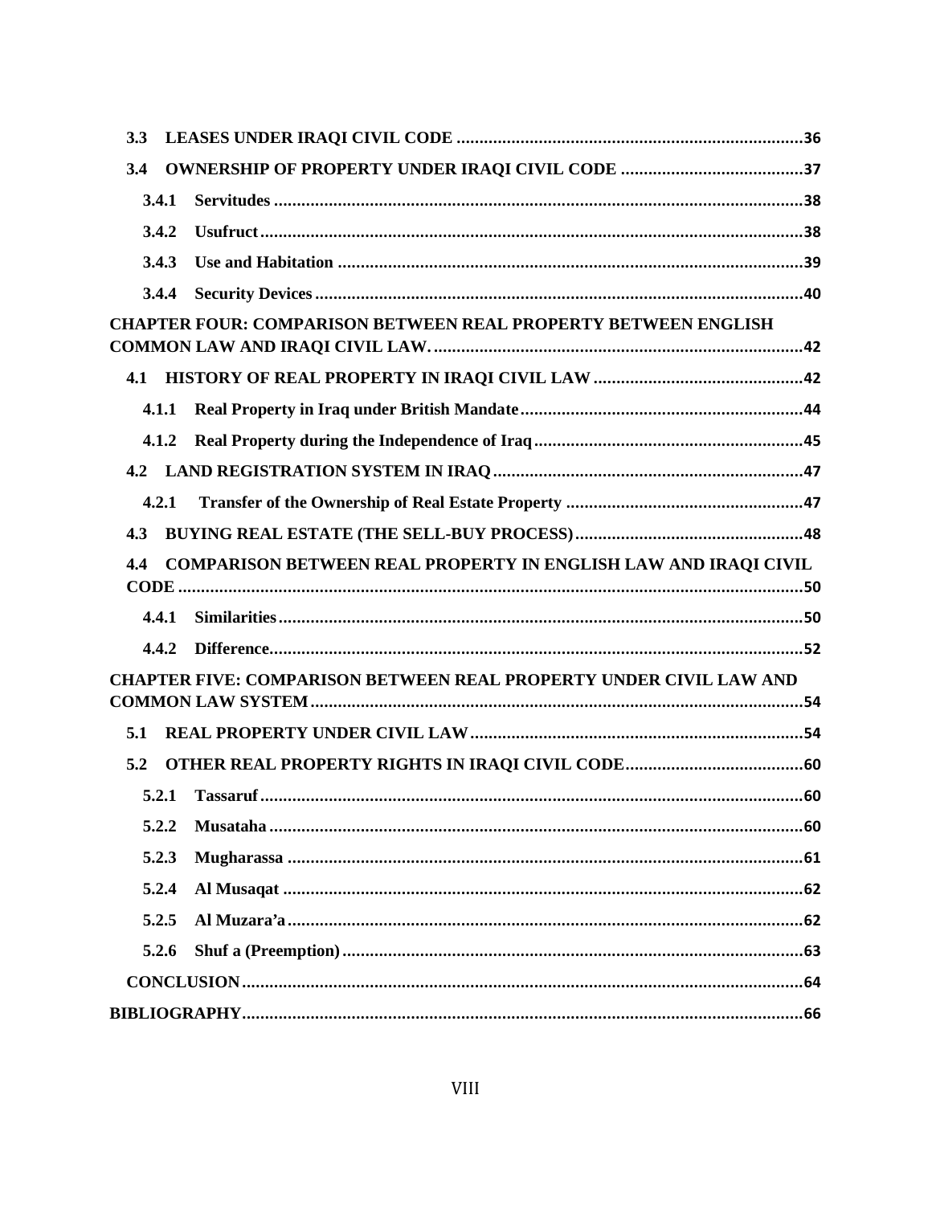**3.3 LEASES UNDER IRAQI CIVIL CODE** ........................................................................36

**3.4 OWNERSHIP OF PROPERTY UNDER IRAQI CIVIL CODE** ....................................37

**3.4.1 Servitudes** ........................................................................................................38

**3.4.2 Usufruct** ...........................................................................................................38

**3.4.3 Use and Habitation** .........................................................................................39

**3.4.4 Security Devices** .............................................................................................40

**CHAPTER FOUR: COMPARISON BETWEEN REAL PROPERTY BETWEEN ENGLISH COMMON LAW AND IRAQI CIVIL LAW.** ...............................................................................42

**4.1 HISTORY OF REAL PROPERTY IN IRAQI CIVIL LAW** ...........................................42

**4.1.1 Real Property in Iraq under British Mandate** ..............................................44

**4.1.2 Real Property during the Independence of Iraq** ..........................................45

**4.2 LAND REGISTRATION SYSTEM IN IRAQ** ...............................................................47

**4.2.1 Transfer of the Ownership of Real Estate Property** .....................................47

**4.3 BUYING REAL ESTATE (THE SELL-BUY PROCESS)** ..............................................48

**4.4 COMPARISON BETWEEN REAL PROPERTY IN ENGLISH LAW AND IRAQI CIVIL CODE** ....................................................................................................................................50

**4.4.1 Similarities** .......................................................................................................50

**4.4.2 Difference** .........................................................................................................52

**CHAPTER FIVE: COMPARISON BETWEEN REAL PROPERTY UNDER CIVIL LAW AND COMMON LAW SYSTEM** ..........................................................................................................54

**5.1 REAL PROPERTY UNDER CIVIL LAW** .....................................................................54

**5.2 OTHER REAL PROPERTY RIGHTS IN IRAQI CIVIL CODE** ....................................60

**5.2.1 Tassaruf** ...........................................................................................................60

**5.2.2 Musataha** .........................................................................................................60

**5.2.3 Mugharassa** .....................................................................................................61

**5.2.4 Al Musaqat** ......................................................................................................62

**5.2.5 Al Muzara'a** .....................................................................................................62

**5.2.6 Shuf a (Preemption)** .......................................................................................63

**CONCLUSION** .............................................................................................................64

**BIBLIOGRAPHY** ............................................................................................................66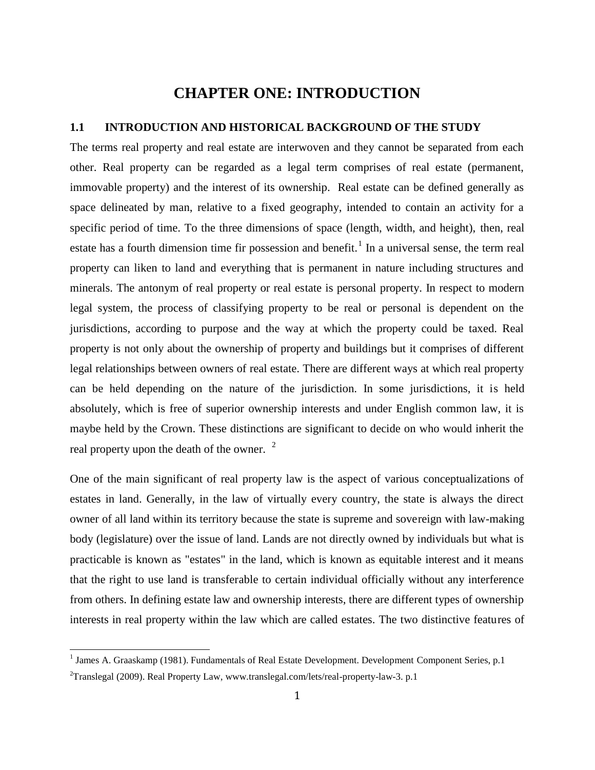# CHAPTER ONE: INTRODUCTION

## 1.1 INTRODUCTION AND HISTORICAL BACKGROUND OF THE STUDY

The terms real property and real estate are interwoven and they cannot be separated from each other. Real property can be regarded as a legal term comprises of real estate (permanent, immovable property) and the interest of its ownership. Real estate can be defined generally as space delineated by man, relative to a fixed geography, intended to contain an activity for a specific period of time. To the three dimensions of space (length, width, and height), then, real estate has a fourth dimension time fir possession and benefit.[1] In a universal sense, the term real property can liken to land and everything that is permanent in nature including structures and minerals. The antonym of real property or real estate is personal property. In respect to modern legal system, the process of classifying property to be real or personal is dependent on the jurisdictions, according to purpose and the way at which the property could be taxed. Real property is not only about the ownership of property and buildings but it comprises of different legal relationships between owners of real estate. There are different ways at which real property can be held depending on the nature of the jurisdiction. In some jurisdictions, it is held absolutely, which is free of superior ownership interests and under English common law, it is maybe held by the Crown. These distinctions are significant to decide on who would inherit the real property upon the death of the owner. [2]

One of the main significant of real property law is the aspect of various conceptualizations of estates in land. Generally, in the law of virtually every country, the state is always the direct owner of all land within its territory because the state is supreme and sovereign with law-making body (legislature) over the issue of land. Lands are not directly owned by individuals but what is practicable is known as "estates" in the land, which is known as equitable interest and it means that the right to use land is transferable to certain individual officially without any interference from others. In defining estate law and ownership interests, there are different types of ownership interests in real property within the law which are called estates. The two distinctive features of

[1] James A. Graaskamp (1981). Fundamentals of Real Estate Development. Development Component Series, p.1

[2] Translegal (2009). Real Property Law, www.translegal.com/lets/real-property-law-3. p.1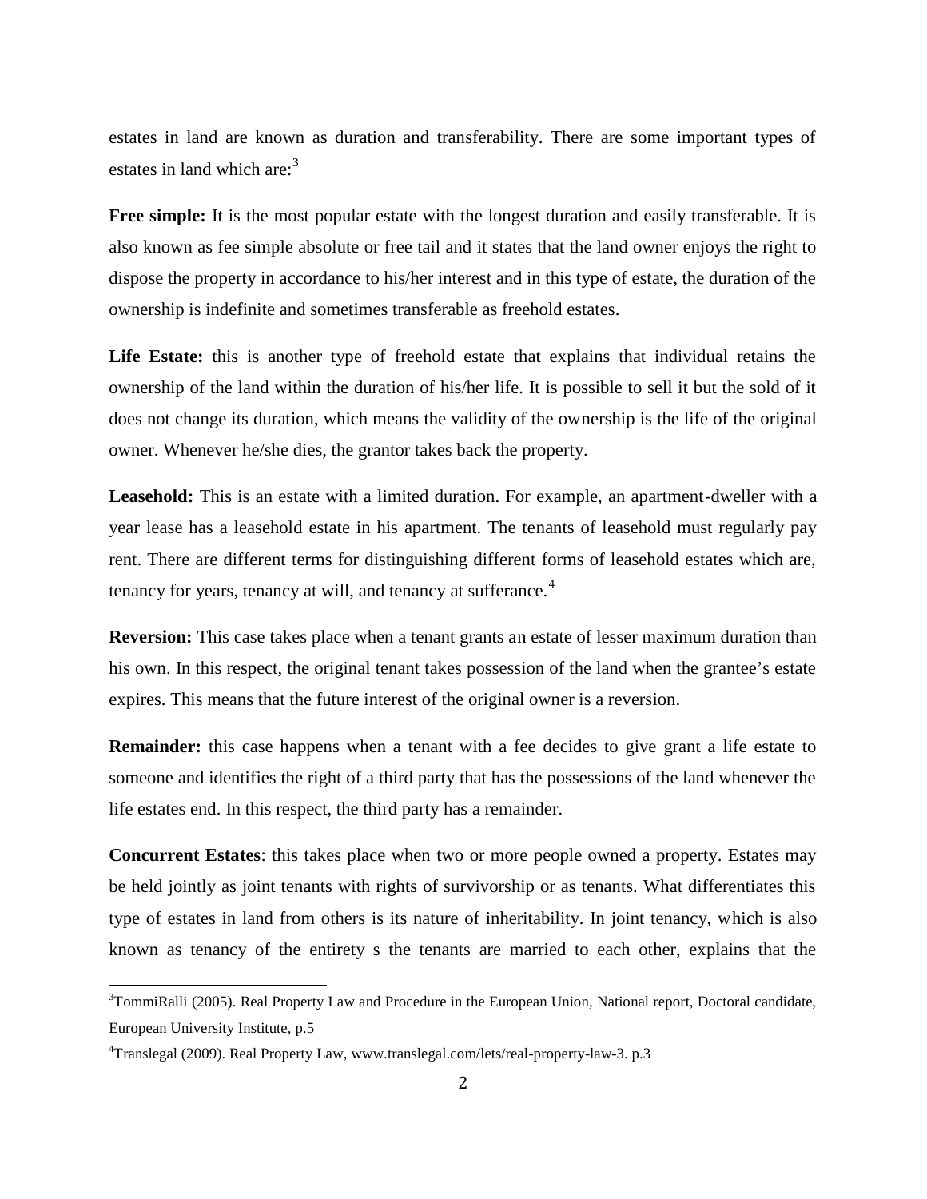estates in land are known as duration and transferability. There are some important types of estates in land which are:[3]

**Free simple:** It is the most popular estate with the longest duration and easily transferable. It is also known as fee simple absolute or free tail and it states that the land owner enjoys the right to dispose the property in accordance to his/her interest and in this type of estate, the duration of the ownership is indefinite and sometimes transferable as freehold estates.

**Life Estate:** this is another type of freehold estate that explains that individual retains the ownership of the land within the duration of his/her life. It is possible to sell it but the sold of it does not change its duration, which means the validity of the ownership is the life of the original owner. Whenever he/she dies, the grantor takes back the property.

**Leasehold:** This is an estate with a limited duration. For example, an apartment-dweller with a year lease has a leasehold estate in his apartment. The tenants of leasehold must regularly pay rent. There are different terms for distinguishing different forms of leasehold estates which are, tenancy for years, tenancy at will, and tenancy at sufferance.[4]

**Reversion:** This case takes place when a tenant grants an estate of lesser maximum duration than his own. In this respect, the original tenant takes possession of the land when the grantee's estate expires. This means that the future interest of the original owner is a reversion.

**Remainder:** this case happens when a tenant with a fee decides to give grant a life estate to someone and identifies the right of a third party that has the possessions of the land whenever the life estates end. In this respect, the third party has a remainder.

**Concurrent Estates**: this takes place when two or more people owned a property. Estates may be held jointly as joint tenants with rights of survivorship or as tenants. What differentiates this type of estates in land from others is its nature of inheritability. In joint tenancy, which is also known as tenancy of the entirety s the tenants are married to each other, explains that the

---

[3]TommiRalli (2005). Real Property Law and Procedure in the European Union, National report, Doctoral candidate, European University Institute, p.5

[4]Translegal (2009). Real Property Law, www.translegal.com/lets/real-property-law-3. p.3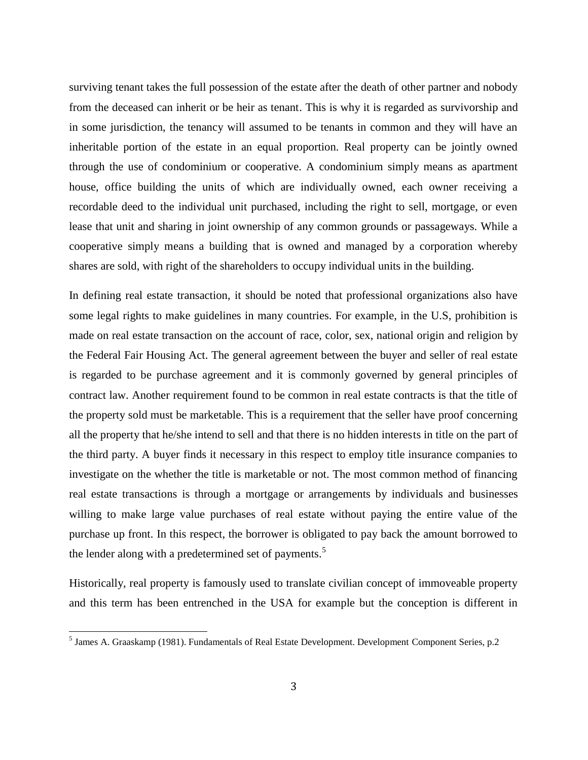surviving tenant takes the full possession of the estate after the death of other partner and nobody from the deceased can inherit or be heir as tenant. This is why it is regarded as survivorship and in some jurisdiction, the tenancy will assumed to be tenants in common and they will have an inheritable portion of the estate in an equal proportion. Real property can be jointly owned through the use of condominium or cooperative. A condominium simply means as apartment house, office building the units of which are individually owned, each owner receiving a recordable deed to the individual unit purchased, including the right to sell, mortgage, or even lease that unit and sharing in joint ownership of any common grounds or passageways. While a cooperative simply means a building that is owned and managed by a corporation whereby shares are sold, with right of the shareholders to occupy individual units in the building.

In defining real estate transaction, it should be noted that professional organizations also have some legal rights to make guidelines in many countries. For example, in the U.S, prohibition is made on real estate transaction on the account of race, color, sex, national origin and religion by the Federal Fair Housing Act. The general agreement between the buyer and seller of real estate is regarded to be purchase agreement and it is commonly governed by general principles of contract law. Another requirement found to be common in real estate contracts is that the title of the property sold must be marketable. This is a requirement that the seller have proof concerning all the property that he/she intend to sell and that there is no hidden interests in title on the part of the third party. A buyer finds it necessary in this respect to employ title insurance companies to investigate on the whether the title is marketable or not. The most common method of financing real estate transactions is through a mortgage or arrangements by individuals and businesses willing to make large value purchases of real estate without paying the entire value of the purchase up front. In this respect, the borrower is obligated to pay back the amount borrowed to the lender along with a predetermined set of payments.[5]

Historically, real property is famously used to translate civilian concept of immoveable property and this term has been entrenched in the USA for example but the conception is different in

[5] James A. Graaskamp (1981). Fundamentals of Real Estate Development. Development Component Series, p.2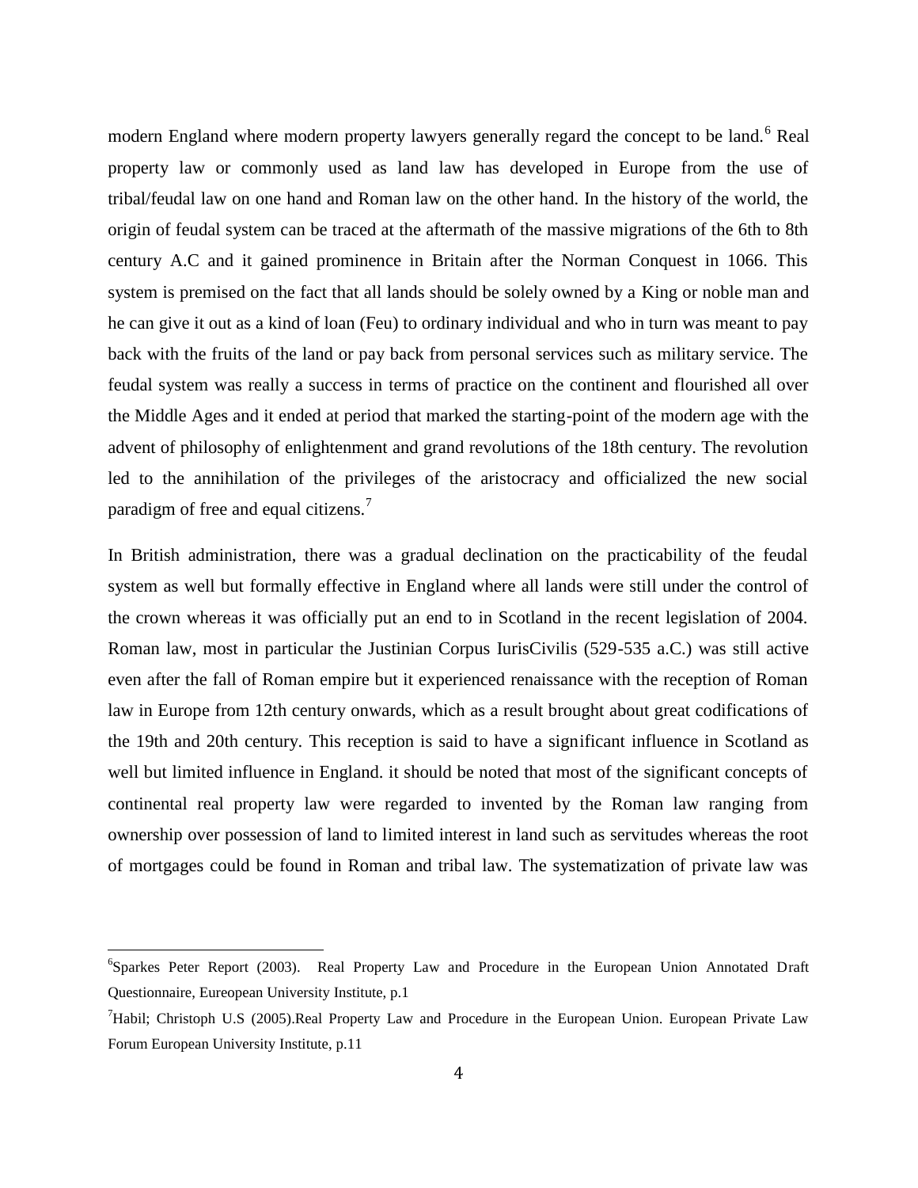modern England where modern property lawyers generally regard the concept to be land.[6] Real property law or commonly used as land law has developed in Europe from the use of tribal/feudal law on one hand and Roman law on the other hand. In the history of the world, the origin of feudal system can be traced at the aftermath of the massive migrations of the 6th to 8th century A.C and it gained prominence in Britain after the Norman Conquest in 1066. This system is premised on the fact that all lands should be solely owned by a King or noble man and he can give it out as a kind of loan (Feu) to ordinary individual and who in turn was meant to pay back with the fruits of the land or pay back from personal services such as military service. The feudal system was really a success in terms of practice on the continent and flourished all over the Middle Ages and it ended at period that marked the starting-point of the modern age with the advent of philosophy of enlightenment and grand revolutions of the 18th century. The revolution led to the annihilation of the privileges of the aristocracy and officialized the new social paradigm of free and equal citizens.[7]

In British administration, there was a gradual declination on the practicability of the feudal system as well but formally effective in England where all lands were still under the control of the crown whereas it was officially put an end to in Scotland in the recent legislation of 2004. Roman law, most in particular the Justinian Corpus IurisCivilis (529-535 a.C.) was still active even after the fall of Roman empire but it experienced renaissance with the reception of Roman law in Europe from 12th century onwards, which as a result brought about great codifications of the 19th and 20th century. This reception is said to have a significant influence in Scotland as well but limited influence in England. it should be noted that most of the significant concepts of continental real property law were regarded to invented by the Roman law ranging from ownership over possession of land to limited interest in land such as servitudes whereas the root of mortgages could be found in Roman and tribal law. The systematization of private law was

---

[6]Sparkes Peter Report (2003). Real Property Law and Procedure in the European Union Annotated Draft Questionnaire, Eureopean University Institute, p.1

[7]Habil; Christoph U.S (2005).Real Property Law and Procedure in the European Union. European Private Law Forum European University Institute, p.11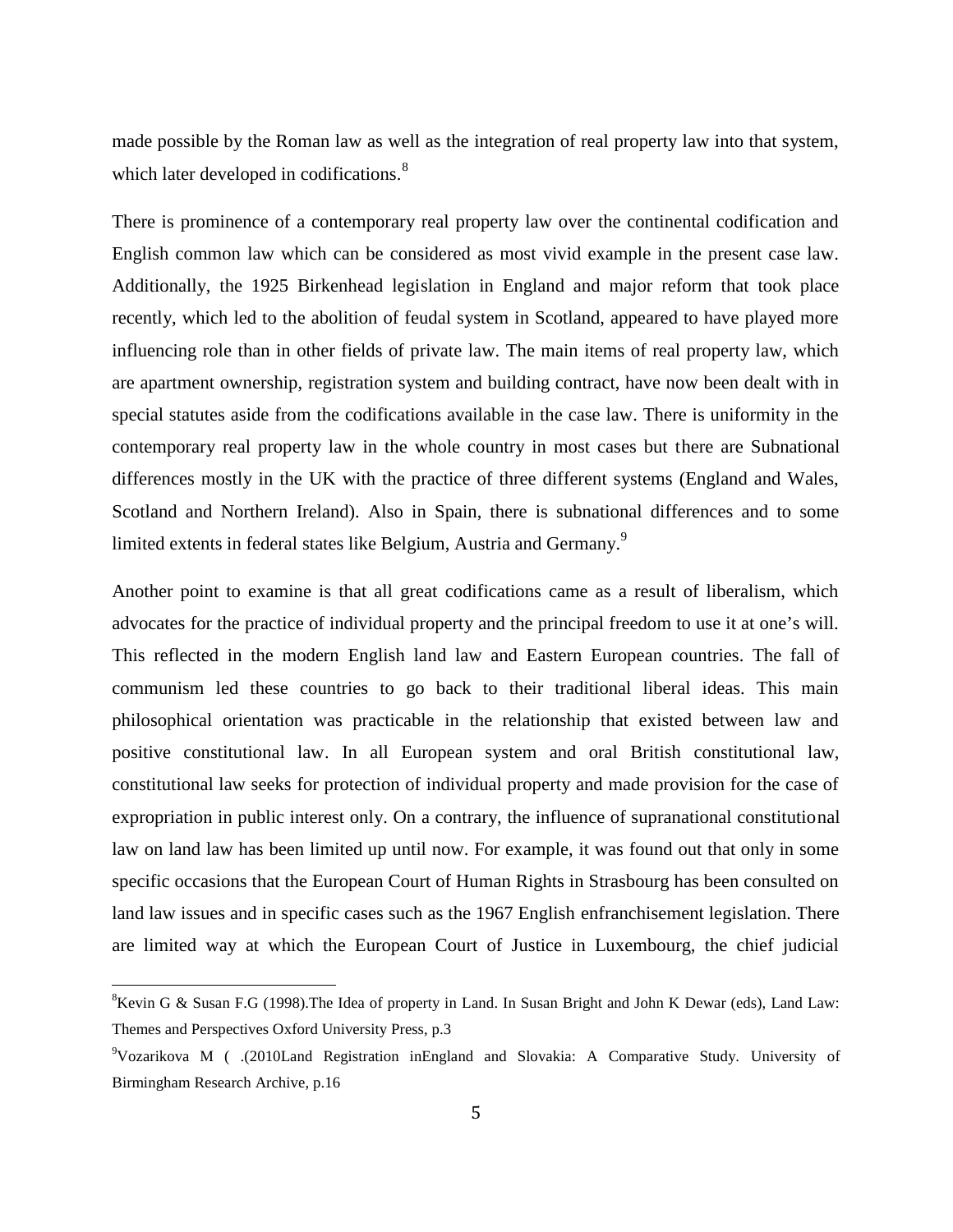made possible by the Roman law as well as the integration of real property law into that system, which later developed in codifications.[8]

There is prominence of a contemporary real property law over the continental codification and English common law which can be considered as most vivid example in the present case law. Additionally, the 1925 Birkenhead legislation in England and major reform that took place recently, which led to the abolition of feudal system in Scotland, appeared to have played more influencing role than in other fields of private law. The main items of real property law, which are apartment ownership, registration system and building contract, have now been dealt with in special statutes aside from the codifications available in the case law. There is uniformity in the contemporary real property law in the whole country in most cases but there are Subnational differences mostly in the UK with the practice of three different systems (England and Wales, Scotland and Northern Ireland). Also in Spain, there is subnational differences and to some limited extents in federal states like Belgium, Austria and Germany.[9]

Another point to examine is that all great codifications came as a result of liberalism, which advocates for the practice of individual property and the principal freedom to use it at one's will. This reflected in the modern English land law and Eastern European countries. The fall of communism led these countries to go back to their traditional liberal ideas. This main philosophical orientation was practicable in the relationship that existed between law and positive constitutional law. In all European system and oral British constitutional law, constitutional law seeks for protection of individual property and made provision for the case of expropriation in public interest only. On a contrary, the influence of supranational constitutional law on land law has been limited up until now. For example, it was found out that only in some specific occasions that the European Court of Human Rights in Strasbourg has been consulted on land law issues and in specific cases such as the 1967 English enfranchisement legislation. There are limited way at which the European Court of Justice in Luxembourg, the chief judicial

---

[8]Kevin G & Susan F.G (1998).The Idea of property in Land. In Susan Bright and John K Dewar (eds), Land Law: Themes and Perspectives Oxford University Press, p.3

[9]Vozarikova M ( .(2010Land Registration inEngland and Slovakia: A Comparative Study. University of Birmingham Research Archive, p.16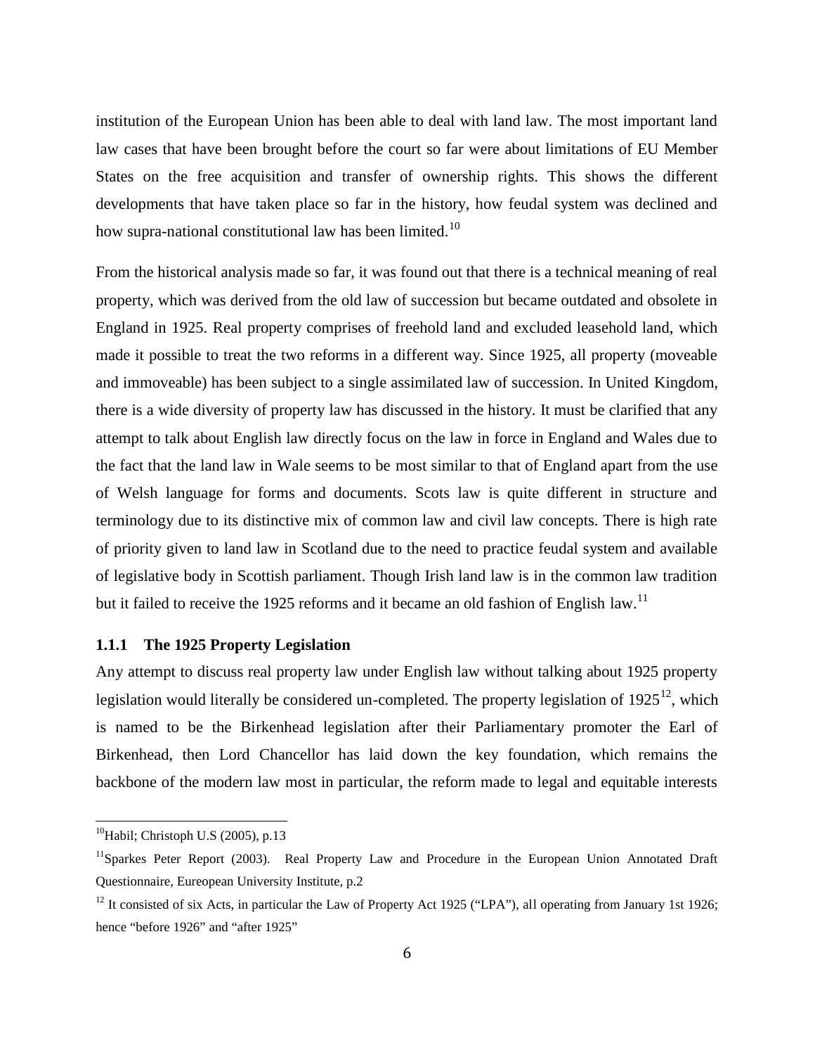institution of the European Union has been able to deal with land law. The most important land law cases that have been brought before the court so far were about limitations of EU Member States on the free acquisition and transfer of ownership rights. This shows the different developments that have taken place so far in the history, how feudal system was declined and how supra-national constitutional law has been limited.[10]

From the historical analysis made so far, it was found out that there is a technical meaning of real property, which was derived from the old law of succession but became outdated and obsolete in England in 1925. Real property comprises of freehold land and excluded leasehold land, which made it possible to treat the two reforms in a different way. Since 1925, all property (moveable and immoveable) has been subject to a single assimilated law of succession. In United Kingdom, there is a wide diversity of property law has discussed in the history. It must be clarified that any attempt to talk about English law directly focus on the law in force in England and Wales due to the fact that the land law in Wale seems to be most similar to that of England apart from the use of Welsh language for forms and documents. Scots law is quite different in structure and terminology due to its distinctive mix of common law and civil law concepts. There is high rate of priority given to land law in Scotland due to the need to practice feudal system and available of legislative body in Scottish parliament. Though Irish land law is in the common law tradition but it failed to receive the 1925 reforms and it became an old fashion of English law.[11]

### 1.1.1 The 1925 Property Legislation

Any attempt to discuss real property law under English law without talking about 1925 property legislation would literally be considered un-completed. The property legislation of 1925[12], which is named to be the Birkenhead legislation after their Parliamentary promoter the Earl of Birkenhead, then Lord Chancellor has laid down the key foundation, which remains the backbone of the modern law most in particular, the reform made to legal and equitable interests

---

[10]Habil; Christoph U.S (2005), p.13

[11]Sparkes Peter Report (2003). Real Property Law and Procedure in the European Union Annotated Draft Questionnaire, Eureopean University Institute, p.2

[12] It consisted of six Acts, in particular the Law of Property Act 1925 ("LPA"), all operating from January 1st 1926; hence "before 1926" and "after 1925"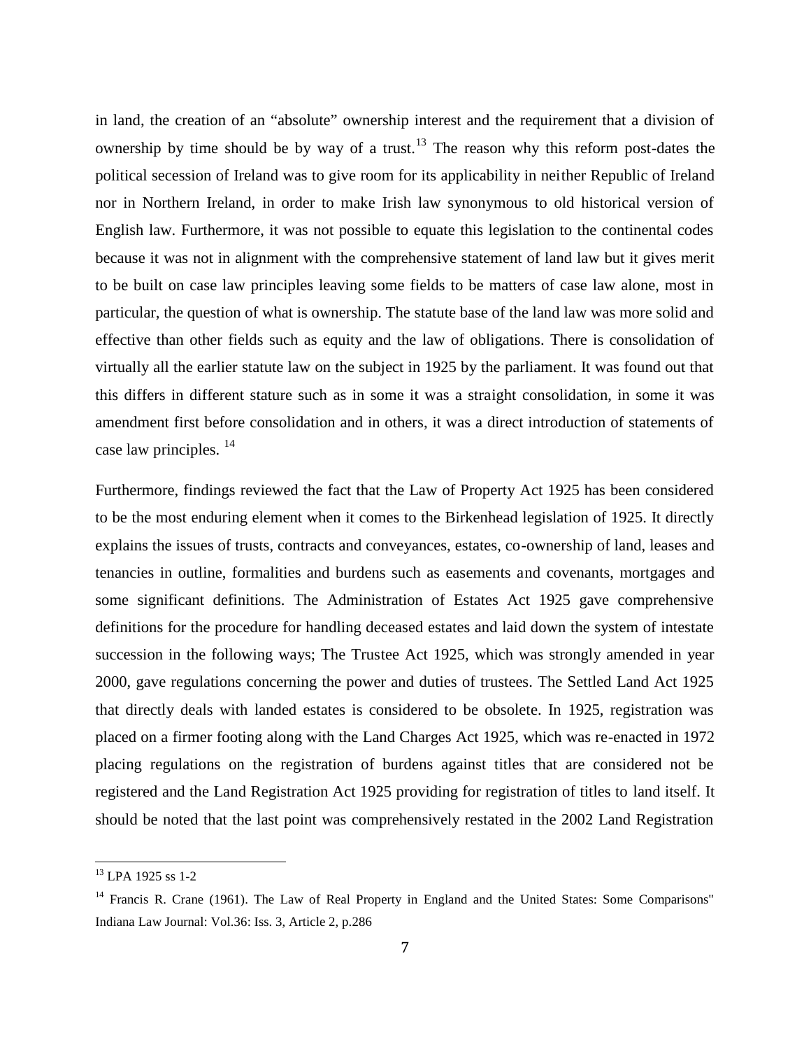in land, the creation of an "absolute" ownership interest and the requirement that a division of ownership by time should be by way of a trust.[13] The reason why this reform post-dates the political secession of Ireland was to give room for its applicability in neither Republic of Ireland nor in Northern Ireland, in order to make Irish law synonymous to old historical version of English law. Furthermore, it was not possible to equate this legislation to the continental codes because it was not in alignment with the comprehensive statement of land law but it gives merit to be built on case law principles leaving some fields to be matters of case law alone, most in particular, the question of what is ownership. The statute base of the land law was more solid and effective than other fields such as equity and the law of obligations. There is consolidation of virtually all the earlier statute law on the subject in 1925 by the parliament. It was found out that this differs in different stature such as in some it was a straight consolidation, in some it was amendment first before consolidation and in others, it was a direct introduction of statements of case law principles. [14]

Furthermore, findings reviewed the fact that the Law of Property Act 1925 has been considered to be the most enduring element when it comes to the Birkenhead legislation of 1925. It directly explains the issues of trusts, contracts and conveyances, estates, co-ownership of land, leases and tenancies in outline, formalities and burdens such as easements and covenants, mortgages and some significant definitions. The Administration of Estates Act 1925 gave comprehensive definitions for the procedure for handling deceased estates and laid down the system of intestate succession in the following ways; The Trustee Act 1925, which was strongly amended in year 2000, gave regulations concerning the power and duties of trustees. The Settled Land Act 1925 that directly deals with landed estates is considered to be obsolete. In 1925, registration was placed on a firmer footing along with the Land Charges Act 1925, which was re-enacted in 1972 placing regulations on the registration of burdens against titles that are considered not be registered and the Land Registration Act 1925 providing for registration of titles to land itself. It should be noted that the last point was comprehensively restated in the 2002 Land Registration

---

[13] LPA 1925 ss 1-2

[14] Francis R. Crane (1961). The Law of Real Property in England and the United States: Some Comparisons" Indiana Law Journal: Vol.36: Iss. 3, Article 2, p.286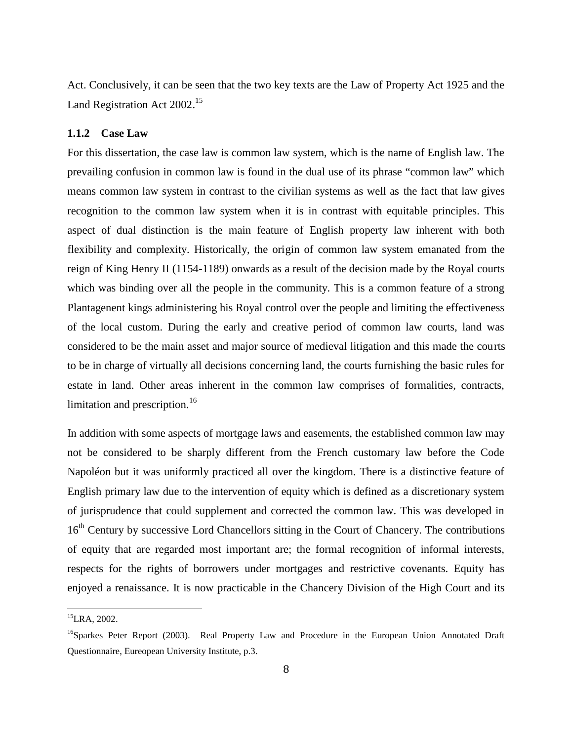Act. Conclusively, it can be seen that the two key texts are the Law of Property Act 1925 and the Land Registration Act 2002.[15]

### 1.1.2 Case Law

For this dissertation, the case law is common law system, which is the name of English law. The prevailing confusion in common law is found in the dual use of its phrase "common law" which means common law system in contrast to the civilian systems as well as the fact that law gives recognition to the common law system when it is in contrast with equitable principles. This aspect of dual distinction is the main feature of English property law inherent with both flexibility and complexity. Historically, the origin of common law system emanated from the reign of King Henry II (1154-1189) onwards as a result of the decision made by the Royal courts which was binding over all the people in the community. This is a common feature of a strong Plantagenent kings administering his Royal control over the people and limiting the effectiveness of the local custom. During the early and creative period of common law courts, land was considered to be the main asset and major source of medieval litigation and this made the courts to be in charge of virtually all decisions concerning land, the courts furnishing the basic rules for estate in land. Other areas inherent in the common law comprises of formalities, contracts, limitation and prescription.[16]

In addition with some aspects of mortgage laws and easements, the established common law may not be considered to be sharply different from the French customary law before the Code Napoléon but it was uniformly practiced all over the kingdom. There is a distinctive feature of English primary law due to the intervention of equity which is defined as a discretionary system of jurisprudence that could supplement and corrected the common law. This was developed in 16th Century by successive Lord Chancellors sitting in the Court of Chancery. The contributions of equity that are regarded most important are; the formal recognition of informal interests, respects for the rights of borrowers under mortgages and restrictive covenants. Equity has enjoyed a renaissance. It is now practicable in the Chancery Division of the High Court and its

---

[15] LRA, 2002.

[16] Sparkes Peter Report (2003). Real Property Law and Procedure in the European Union Annotated Draft Questionnaire, Eureopean University Institute, p.3.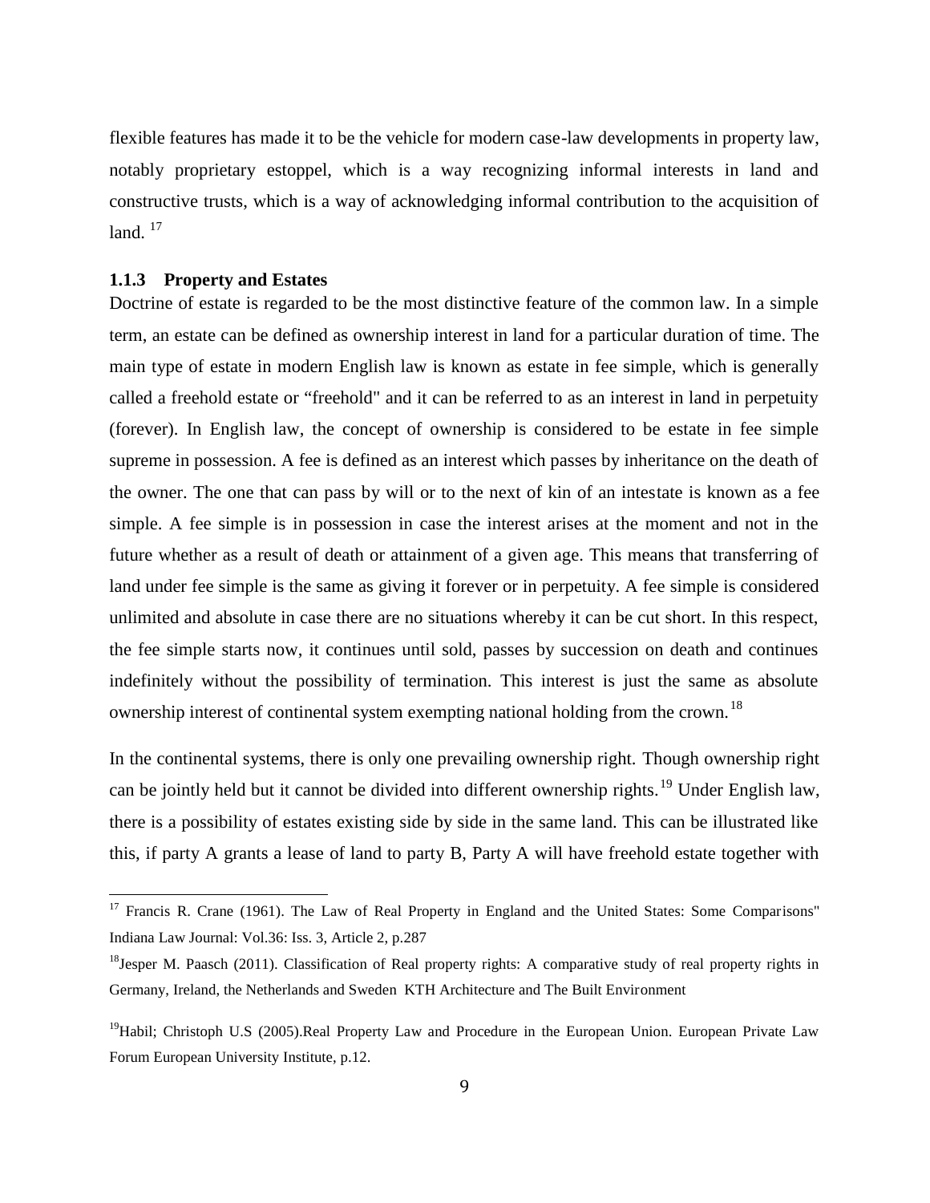flexible features has made it to be the vehicle for modern case-law developments in property law, notably proprietary estoppel, which is a way recognizing informal interests in land and constructive trusts, which is a way of acknowledging informal contribution to the acquisition of land. [17]

### 1.1.3 Property and Estates

Doctrine of estate is regarded to be the most distinctive feature of the common law. In a simple term, an estate can be defined as ownership interest in land for a particular duration of time. The main type of estate in modern English law is known as estate in fee simple, which is generally called a freehold estate or "freehold" and it can be referred to as an interest in land in perpetuity (forever). In English law, the concept of ownership is considered to be estate in fee simple supreme in possession. A fee is defined as an interest which passes by inheritance on the death of the owner. The one that can pass by will or to the next of kin of an intestate is known as a fee simple. A fee simple is in possession in case the interest arises at the moment and not in the future whether as a result of death or attainment of a given age. This means that transferring of land under fee simple is the same as giving it forever or in perpetuity. A fee simple is considered unlimited and absolute in case there are no situations whereby it can be cut short. In this respect, the fee simple starts now, it continues until sold, passes by succession on death and continues indefinitely without the possibility of termination. This interest is just the same as absolute ownership interest of continental system exempting national holding from the crown. [18]

In the continental systems, there is only one prevailing ownership right. Though ownership right can be jointly held but it cannot be divided into different ownership rights. [19] Under English law, there is a possibility of estates existing side by side in the same land. This can be illustrated like this, if party A grants a lease of land to party B, Party A will have freehold estate together with

---

[17] Francis R. Crane (1961). The Law of Real Property in England and the United States: Some Comparisons" Indiana Law Journal: Vol.36: Iss. 3, Article 2, p.287

[18] Jesper M. Paasch (2011). Classification of Real property rights: A comparative study of real property rights in Germany, Ireland, the Netherlands and Sweden KTH Architecture and The Built Environment

[19] Habil; Christoph U.S (2005).Real Property Law and Procedure in the European Union. European Private Law Forum European University Institute, p.12.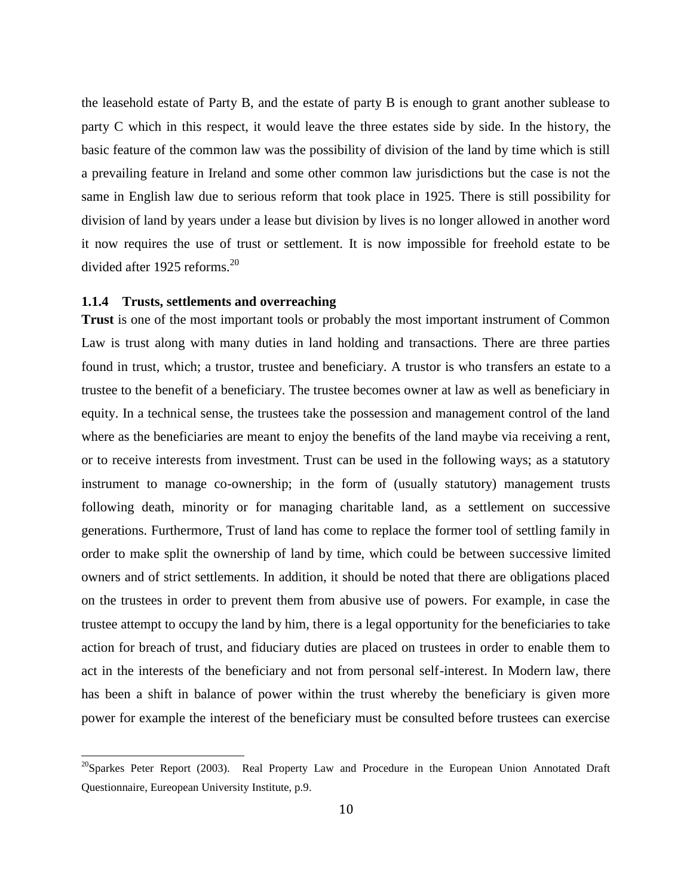the leasehold estate of Party B, and the estate of party B is enough to grant another sublease to party C which in this respect, it would leave the three estates side by side. In the history, the basic feature of the common law was the possibility of division of the land by time which is still a prevailing feature in Ireland and some other common law jurisdictions but the case is not the same in English law due to serious reform that took place in 1925. There is still possibility for division of land by years under a lease but division by lives is no longer allowed in another word it now requires the use of trust or settlement. It is now impossible for freehold estate to be divided after 1925 reforms.[20]

### 1.1.4 Trusts, settlements and overreaching

**Trust** is one of the most important tools or probably the most important instrument of Common Law is trust along with many duties in land holding and transactions. There are three parties found in trust, which; a trustor, trustee and beneficiary. A trustor is who transfers an estate to a trustee to the benefit of a beneficiary. The trustee becomes owner at law as well as beneficiary in equity. In a technical sense, the trustees take the possession and management control of the land where as the beneficiaries are meant to enjoy the benefits of the land maybe via receiving a rent, or to receive interests from investment. Trust can be used in the following ways; as a statutory instrument to manage co-ownership; in the form of (usually statutory) management trusts following death, minority or for managing charitable land, as a settlement on successive generations. Furthermore, Trust of land has come to replace the former tool of settling family in order to make split the ownership of land by time, which could be between successive limited owners and of strict settlements. In addition, it should be noted that there are obligations placed on the trustees in order to prevent them from abusive use of powers. For example, in case the trustee attempt to occupy the land by him, there is a legal opportunity for the beneficiaries to take action for breach of trust, and fiduciary duties are placed on trustees in order to enable them to act in the interests of the beneficiary and not from personal self-interest. In Modern law, there has been a shift in balance of power within the trust whereby the beneficiary is given more power for example the interest of the beneficiary must be consulted before trustees can exercise

---

[20] Sparkes Peter Report (2003). Real Property Law and Procedure in the European Union Annotated Draft Questionnaire, Eureopean University Institute, p.9.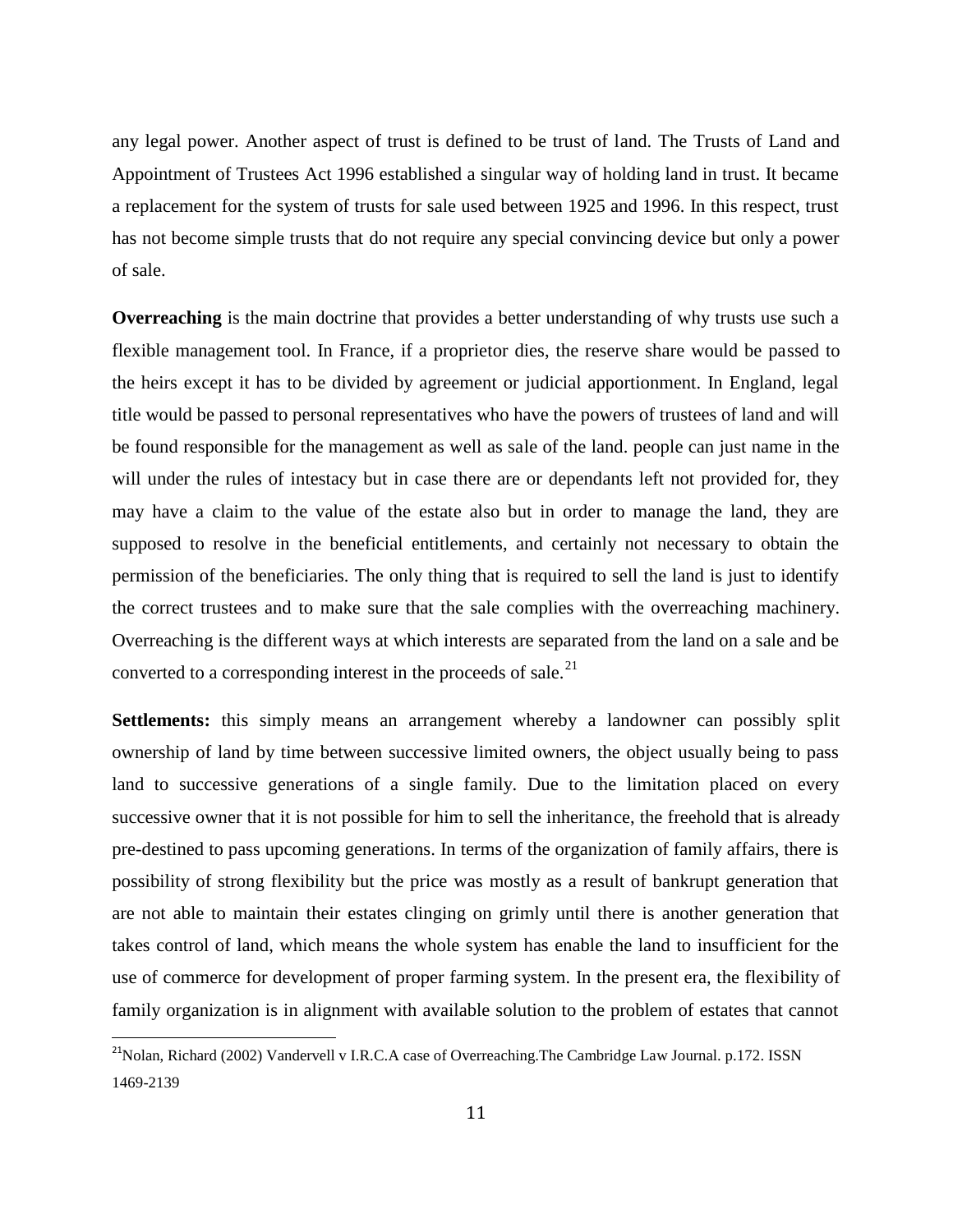any legal power. Another aspect of trust is defined to be trust of land. The Trusts of Land and Appointment of Trustees Act 1996 established a singular way of holding land in trust. It became a replacement for the system of trusts for sale used between 1925 and 1996. In this respect, trust has not become simple trusts that do not require any special convincing device but only a power of sale.

**Overreaching** is the main doctrine that provides a better understanding of why trusts use such a flexible management tool. In France, if a proprietor dies, the reserve share would be passed to the heirs except it has to be divided by agreement or judicial apportionment. In England, legal title would be passed to personal representatives who have the powers of trustees of land and will be found responsible for the management as well as sale of the land. people can just name in the will under the rules of intestacy but in case there are or dependants left not provided for, they may have a claim to the value of the estate also but in order to manage the land, they are supposed to resolve in the beneficial entitlements, and certainly not necessary to obtain the permission of the beneficiaries. The only thing that is required to sell the land is just to identify the correct trustees and to make sure that the sale complies with the overreaching machinery. Overreaching is the different ways at which interests are separated from the land on a sale and be converted to a corresponding interest in the proceeds of sale.[21]

**Settlements:** this simply means an arrangement whereby a landowner can possibly split ownership of land by time between successive limited owners, the object usually being to pass land to successive generations of a single family. Due to the limitation placed on every successive owner that it is not possible for him to sell the inheritance, the freehold that is already pre-destined to pass upcoming generations. In terms of the organization of family affairs, there is possibility of strong flexibility but the price was mostly as a result of bankrupt generation that are not able to maintain their estates clinging on grimly until there is another generation that takes control of land, which means the whole system has enable the land to insufficient for the use of commerce for development of proper farming system. In the present era, the flexibility of family organization is in alignment with available solution to the problem of estates that cannot

[21]Nolan, Richard (2002) Vandervell v I.R.C.A case of Overreaching.The Cambridge Law Journal. p.172. ISSN 1469-2139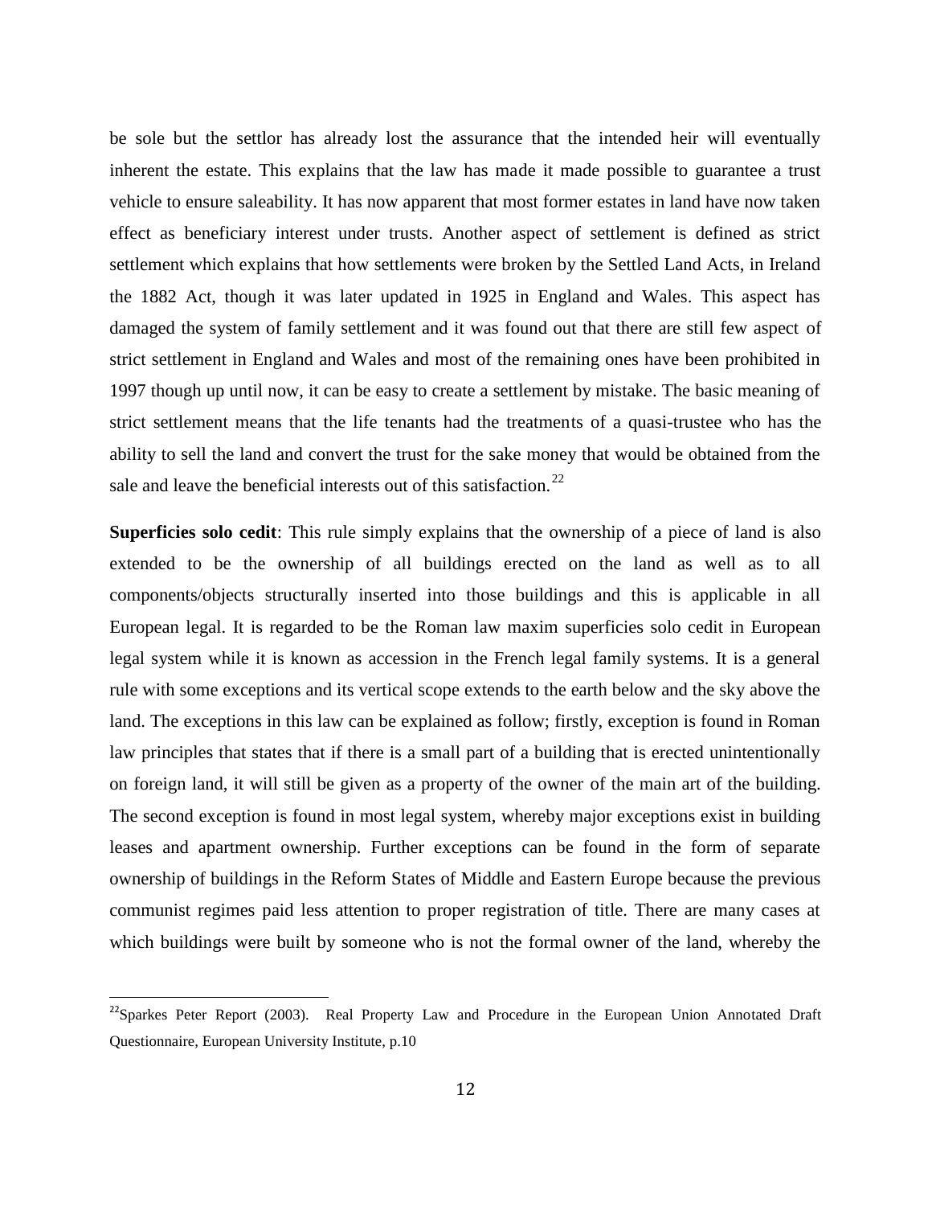be sole but the settlor has already lost the assurance that the intended heir will eventually inherent the estate. This explains that the law has made it made possible to guarantee a trust vehicle to ensure saleability. It has now apparent that most former estates in land have now taken effect as beneficiary interest under trusts. Another aspect of settlement is defined as strict settlement which explains that how settlements were broken by the Settled Land Acts, in Ireland the 1882 Act, though it was later updated in 1925 in England and Wales. This aspect has damaged the system of family settlement and it was found out that there are still few aspect of strict settlement in England and Wales and most of the remaining ones have been prohibited in 1997 though up until now, it can be easy to create a settlement by mistake. The basic meaning of strict settlement means that the life tenants had the treatments of a quasi-trustee who has the ability to sell the land and convert the trust for the sake money that would be obtained from the sale and leave the beneficial interests out of this satisfaction.[22]

**Superficies solo cedit**: This rule simply explains that the ownership of a piece of land is also extended to be the ownership of all buildings erected on the land as well as to all components/objects structurally inserted into those buildings and this is applicable in all European legal. It is regarded to be the Roman law maxim superficies solo cedit in European legal system while it is known as accession in the French legal family systems. It is a general rule with some exceptions and its vertical scope extends to the earth below and the sky above the land. The exceptions in this law can be explained as follow; firstly, exception is found in Roman law principles that states that if there is a small part of a building that is erected unintentionally on foreign land, it will still be given as a property of the owner of the main art of the building. The second exception is found in most legal system, whereby major exceptions exist in building leases and apartment ownership. Further exceptions can be found in the form of separate ownership of buildings in the Reform States of Middle and Eastern Europe because the previous communist regimes paid less attention to proper registration of title. There are many cases at which buildings were built by someone who is not the formal owner of the land, whereby the

---

[22]Sparkes Peter Report (2003). Real Property Law and Procedure in the European Union Annotated Draft Questionnaire, European University Institute, p.10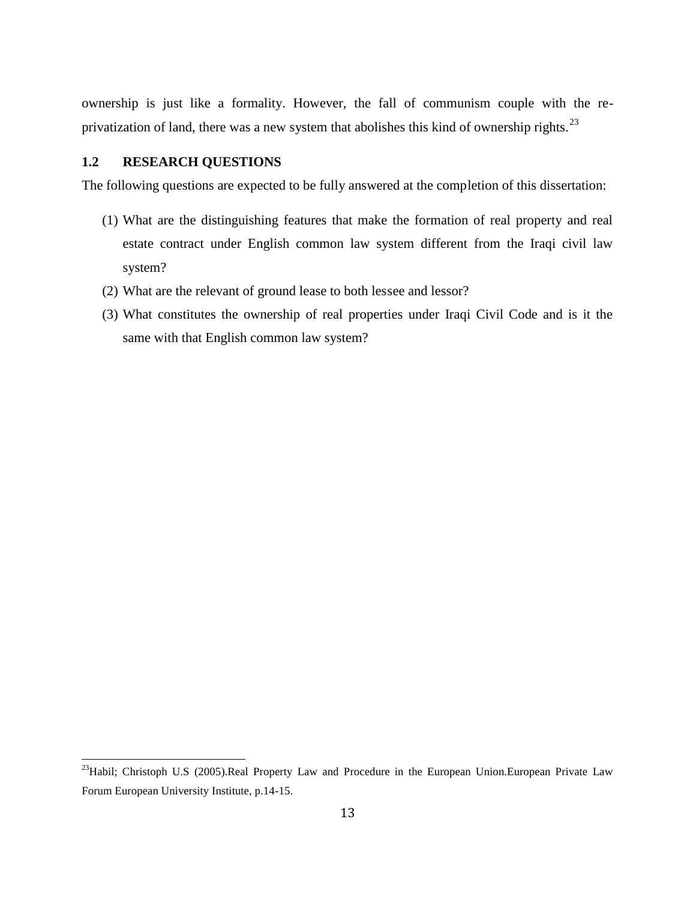ownership is just like a formality. However, the fall of communism couple with the re-privatization of land, there was a new system that abolishes this kind of ownership rights.[23]

## 1.2 RESEARCH QUESTIONS

The following questions are expected to be fully answered at the completion of this dissertation:

(1) What are the distinguishing features that make the formation of real property and real estate contract under English common law system different from the Iraqi civil law system?

(2) What are the relevant of ground lease to both lessee and lessor?

(3) What constitutes the ownership of real properties under Iraqi Civil Code and is it the same with that English common law system?

---

[23] Habil; Christoph U.S (2005).Real Property Law and Procedure in the European Union.European Private Law Forum European University Institute, p.14-15.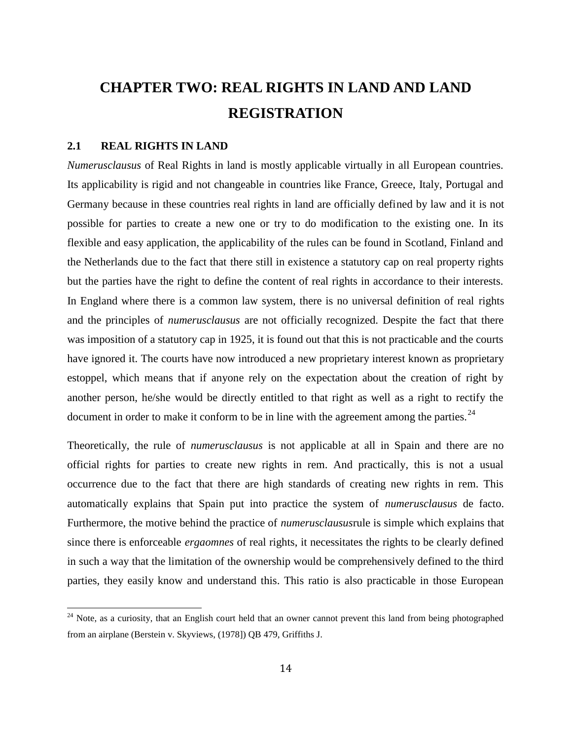# CHAPTER TWO: REAL RIGHTS IN LAND AND LAND REGISTRATION

## 2.1 REAL RIGHTS IN LAND

*Numerusclausus* of Real Rights in land is mostly applicable virtually in all European countries. Its applicability is rigid and not changeable in countries like France, Greece, Italy, Portugal and Germany because in these countries real rights in land are officially defined by law and it is not possible for parties to create a new one or try to do modification to the existing one. In its flexible and easy application, the applicability of the rules can be found in Scotland, Finland and the Netherlands due to the fact that there still in existence a statutory cap on real property rights but the parties have the right to define the content of real rights in accordance to their interests. In England where there is a common law system, there is no universal definition of real rights and the principles of *numerusclausus* are not officially recognized. Despite the fact that there was imposition of a statutory cap in 1925, it is found out that this is not practicable and the courts have ignored it. The courts have now introduced a new proprietary interest known as proprietary estoppel, which means that if anyone rely on the expectation about the creation of right by another person, he/she would be directly entitled to that right as well as a right to rectify the document in order to make it conform to be in line with the agreement among the parties.[24]

Theoretically, the rule of *numerusclausus* is not applicable at all in Spain and there are no official rights for parties to create new rights in rem. And practically, this is not a usual occurrence due to the fact that there are high standards of creating new rights in rem. This automatically explains that Spain put into practice the system of *numerusclausus* de facto. Furthermore, the motive behind the practice of *numerusclausus*rule is simple which explains that since there is enforceable *ergaomnes* of real rights, it necessitates the rights to be clearly defined in such a way that the limitation of the ownership would be comprehensively defined to the third parties, they easily know and understand this. This ratio is also practicable in those European

[24] Note, as a curiosity, that an English court held that an owner cannot prevent this land from being photographed from an airplane (Berstein v. Skyviews, (1978]) QB 479, Griffiths J.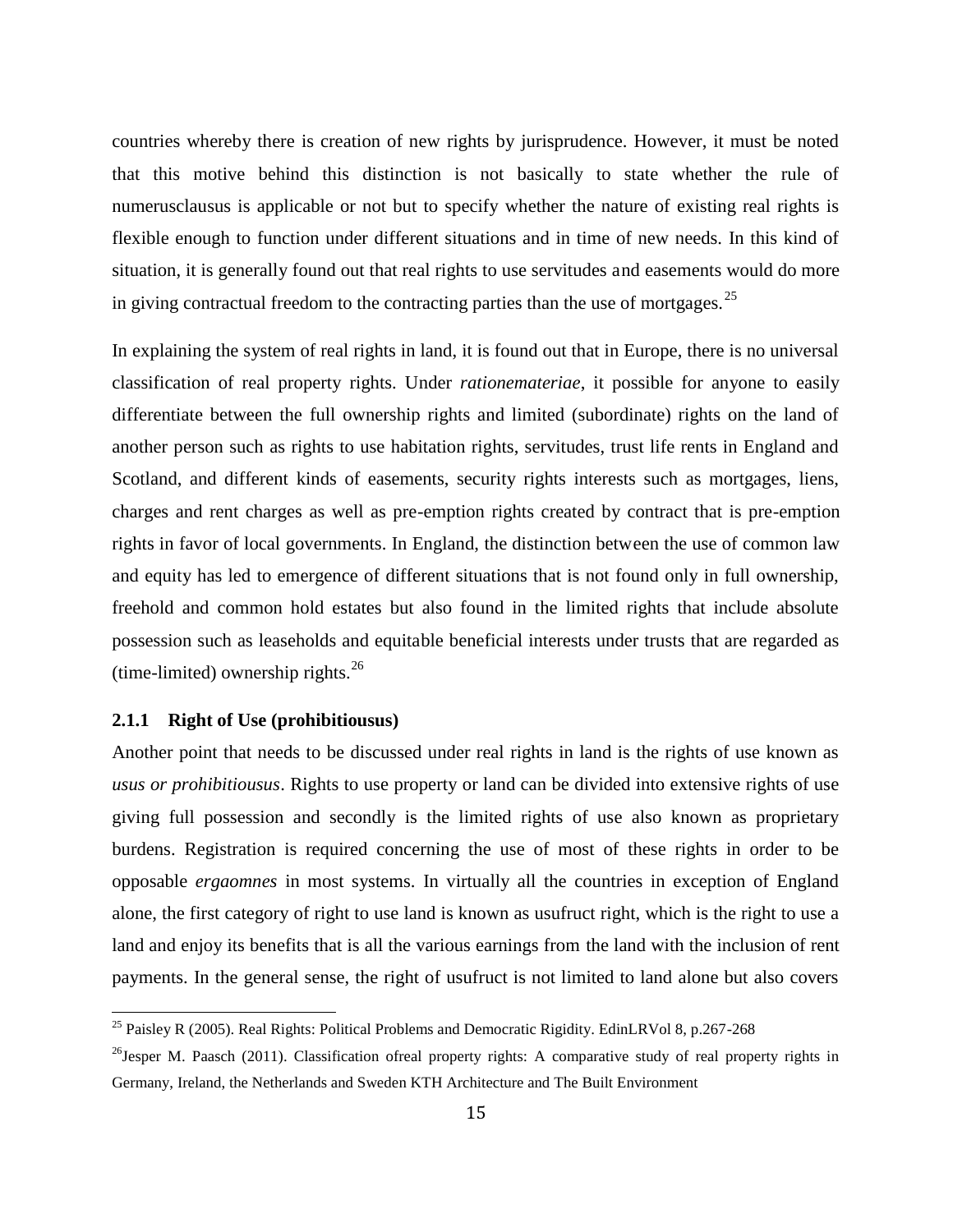countries whereby there is creation of new rights by jurisprudence. However, it must be noted that this motive behind this distinction is not basically to state whether the rule of numerusclausus is applicable or not but to specify whether the nature of existing real rights is flexible enough to function under different situations and in time of new needs. In this kind of situation, it is generally found out that real rights to use servitudes and easements would do more in giving contractual freedom to the contracting parties than the use of mortgages.[25]

In explaining the system of real rights in land, it is found out that in Europe, there is no universal classification of real property rights. Under *rationemateriae*, it possible for anyone to easily differentiate between the full ownership rights and limited (subordinate) rights on the land of another person such as rights to use habitation rights, servitudes, trust life rents in England and Scotland, and different kinds of easements, security rights interests such as mortgages, liens, charges and rent charges as well as pre-emption rights created by contract that is pre-emption rights in favor of local governments. In England, the distinction between the use of common law and equity has led to emergence of different situations that is not found only in full ownership, freehold and common hold estates but also found in the limited rights that include absolute possession such as leaseholds and equitable beneficial interests under trusts that are regarded as (time-limited) ownership rights.[26]

### 2.1.1 Right of Use (prohibitiousus)

Another point that needs to be discussed under real rights in land is the rights of use known as *usus or prohibitiousus*. Rights to use property or land can be divided into extensive rights of use giving full possession and secondly is the limited rights of use also known as proprietary burdens. Registration is required concerning the use of most of these rights in order to be opposable *ergaomnes* in most systems. In virtually all the countries in exception of England alone, the first category of right to use land is known as usufruct right, which is the right to use a land and enjoy its benefits that is all the various earnings from the land with the inclusion of rent payments. In the general sense, the right of usufruct is not limited to land alone but also covers

---

[25] Paisley R (2005). Real Rights: Political Problems and Democratic Rigidity. EdinLRVol 8, p.267-268

[26] Jesper M. Paasch (2011). Classification ofreal property rights: A comparative study of real property rights in Germany, Ireland, the Netherlands and Sweden KTH Architecture and The Built Environment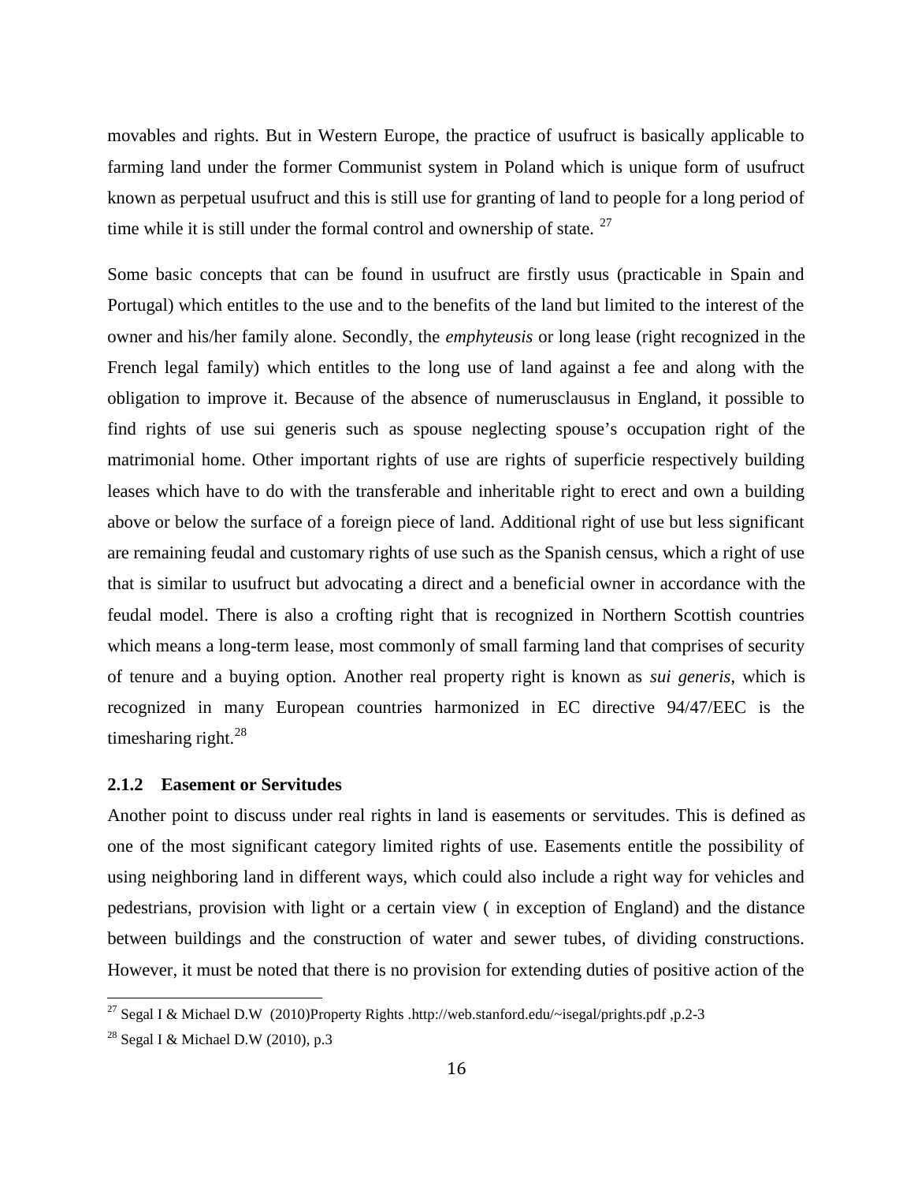movables and rights. But in Western Europe, the practice of usufruct is basically applicable to farming land under the former Communist system in Poland which is unique form of usufruct known as perpetual usufruct and this is still use for granting of land to people for a long period of time while it is still under the formal control and ownership of state. [27]

Some basic concepts that can be found in usufruct are firstly usus (practicable in Spain and Portugal) which entitles to the use and to the benefits of the land but limited to the interest of the owner and his/her family alone. Secondly, the *emphyteusis* or long lease (right recognized in the French legal family) which entitles to the long use of land against a fee and along with the obligation to improve it. Because of the absence of numerusclausus in England, it possible to find rights of use sui generis such as spouse neglecting spouse's occupation right of the matrimonial home. Other important rights of use are rights of superficie respectively building leases which have to do with the transferable and inheritable right to erect and own a building above or below the surface of a foreign piece of land. Additional right of use but less significant are remaining feudal and customary rights of use such as the Spanish census, which a right of use that is similar to usufruct but advocating a direct and a beneficial owner in accordance with the feudal model. There is also a crofting right that is recognized in Northern Scottish countries which means a long-term lease, most commonly of small farming land that comprises of security of tenure and a buying option. Another real property right is known as *sui generis*, which is recognized in many European countries harmonized in EC directive 94/47/EEC is the timesharing right.[28]

### 2.1.2 Easement or Servitudes

Another point to discuss under real rights in land is easements or servitudes. This is defined as one of the most significant category limited rights of use. Easements entitle the possibility of using neighboring land in different ways, which could also include a right way for vehicles and pedestrians, provision with light or a certain view ( in exception of England) and the distance between buildings and the construction of water and sewer tubes, of dividing constructions. However, it must be noted that there is no provision for extending duties of positive action of the

[27] Segal I & Michael D.W (2010)Property Rights .http://web.stanford.edu/~isegal/prights.pdf ,p.2-3

[28] Segal I & Michael D.W (2010), p.3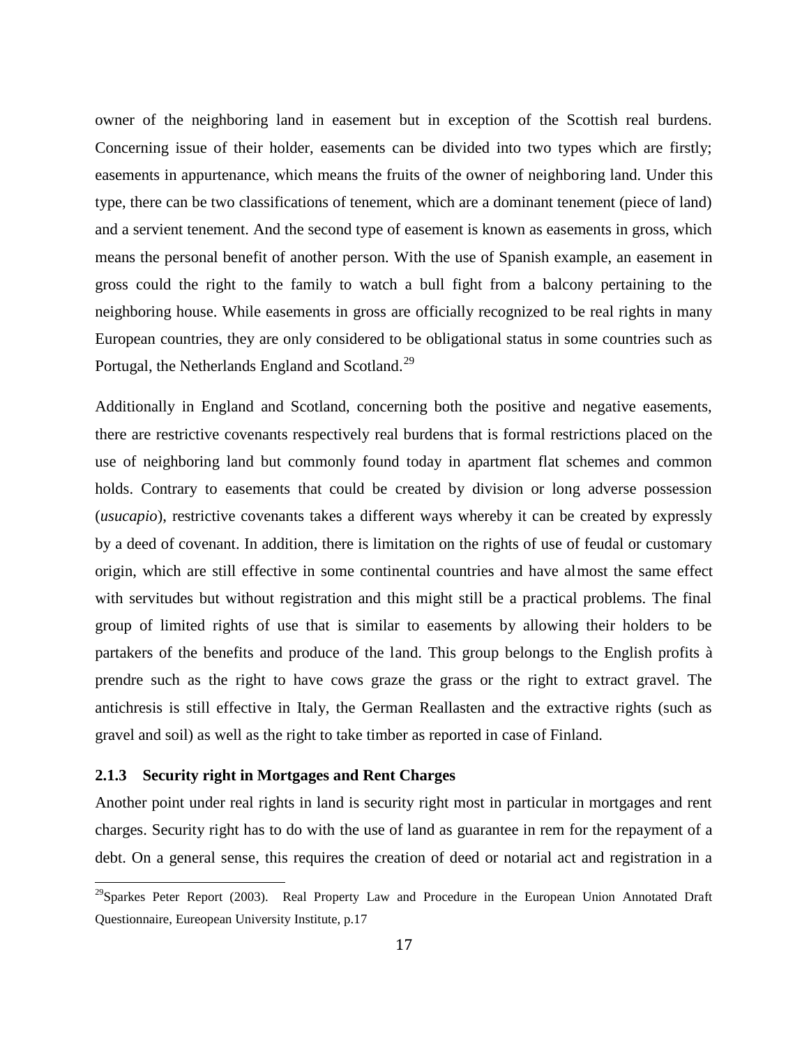owner of the neighboring land in easement but in exception of the Scottish real burdens. Concerning issue of their holder, easements can be divided into two types which are firstly; easements in appurtenance, which means the fruits of the owner of neighboring land. Under this type, there can be two classifications of tenement, which are a dominant tenement (piece of land) and a servient tenement. And the second type of easement is known as easements in gross, which means the personal benefit of another person. With the use of Spanish example, an easement in gross could the right to the family to watch a bull fight from a balcony pertaining to the neighboring house. While easements in gross are officially recognized to be real rights in many European countries, they are only considered to be obligational status in some countries such as Portugal, the Netherlands England and Scotland.[29]

Additionally in England and Scotland, concerning both the positive and negative easements, there are restrictive covenants respectively real burdens that is formal restrictions placed on the use of neighboring land but commonly found today in apartment flat schemes and common holds. Contrary to easements that could be created by division or long adverse possession (*usucapio*), restrictive covenants takes a different ways whereby it can be created by expressly by a deed of covenant. In addition, there is limitation on the rights of use of feudal or customary origin, which are still effective in some continental countries and have almost the same effect with servitudes but without registration and this might still be a practical problems. The final group of limited rights of use that is similar to easements by allowing their holders to be partakers of the benefits and produce of the land. This group belongs to the English profits à prendre such as the right to have cows graze the grass or the right to extract gravel. The antichresis is still effective in Italy, the German Reallasten and the extractive rights (such as gravel and soil) as well as the right to take timber as reported in case of Finland.

### 2.1.3 Security right in Mortgages and Rent Charges

Another point under real rights in land is security right most in particular in mortgages and rent charges. Security right has to do with the use of land as guarantee in rem for the repayment of a debt. On a general sense, this requires the creation of deed or notarial act and registration in a

[29] Sparkes Peter Report (2003). Real Property Law and Procedure in the European Union Annotated Draft Questionnaire, Eureopean University Institute, p.17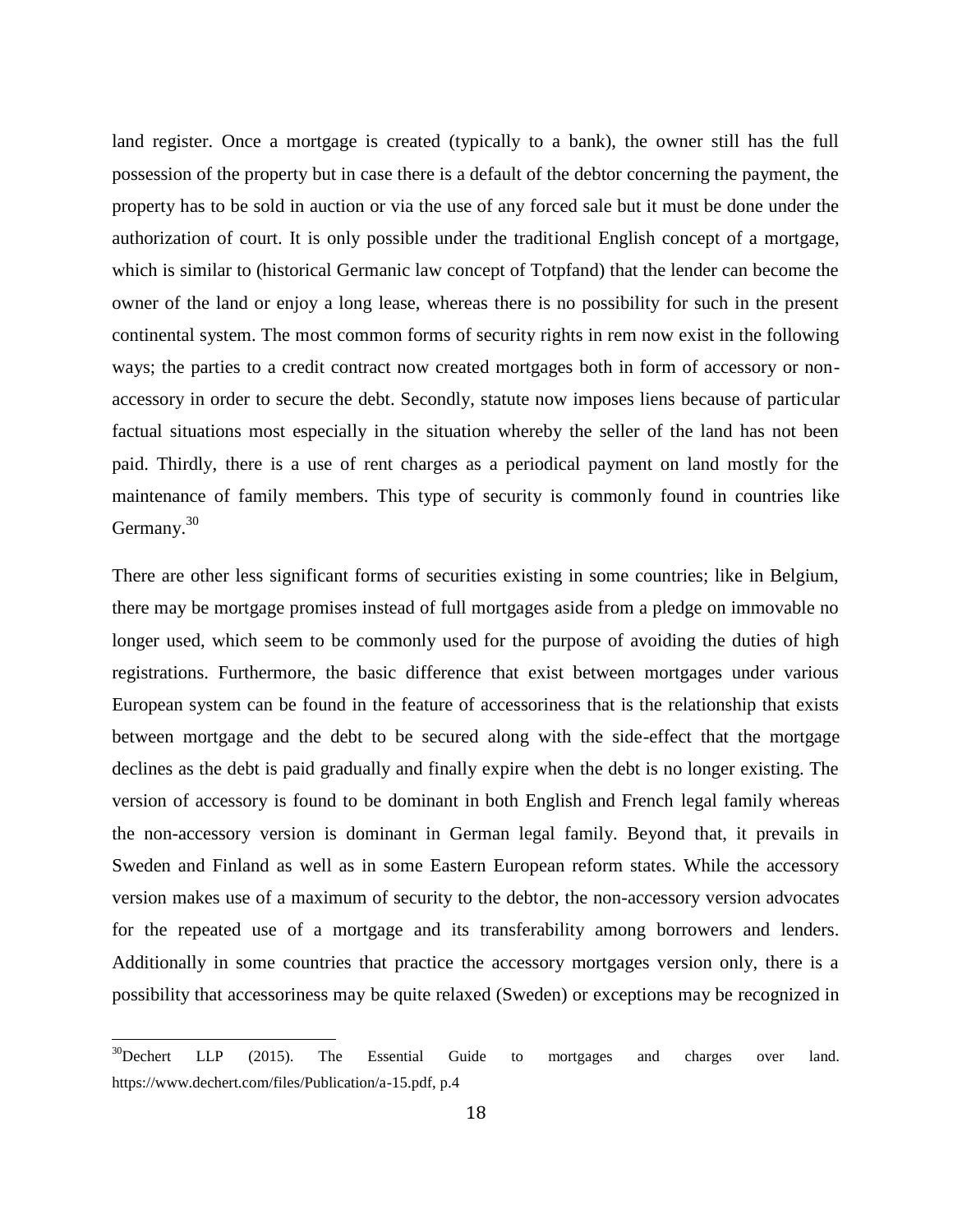land register. Once a mortgage is created (typically to a bank), the owner still has the full possession of the property but in case there is a default of the debtor concerning the payment, the property has to be sold in auction or via the use of any forced sale but it must be done under the authorization of court. It is only possible under the traditional English concept of a mortgage, which is similar to (historical Germanic law concept of Totpfand) that the lender can become the owner of the land or enjoy a long lease, whereas there is no possibility for such in the present continental system. The most common forms of security rights in rem now exist in the following ways; the parties to a credit contract now created mortgages both in form of accessory or non-accessory in order to secure the debt. Secondly, statute now imposes liens because of particular factual situations most especially in the situation whereby the seller of the land has not been paid. Thirdly, there is a use of rent charges as a periodical payment on land mostly for the maintenance of family members. This type of security is commonly found in countries like Germany.[30]

There are other less significant forms of securities existing in some countries; like in Belgium, there may be mortgage promises instead of full mortgages aside from a pledge on immovable no longer used, which seem to be commonly used for the purpose of avoiding the duties of high registrations. Furthermore, the basic difference that exist between mortgages under various European system can be found in the feature of accessoriness that is the relationship that exists between mortgage and the debt to be secured along with the side-effect that the mortgage declines as the debt is paid gradually and finally expire when the debt is no longer existing. The version of accessory is found to be dominant in both English and French legal family whereas the non-accessory version is dominant in German legal family. Beyond that, it prevails in Sweden and Finland as well as in some Eastern European reform states. While the accessory version makes use of a maximum of security to the debtor, the non-accessory version advocates for the repeated use of a mortgage and its transferability among borrowers and lenders. Additionally in some countries that practice the accessory mortgages version only, there is a possibility that accessoriness may be quite relaxed (Sweden) or exceptions may be recognized in

[30] Dechert LLP (2015). The Essential Guide to mortgages and charges over land. https://www.dechert.com/files/Publication/a-15.pdf, p.4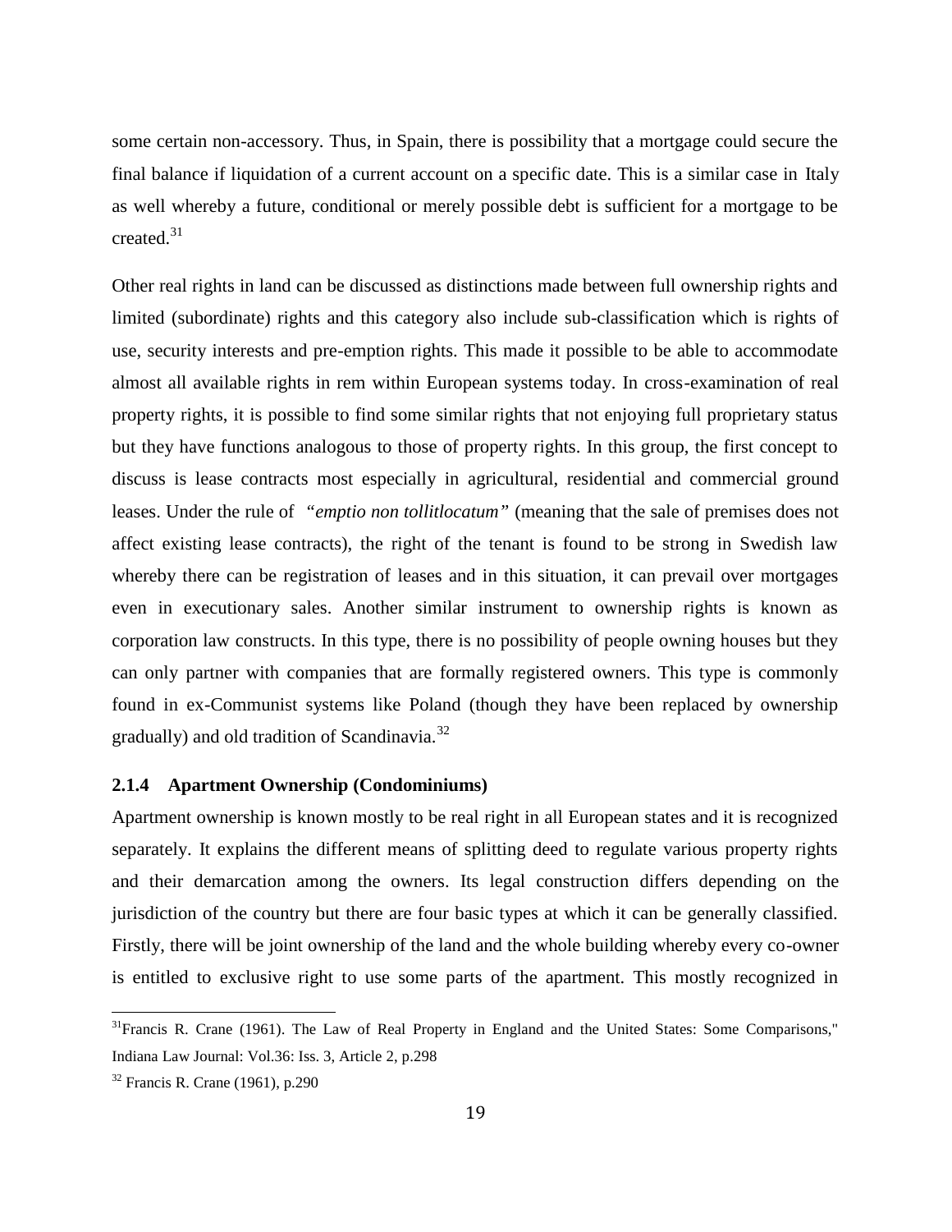some certain non-accessory. Thus, in Spain, there is possibility that a mortgage could secure the final balance if liquidation of a current account on a specific date. This is a similar case in Italy as well whereby a future, conditional or merely possible debt is sufficient for a mortgage to be created.[31]

Other real rights in land can be discussed as distinctions made between full ownership rights and limited (subordinate) rights and this category also include sub-classification which is rights of use, security interests and pre-emption rights. This made it possible to be able to accommodate almost all available rights in rem within European systems today. In cross-examination of real property rights, it is possible to find some similar rights that not enjoying full proprietary status but they have functions analogous to those of property rights. In this group, the first concept to discuss is lease contracts most especially in agricultural, residential and commercial ground leases. Under the rule of *"emptio non tollitlocatum"* (meaning that the sale of premises does not affect existing lease contracts), the right of the tenant is found to be strong in Swedish law whereby there can be registration of leases and in this situation, it can prevail over mortgages even in executionary sales. Another similar instrument to ownership rights is known as corporation law constructs. In this type, there is no possibility of people owning houses but they can only partner with companies that are formally registered owners. This type is commonly found in ex-Communist systems like Poland (though they have been replaced by ownership gradually) and old tradition of Scandinavia.[32]

### 2.1.4 Apartment Ownership (Condominiums)

Apartment ownership is known mostly to be real right in all European states and it is recognized separately. It explains the different means of splitting deed to regulate various property rights and their demarcation among the owners. Its legal construction differs depending on the jurisdiction of the country but there are four basic types at which it can be generally classified. Firstly, there will be joint ownership of the land and the whole building whereby every co-owner is entitled to exclusive right to use some parts of the apartment. This mostly recognized in

---

[31] Francis R. Crane (1961). The Law of Real Property in England and the United States: Some Comparisons," Indiana Law Journal: Vol.36: Iss. 3, Article 2, p.298

[32] Francis R. Crane (1961), p.290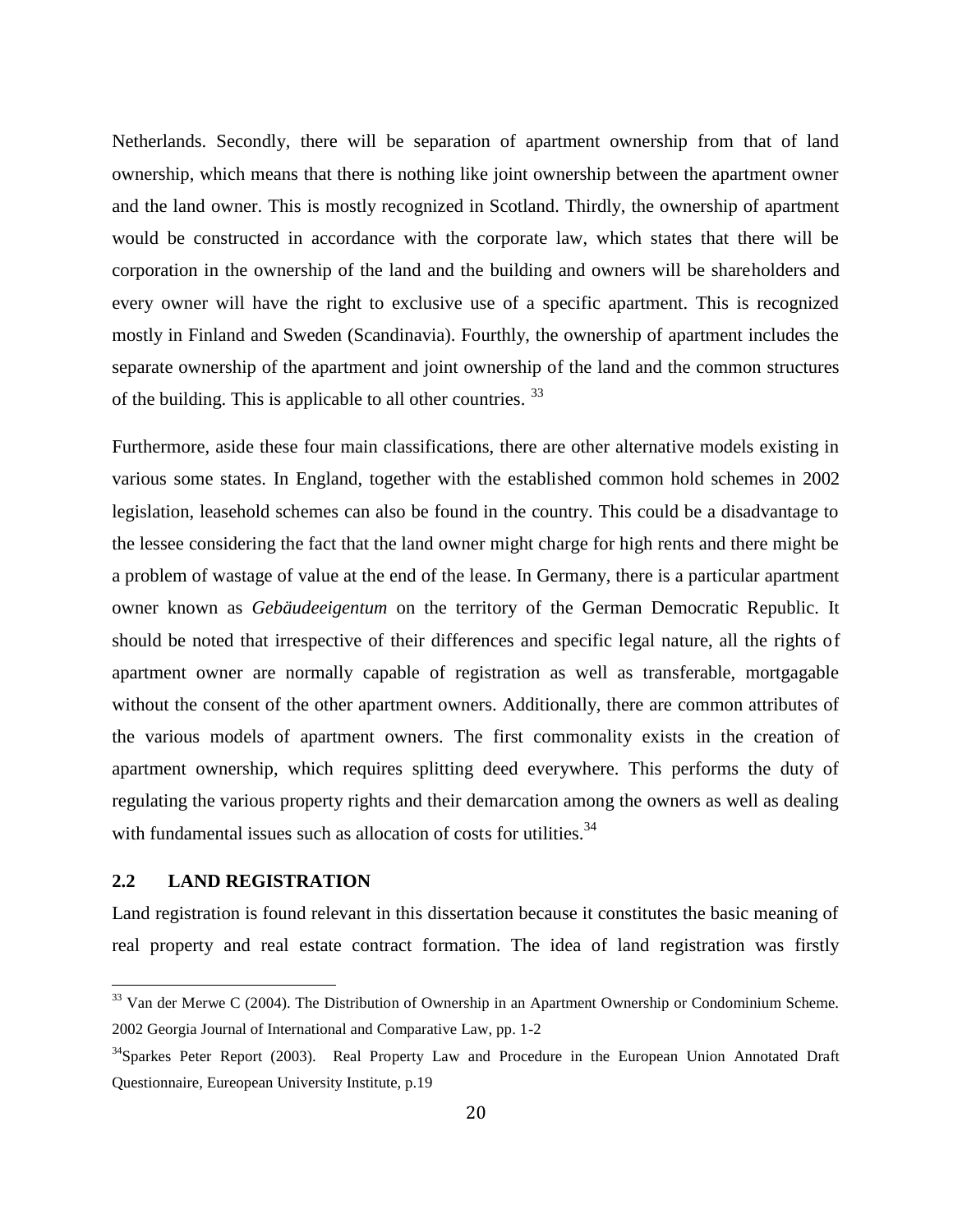Netherlands. Secondly, there will be separation of apartment ownership from that of land ownership, which means that there is nothing like joint ownership between the apartment owner and the land owner. This is mostly recognized in Scotland. Thirdly, the ownership of apartment would be constructed in accordance with the corporate law, which states that there will be corporation in the ownership of the land and the building and owners will be shareholders and every owner will have the right to exclusive use of a specific apartment. This is recognized mostly in Finland and Sweden (Scandinavia). Fourthly, the ownership of apartment includes the separate ownership of the apartment and joint ownership of the land and the common structures of the building. This is applicable to all other countries. [33]

Furthermore, aside these four main classifications, there are other alternative models existing in various some states. In England, together with the established common hold schemes in 2002 legislation, leasehold schemes can also be found in the country. This could be a disadvantage to the lessee considering the fact that the land owner might charge for high rents and there might be a problem of wastage of value at the end of the lease. In Germany, there is a particular apartment owner known as *Gebäudeeigentum* on the territory of the German Democratic Republic. It should be noted that irrespective of their differences and specific legal nature, all the rights of apartment owner are normally capable of registration as well as transferable, mortgagable without the consent of the other apartment owners. Additionally, there are common attributes of the various models of apartment owners. The first commonality exists in the creation of apartment ownership, which requires splitting deed everywhere. This performs the duty of regulating the various property rights and their demarcation among the owners as well as dealing with fundamental issues such as allocation of costs for utilities.[34]

## 2.2 LAND REGISTRATION

Land registration is found relevant in this dissertation because it constitutes the basic meaning of real property and real estate contract formation. The idea of land registration was firstly

---

[33] Van der Merwe C (2004). The Distribution of Ownership in an Apartment Ownership or Condominium Scheme. 2002 Georgia Journal of International and Comparative Law, pp. 1-2

[34] Sparkes Peter Report (2003). Real Property Law and Procedure in the European Union Annotated Draft Questionnaire, Eureopean University Institute, p.19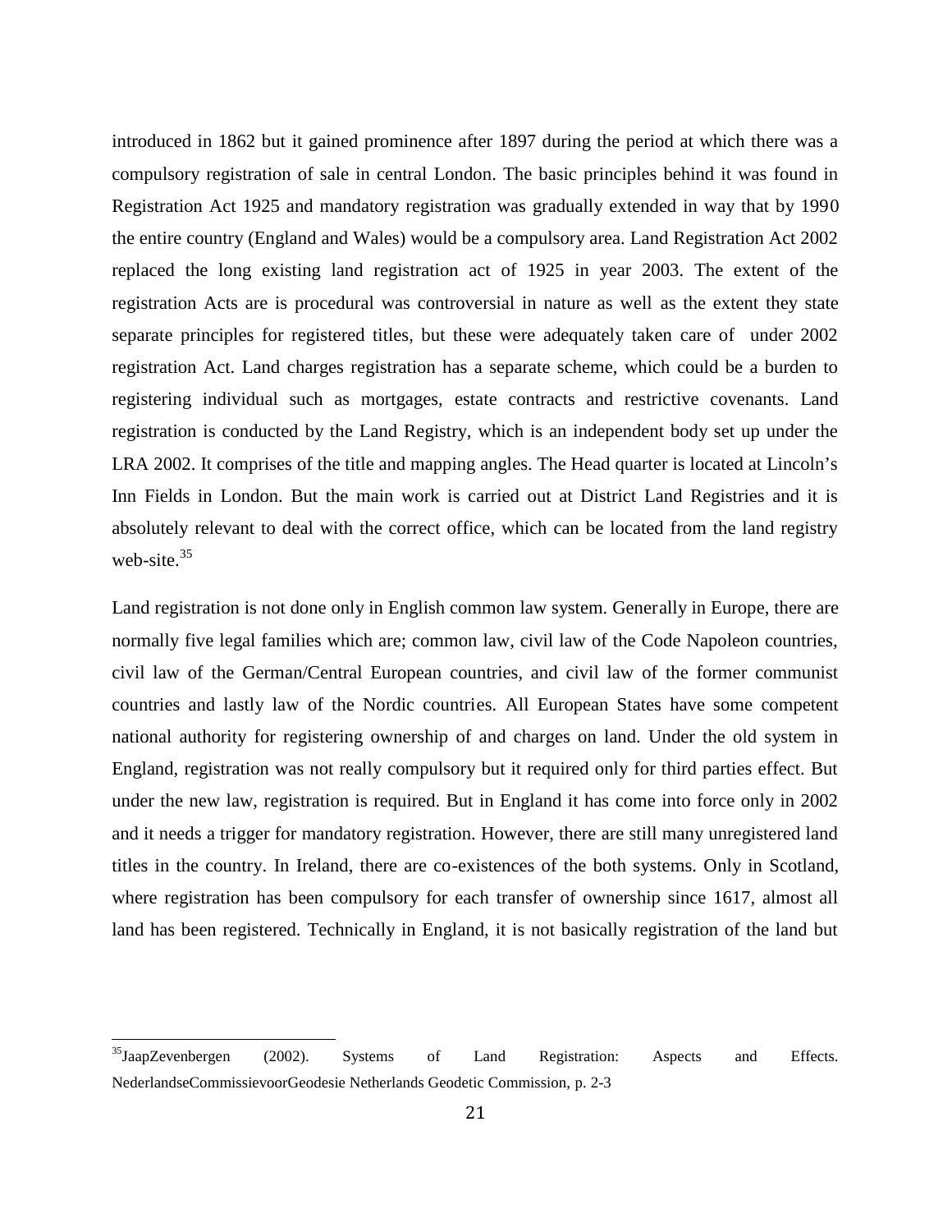introduced in 1862 but it gained prominence after 1897 during the period at which there was a compulsory registration of sale in central London. The basic principles behind it was found in Registration Act 1925 and mandatory registration was gradually extended in way that by 1990 the entire country (England and Wales) would be a compulsory area. Land Registration Act 2002 replaced the long existing land registration act of 1925 in year 2003. The extent of the registration Acts are is procedural was controversial in nature as well as the extent they state separate principles for registered titles, but these were adequately taken care of under 2002 registration Act. Land charges registration has a separate scheme, which could be a burden to registering individual such as mortgages, estate contracts and restrictive covenants. Land registration is conducted by the Land Registry, which is an independent body set up under the LRA 2002. It comprises of the title and mapping angles. The Head quarter is located at Lincoln's Inn Fields in London. But the main work is carried out at District Land Registries and it is absolutely relevant to deal with the correct office, which can be located from the land registry web-site.[35]

Land registration is not done only in English common law system. Generally in Europe, there are normally five legal families which are; common law, civil law of the Code Napoleon countries, civil law of the German/Central European countries, and civil law of the former communist countries and lastly law of the Nordic countries. All European States have some competent national authority for registering ownership of and charges on land. Under the old system in England, registration was not really compulsory but it required only for third parties effect. But under the new law, registration is required. But in England it has come into force only in 2002 and it needs a trigger for mandatory registration. However, there are still many unregistered land titles in the country. In Ireland, there are co-existences of the both systems. Only in Scotland, where registration has been compulsory for each transfer of ownership since 1617, almost all land has been registered. Technically in England, it is not basically registration of the land but

[35] JaapZevenbergen (2002). Systems of Land Registration: Aspects and Effects. NederlandseCommissievoorGeodesie Netherlands Geodetic Commission, p. 2-3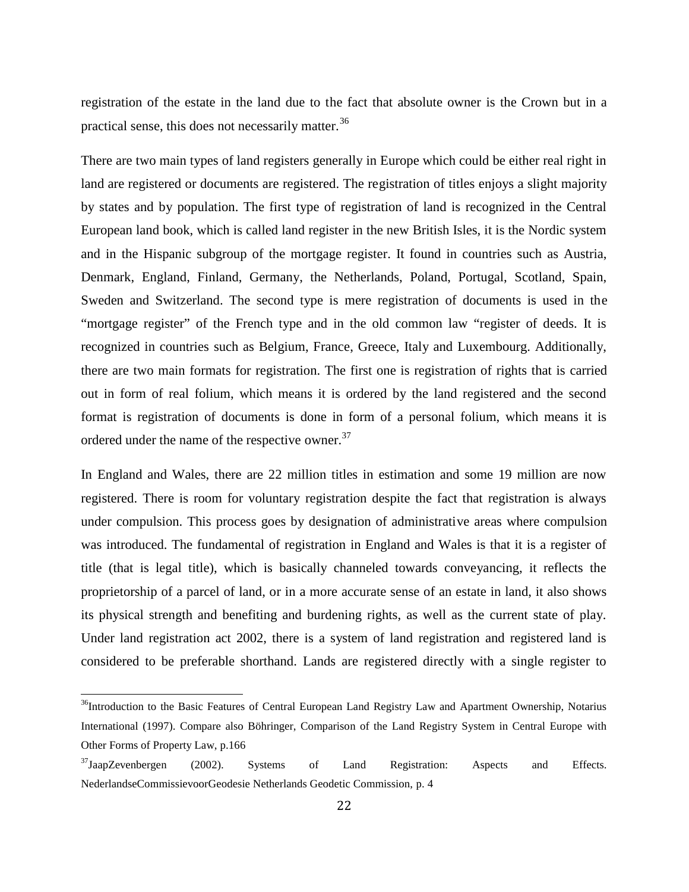registration of the estate in the land due to the fact that absolute owner is the Crown but in a practical sense, this does not necessarily matter.[36]

There are two main types of land registers generally in Europe which could be either real right in land are registered or documents are registered. The registration of titles enjoys a slight majority by states and by population. The first type of registration of land is recognized in the Central European land book, which is called land register in the new British Isles, it is the Nordic system and in the Hispanic subgroup of the mortgage register. It found in countries such as Austria, Denmark, England, Finland, Germany, the Netherlands, Poland, Portugal, Scotland, Spain, Sweden and Switzerland. The second type is mere registration of documents is used in the "mortgage register" of the French type and in the old common law "register of deeds. It is recognized in countries such as Belgium, France, Greece, Italy and Luxembourg. Additionally, there are two main formats for registration. The first one is registration of rights that is carried out in form of real folium, which means it is ordered by the land registered and the second format is registration of documents is done in form of a personal folium, which means it is ordered under the name of the respective owner.[37]

In England and Wales, there are 22 million titles in estimation and some 19 million are now registered. There is room for voluntary registration despite the fact that registration is always under compulsion. This process goes by designation of administrative areas where compulsion was introduced. The fundamental of registration in England and Wales is that it is a register of title (that is legal title), which is basically channeled towards conveyancing, it reflects the proprietorship of a parcel of land, or in a more accurate sense of an estate in land, it also shows its physical strength and benefiting and burdening rights, as well as the current state of play. Under land registration act 2002, there is a system of land registration and registered land is considered to be preferable shorthand. Lands are registered directly with a single register to

---

[36] Introduction to the Basic Features of Central European Land Registry Law and Apartment Ownership, Notarius International (1997). Compare also Böhringer, Comparison of the Land Registry System in Central Europe with Other Forms of Property Law, p.166

[37] JaapZevenbergen (2002). Systems of Land Registration: Aspects and Effects. NederlandseCommissievoorGeodesie Netherlands Geodetic Commission, p. 4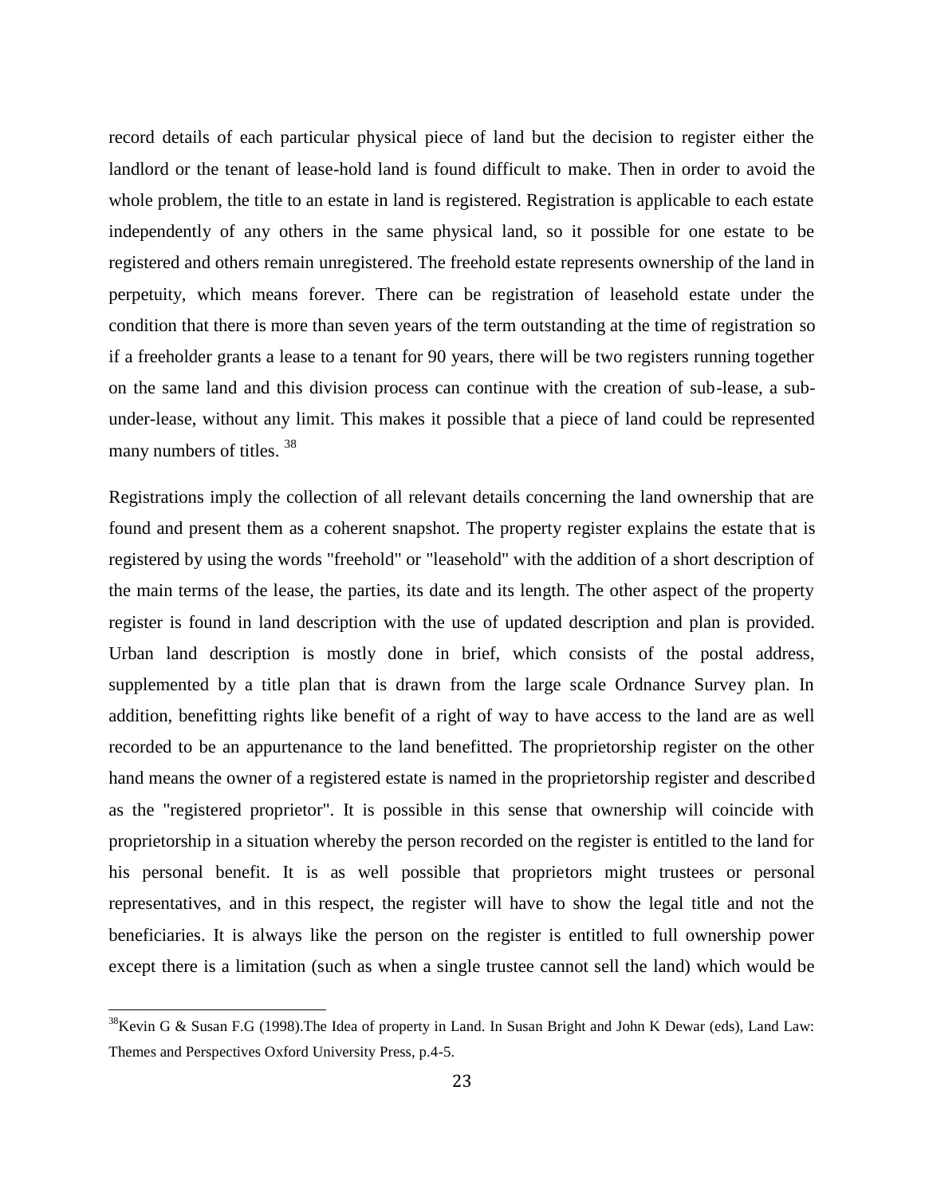record details of each particular physical piece of land but the decision to register either the landlord or the tenant of lease-hold land is found difficult to make. Then in order to avoid the whole problem, the title to an estate in land is registered. Registration is applicable to each estate independently of any others in the same physical land, so it possible for one estate to be registered and others remain unregistered. The freehold estate represents ownership of the land in perpetuity, which means forever. There can be registration of leasehold estate under the condition that there is more than seven years of the term outstanding at the time of registration so if a freeholder grants a lease to a tenant for 90 years, there will be two registers running together on the same land and this division process can continue with the creation of sub-lease, a sub-under-lease, without any limit. This makes it possible that a piece of land could be represented many numbers of titles. [38]

Registrations imply the collection of all relevant details concerning the land ownership that are found and present them as a coherent snapshot. The property register explains the estate that is registered by using the words "freehold" or "leasehold" with the addition of a short description of the main terms of the lease, the parties, its date and its length. The other aspect of the property register is found in land description with the use of updated description and plan is provided. Urban land description is mostly done in brief, which consists of the postal address, supplemented by a title plan that is drawn from the large scale Ordnance Survey plan. In addition, benefitting rights like benefit of a right of way to have access to the land are as well recorded to be an appurtenance to the land benefitted. The proprietorship register on the other hand means the owner of a registered estate is named in the proprietorship register and described as the "registered proprietor". It is possible in this sense that ownership will coincide with proprietorship in a situation whereby the person recorded on the register is entitled to the land for his personal benefit. It is as well possible that proprietors might trustees or personal representatives, and in this respect, the register will have to show the legal title and not the beneficiaries. It is always like the person on the register is entitled to full ownership power except there is a limitation (such as when a single trustee cannot sell the land) which would be

[38] Kevin G & Susan F.G (1998).The Idea of property in Land. In Susan Bright and John K Dewar (eds), Land Law: Themes and Perspectives Oxford University Press, p.4-5.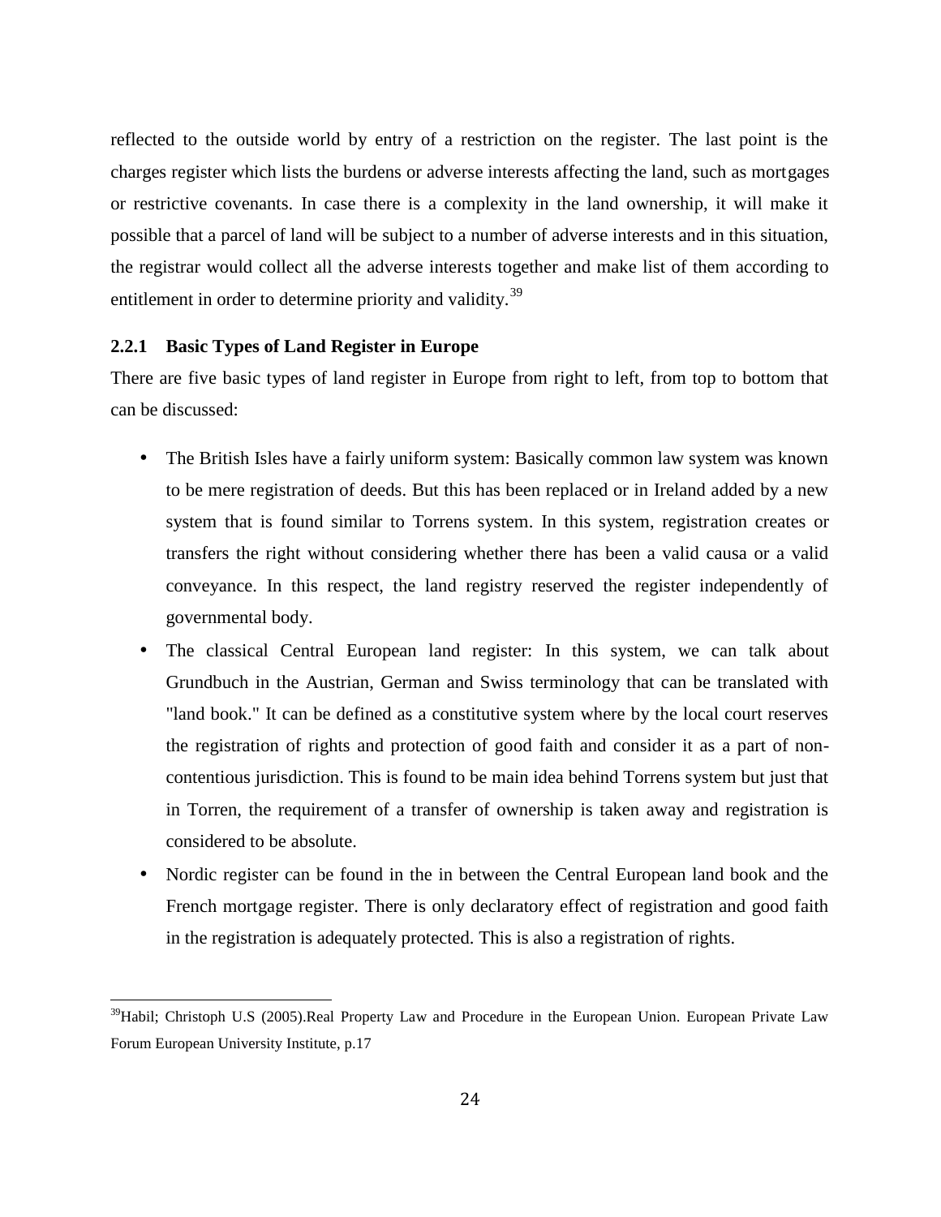reflected to the outside world by entry of a restriction on the register. The last point is the charges register which lists the burdens or adverse interests affecting the land, such as mortgages or restrictive covenants. In case there is a complexity in the land ownership, it will make it possible that a parcel of land will be subject to a number of adverse interests and in this situation, the registrar would collect all the adverse interests together and make list of them according to entitlement in order to determine priority and validity.[39]

### 2.2.1 Basic Types of Land Register in Europe

There are five basic types of land register in Europe from right to left, from top to bottom that can be discussed:

- The British Isles have a fairly uniform system: Basically common law system was known to be mere registration of deeds. But this has been replaced or in Ireland added by a new system that is found similar to Torrens system. In this system, registration creates or transfers the right without considering whether there has been a valid causa or a valid conveyance. In this respect, the land registry reserved the register independently of governmental body.
- The classical Central European land register: In this system, we can talk about Grundbuch in the Austrian, German and Swiss terminology that can be translated with "land book." It can be defined as a constitutive system where by the local court reserves the registration of rights and protection of good faith and consider it as a part of non-contentious jurisdiction. This is found to be main idea behind Torrens system but just that in Torren, the requirement of a transfer of ownership is taken away and registration is considered to be absolute.
- Nordic register can be found in the in between the Central European land book and the French mortgage register. There is only declaratory effect of registration and good faith in the registration is adequately protected. This is also a registration of rights.

---

[39]Habil; Christoph U.S (2005).Real Property Law and Procedure in the European Union. European Private Law Forum European University Institute, p.17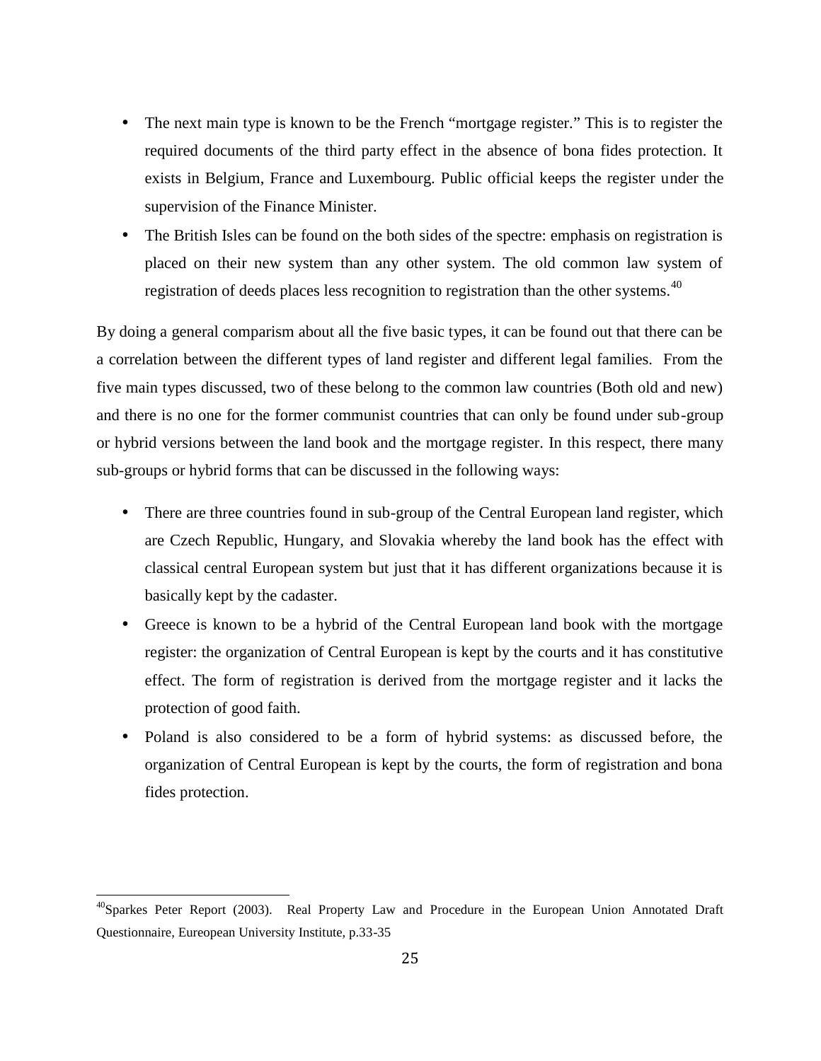- The next main type is known to be the French "mortgage register." This is to register the required documents of the third party effect in the absence of bona fides protection. It exists in Belgium, France and Luxembourg. Public official keeps the register under the supervision of the Finance Minister.
- The British Isles can be found on the both sides of the spectre: emphasis on registration is placed on their new system than any other system. The old common law system of registration of deeds places less recognition to registration than the other systems.[40]

By doing a general comparism about all the five basic types, it can be found out that there can be a correlation between the different types of land register and different legal families. From the five main types discussed, two of these belong to the common law countries (Both old and new) and there is no one for the former communist countries that can only be found under sub-group or hybrid versions between the land book and the mortgage register. In this respect, there many sub-groups or hybrid forms that can be discussed in the following ways:

- There are three countries found in sub-group of the Central European land register, which are Czech Republic, Hungary, and Slovakia whereby the land book has the effect with classical central European system but just that it has different organizations because it is basically kept by the cadaster.
- Greece is known to be a hybrid of the Central European land book with the mortgage register: the organization of Central European is kept by the courts and it has constitutive effect. The form of registration is derived from the mortgage register and it lacks the protection of good faith.
- Poland is also considered to be a form of hybrid systems: as discussed before, the organization of Central European is kept by the courts, the form of registration and bona fides protection.

---

[40] Sparkes Peter Report (2003). Real Property Law and Procedure in the European Union Annotated Draft Questionnaire, Eureopean University Institute, p.33-35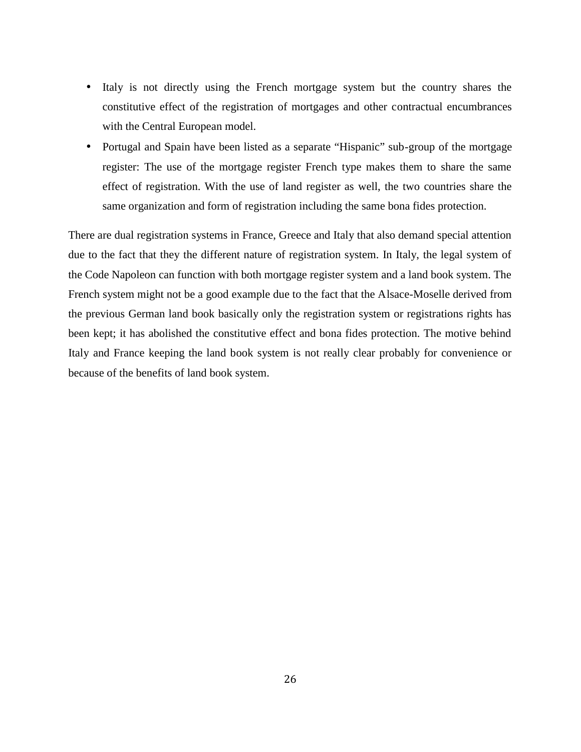- Italy is not directly using the French mortgage system but the country shares the constitutive effect of the registration of mortgages and other contractual encumbrances with the Central European model.
- Portugal and Spain have been listed as a separate "Hispanic" sub-group of the mortgage register: The use of the mortgage register French type makes them to share the same effect of registration. With the use of land register as well, the two countries share the same organization and form of registration including the same bona fides protection.

There are dual registration systems in France, Greece and Italy that also demand special attention due to the fact that they the different nature of registration system. In Italy, the legal system of the Code Napoleon can function with both mortgage register system and a land book system. The French system might not be a good example due to the fact that the Alsace-Moselle derived from the previous German land book basically only the registration system or registrations rights has been kept; it has abolished the constitutive effect and bona fides protection. The motive behind Italy and France keeping the land book system is not really clear probably for convenience or because of the benefits of land book system.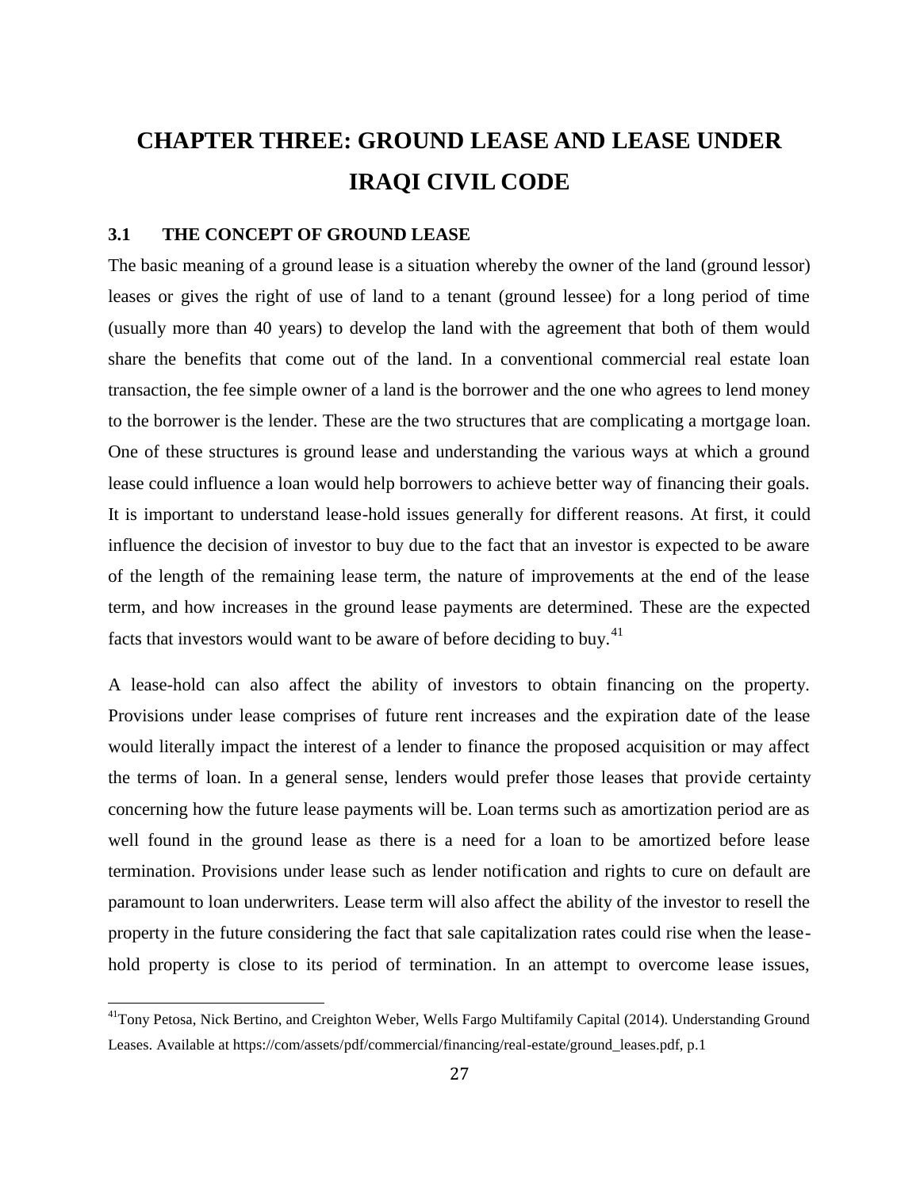# CHAPTER THREE: GROUND LEASE AND LEASE UNDER IRAQI CIVIL CODE

## 3.1 THE CONCEPT OF GROUND LEASE

The basic meaning of a ground lease is a situation whereby the owner of the land (ground lessor) leases or gives the right of use of land to a tenant (ground lessee) for a long period of time (usually more than 40 years) to develop the land with the agreement that both of them would share the benefits that come out of the land. In a conventional commercial real estate loan transaction, the fee simple owner of a land is the borrower and the one who agrees to lend money to the borrower is the lender. These are the two structures that are complicating a mortgage loan. One of these structures is ground lease and understanding the various ways at which a ground lease could influence a loan would help borrowers to achieve better way of financing their goals. It is important to understand lease-hold issues generally for different reasons. At first, it could influence the decision of investor to buy due to the fact that an investor is expected to be aware of the length of the remaining lease term, the nature of improvements at the end of the lease term, and how increases in the ground lease payments are determined. These are the expected facts that investors would want to be aware of before deciding to buy.[41]

A lease-hold can also affect the ability of investors to obtain financing on the property. Provisions under lease comprises of future rent increases and the expiration date of the lease would literally impact the interest of a lender to finance the proposed acquisition or may affect the terms of loan. In a general sense, lenders would prefer those leases that provide certainty concerning how the future lease payments will be. Loan terms such as amortization period are as well found in the ground lease as there is a need for a loan to be amortized before lease termination. Provisions under lease such as lender notification and rights to cure on default are paramount to loan underwriters. Lease term will also affect the ability of the investor to resell the property in the future considering the fact that sale capitalization rates could rise when the lease-hold property is close to its period of termination. In an attempt to overcome lease issues,

[41] Tony Petosa, Nick Bertino, and Creighton Weber, Wells Fargo Multifamily Capital (2014). Understanding Ground Leases. Available at https://com/assets/pdf/commercial/financing/real-estate/ground_leases.pdf, p.1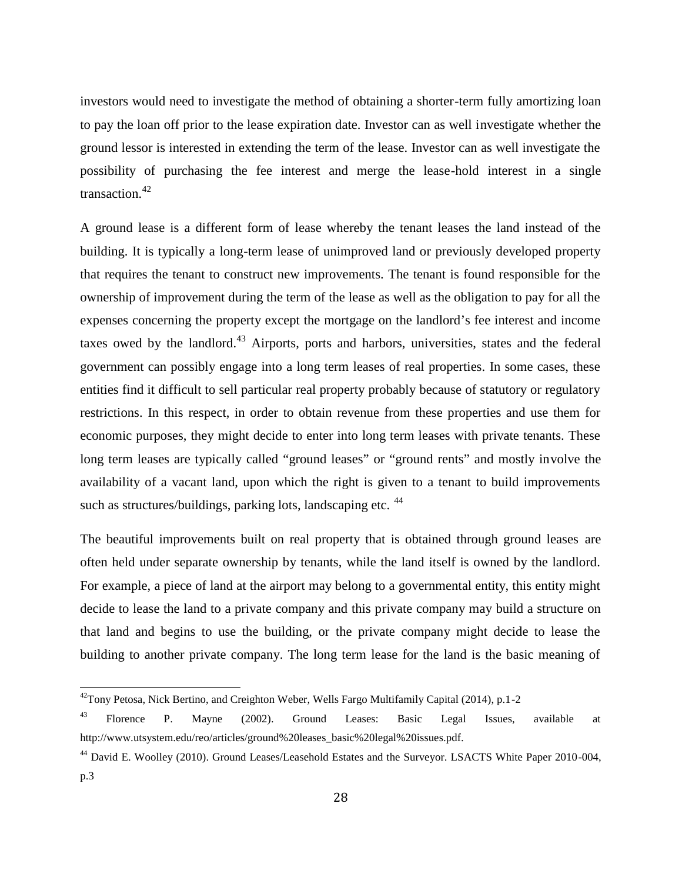investors would need to investigate the method of obtaining a shorter-term fully amortizing loan to pay the loan off prior to the lease expiration date. Investor can as well investigate whether the ground lessor is interested in extending the term of the lease. Investor can as well investigate the possibility of purchasing the fee interest and merge the lease-hold interest in a single transaction.[42]

A ground lease is a different form of lease whereby the tenant leases the land instead of the building. It is typically a long-term lease of unimproved land or previously developed property that requires the tenant to construct new improvements. The tenant is found responsible for the ownership of improvement during the term of the lease as well as the obligation to pay for all the expenses concerning the property except the mortgage on the landlord's fee interest and income taxes owed by the landlord.[43] Airports, ports and harbors, universities, states and the federal government can possibly engage into a long term leases of real properties. In some cases, these entities find it difficult to sell particular real property probably because of statutory or regulatory restrictions. In this respect, in order to obtain revenue from these properties and use them for economic purposes, they might decide to enter into long term leases with private tenants. These long term leases are typically called "ground leases" or "ground rents" and mostly involve the availability of a vacant land, upon which the right is given to a tenant to build improvements such as structures/buildings, parking lots, landscaping etc. [44]

The beautiful improvements built on real property that is obtained through ground leases are often held under separate ownership by tenants, while the land itself is owned by the landlord. For example, a piece of land at the airport may belong to a governmental entity, this entity might decide to lease the land to a private company and this private company may build a structure on that land and begins to use the building, or the private company might decide to lease the building to another private company. The long term lease for the land is the basic meaning of

---

[42] Tony Petosa, Nick Bertino, and Creighton Weber, Wells Fargo Multifamily Capital (2014), p.1-2

[43] Florence P. Mayne (2002). Ground Leases: Basic Legal Issues, available at http://www.utsystem.edu/reo/articles/ground%20leases_basic%20legal%20issues.pdf.

[44] David E. Woolley (2010). Ground Leases/Leasehold Estates and the Surveyor. LSACTS White Paper 2010-004, p.3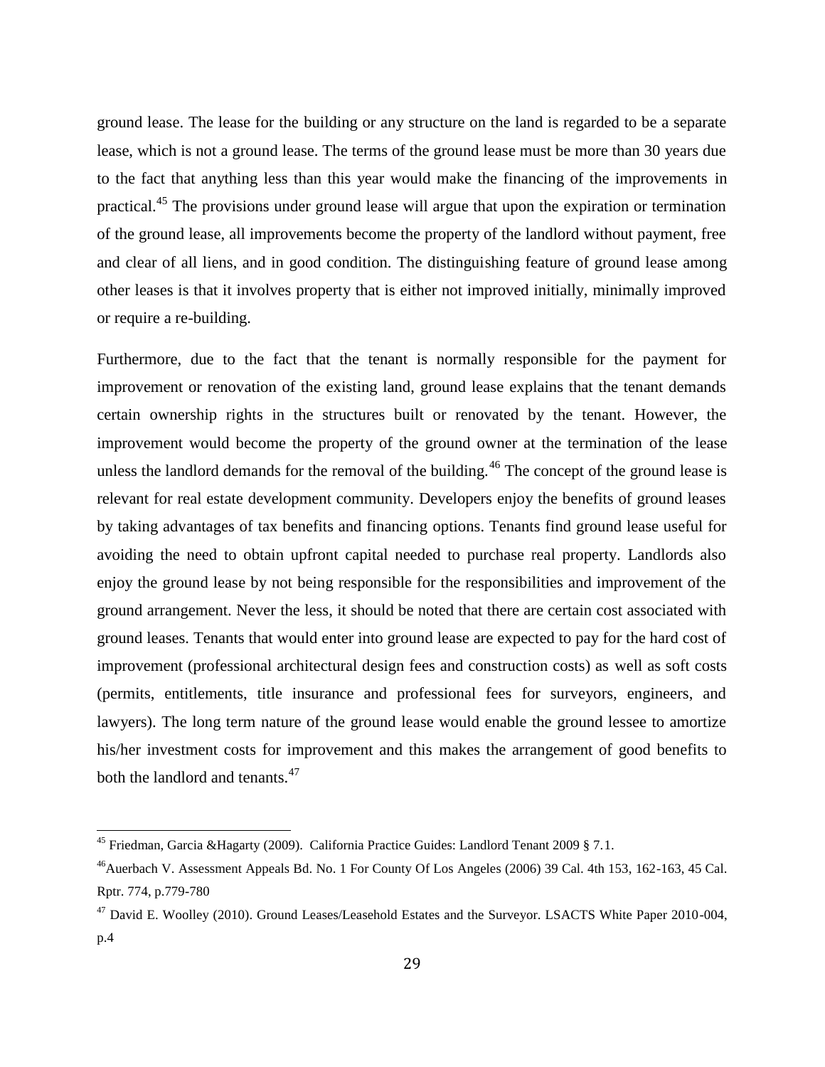ground lease. The lease for the building or any structure on the land is regarded to be a separate lease, which is not a ground lease. The terms of the ground lease must be more than 30 years due to the fact that anything less than this year would make the financing of the improvements in practical.[45] The provisions under ground lease will argue that upon the expiration or termination of the ground lease, all improvements become the property of the landlord without payment, free and clear of all liens, and in good condition. The distinguishing feature of ground lease among other leases is that it involves property that is either not improved initially, minimally improved or require a re-building.

Furthermore, due to the fact that the tenant is normally responsible for the payment for improvement or renovation of the existing land, ground lease explains that the tenant demands certain ownership rights in the structures built or renovated by the tenant. However, the improvement would become the property of the ground owner at the termination of the lease unless the landlord demands for the removal of the building.[46] The concept of the ground lease is relevant for real estate development community. Developers enjoy the benefits of ground leases by taking advantages of tax benefits and financing options. Tenants find ground lease useful for avoiding the need to obtain upfront capital needed to purchase real property. Landlords also enjoy the ground lease by not being responsible for the responsibilities and improvement of the ground arrangement. Never the less, it should be noted that there are certain cost associated with ground leases. Tenants that would enter into ground lease are expected to pay for the hard cost of improvement (professional architectural design fees and construction costs) as well as soft costs (permits, entitlements, title insurance and professional fees for surveyors, engineers, and lawyers). The long term nature of the ground lease would enable the ground lessee to amortize his/her investment costs for improvement and this makes the arrangement of good benefits to both the landlord and tenants.[47]

---

[45] Friedman, Garcia &Hagarty (2009). California Practice Guides: Landlord Tenant 2009 § 7.1.

[46] Auerbach V. Assessment Appeals Bd. No. 1 For County Of Los Angeles (2006) 39 Cal. 4th 153, 162-163, 45 Cal. Rptr. 774, p.779-780

[47] David E. Woolley (2010). Ground Leases/Leasehold Estates and the Surveyor. LSACTS White Paper 2010-004, p.4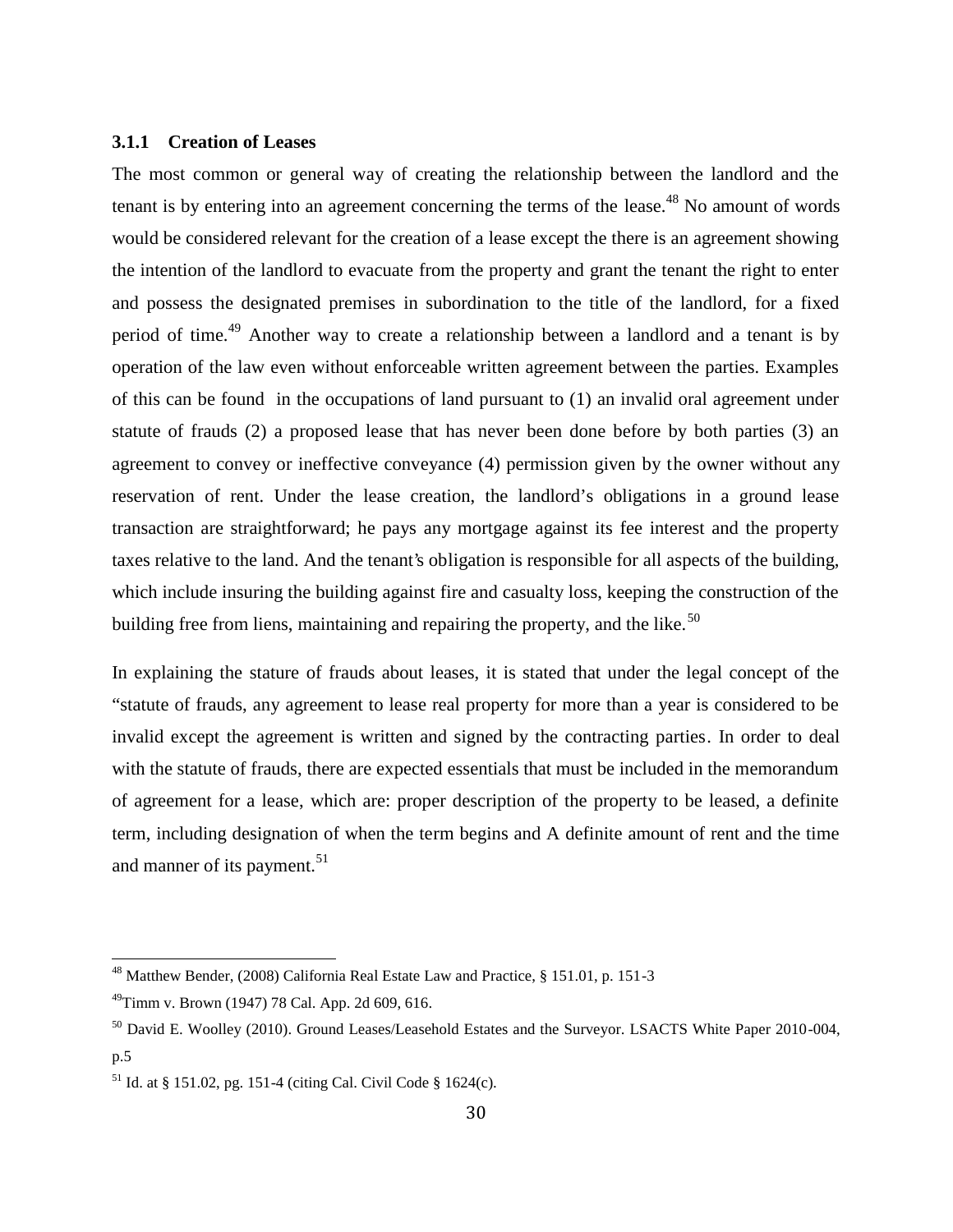### 3.1.1 Creation of Leases

The most common or general way of creating the relationship between the landlord and the tenant is by entering into an agreement concerning the terms of the lease.[48] No amount of words would be considered relevant for the creation of a lease except the there is an agreement showing the intention of the landlord to evacuate from the property and grant the tenant the right to enter and possess the designated premises in subordination to the title of the landlord, for a fixed period of time.[49] Another way to create a relationship between a landlord and a tenant is by operation of the law even without enforceable written agreement between the parties. Examples of this can be found in the occupations of land pursuant to (1) an invalid oral agreement under statute of frauds (2) a proposed lease that has never been done before by both parties (3) an agreement to convey or ineffective conveyance (4) permission given by the owner without any reservation of rent. Under the lease creation, the landlord's obligations in a ground lease transaction are straightforward; he pays any mortgage against its fee interest and the property taxes relative to the land. And the tenant's obligation is responsible for all aspects of the building, which include insuring the building against fire and casualty loss, keeping the construction of the building free from liens, maintaining and repairing the property, and the like.[50]

In explaining the stature of frauds about leases, it is stated that under the legal concept of the "statute of frauds, any agreement to lease real property for more than a year is considered to be invalid except the agreement is written and signed by the contracting parties. In order to deal with the statute of frauds, there are expected essentials that must be included in the memorandum of agreement for a lease, which are: proper description of the property to be leased, a definite term, including designation of when the term begins and A definite amount of rent and the time and manner of its payment.[51]

---

[48] Matthew Bender, (2008) California Real Estate Law and Practice, § 151.01, p. 151-3

[49] Timm v. Brown (1947) 78 Cal. App. 2d 609, 616.

[50] David E. Woolley (2010). Ground Leases/Leasehold Estates and the Surveyor. LSACTS White Paper 2010-004, p.5

[51] Id. at § 151.02, pg. 151-4 (citing Cal. Civil Code § 1624(c).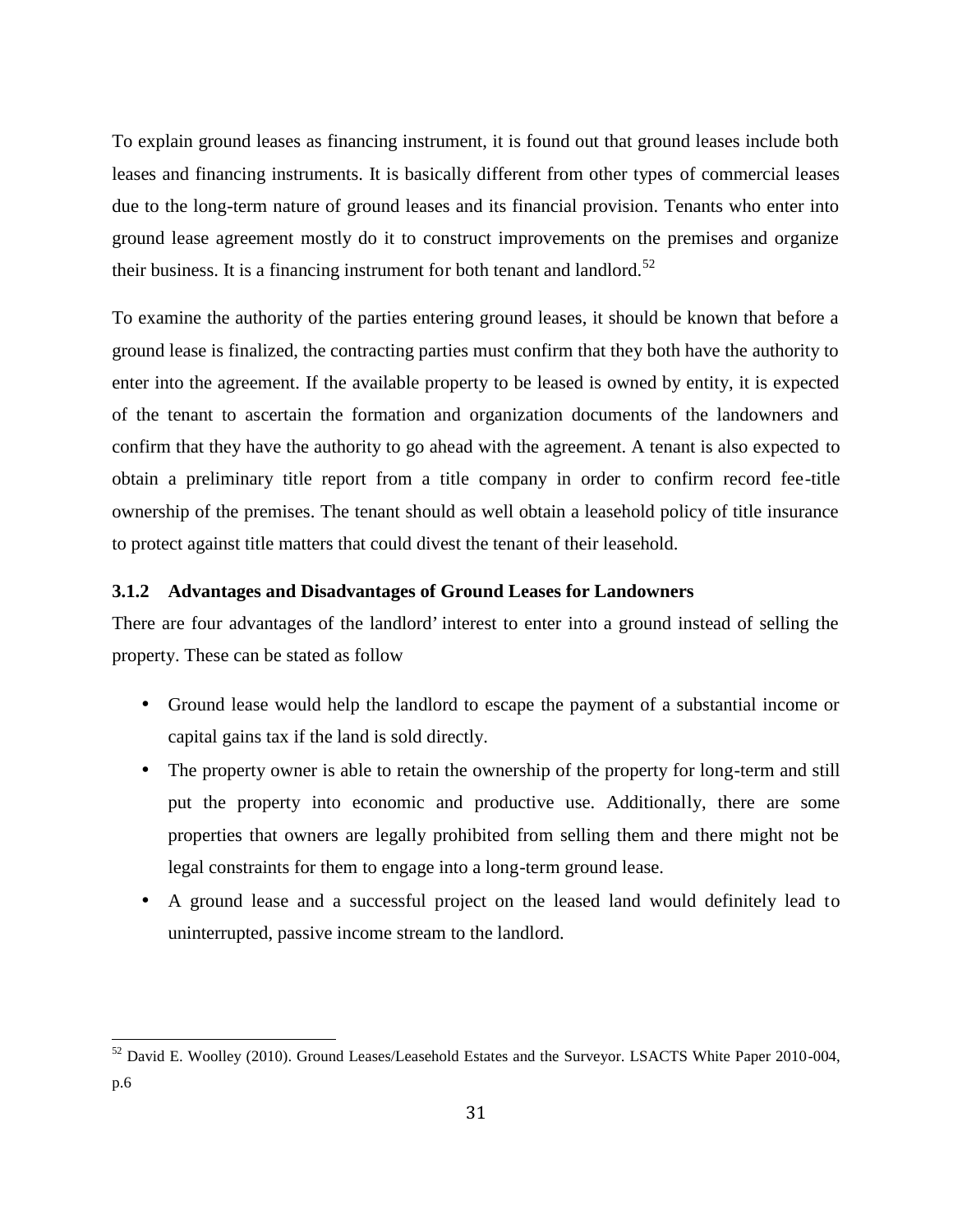To explain ground leases as financing instrument, it is found out that ground leases include both leases and financing instruments. It is basically different from other types of commercial leases due to the long-term nature of ground leases and its financial provision. Tenants who enter into ground lease agreement mostly do it to construct improvements on the premises and organize their business. It is a financing instrument for both tenant and landlord.[52]

To examine the authority of the parties entering ground leases, it should be known that before a ground lease is finalized, the contracting parties must confirm that they both have the authority to enter into the agreement. If the available property to be leased is owned by entity, it is expected of the tenant to ascertain the formation and organization documents of the landowners and confirm that they have the authority to go ahead with the agreement. A tenant is also expected to obtain a preliminary title report from a title company in order to confirm record fee-title ownership of the premises. The tenant should as well obtain a leasehold policy of title insurance to protect against title matters that could divest the tenant of their leasehold.

### 3.1.2 Advantages and Disadvantages of Ground Leases for Landowners

There are four advantages of the landlord' interest to enter into a ground instead of selling the property. These can be stated as follow

- Ground lease would help the landlord to escape the payment of a substantial income or capital gains tax if the land is sold directly.
- The property owner is able to retain the ownership of the property for long-term and still put the property into economic and productive use. Additionally, there are some properties that owners are legally prohibited from selling them and there might not be legal constraints for them to engage into a long-term ground lease.
- A ground lease and a successful project on the leased land would definitely lead to uninterrupted, passive income stream to the landlord.

[52] David E. Woolley (2010). Ground Leases/Leasehold Estates and the Surveyor. LSACTS White Paper 2010-004, p.6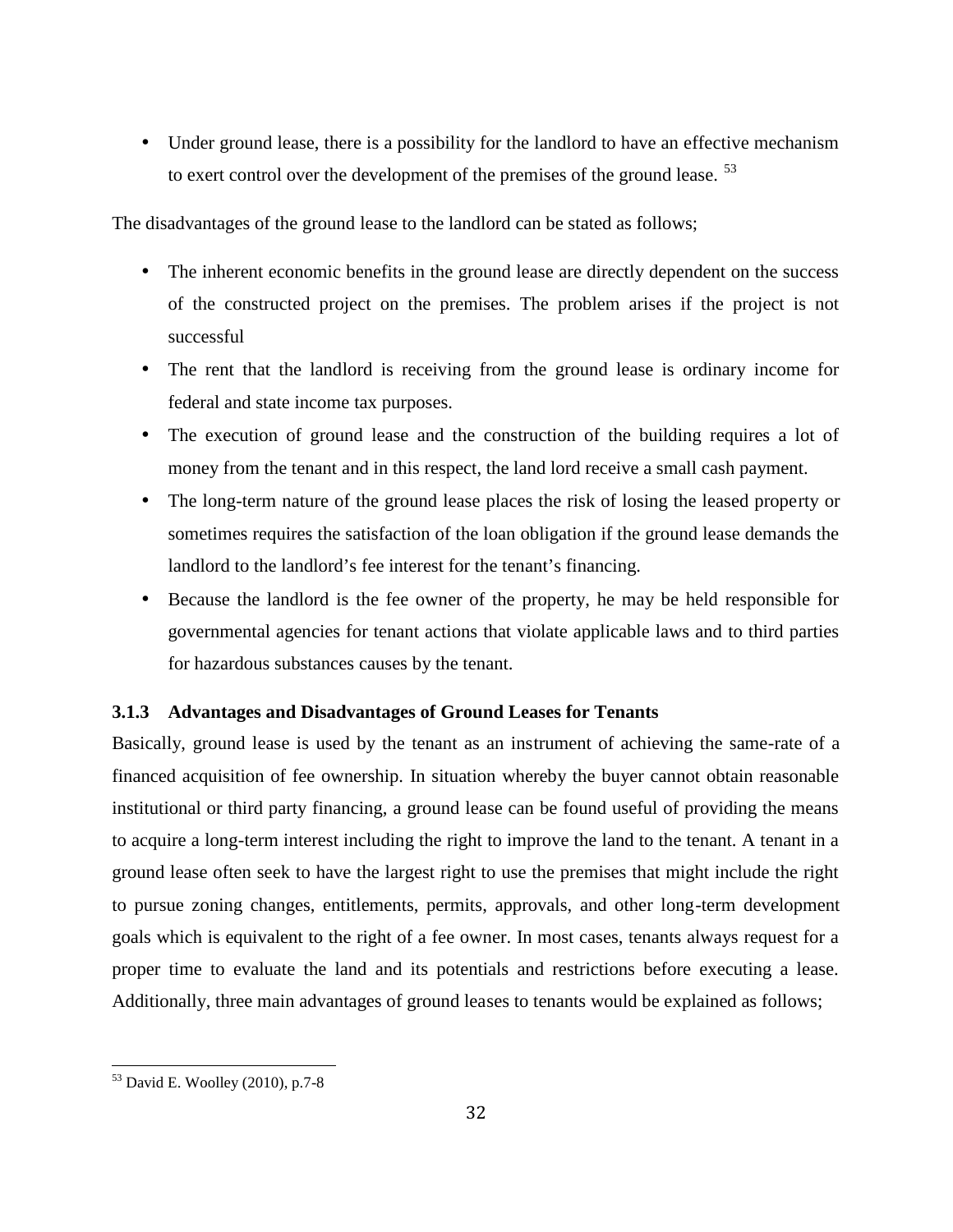- Under ground lease, there is a possibility for the landlord to have an effective mechanism to exert control over the development of the premises of the ground lease. [53]

The disadvantages of the ground lease to the landlord can be stated as follows;

- The inherent economic benefits in the ground lease are directly dependent on the success of the constructed project on the premises. The problem arises if the project is not successful
- The rent that the landlord is receiving from the ground lease is ordinary income for federal and state income tax purposes.
- The execution of ground lease and the construction of the building requires a lot of money from the tenant and in this respect, the land lord receive a small cash payment.
- The long-term nature of the ground lease places the risk of losing the leased property or sometimes requires the satisfaction of the loan obligation if the ground lease demands the landlord to the landlord's fee interest for the tenant's financing.
- Because the landlord is the fee owner of the property, he may be held responsible for governmental agencies for tenant actions that violate applicable laws and to third parties for hazardous substances causes by the tenant.

### 3.1.3 Advantages and Disadvantages of Ground Leases for Tenants

Basically, ground lease is used by the tenant as an instrument of achieving the same-rate of a financed acquisition of fee ownership. In situation whereby the buyer cannot obtain reasonable institutional or third party financing, a ground lease can be found useful of providing the means to acquire a long-term interest including the right to improve the land to the tenant. A tenant in a ground lease often seek to have the largest right to use the premises that might include the right to pursue zoning changes, entitlements, permits, approvals, and other long-term development goals which is equivalent to the right of a fee owner. In most cases, tenants always request for a proper time to evaluate the land and its potentials and restrictions before executing a lease. Additionally, three main advantages of ground leases to tenants would be explained as follows;

---

[53] David E. Woolley (2010), p.7-8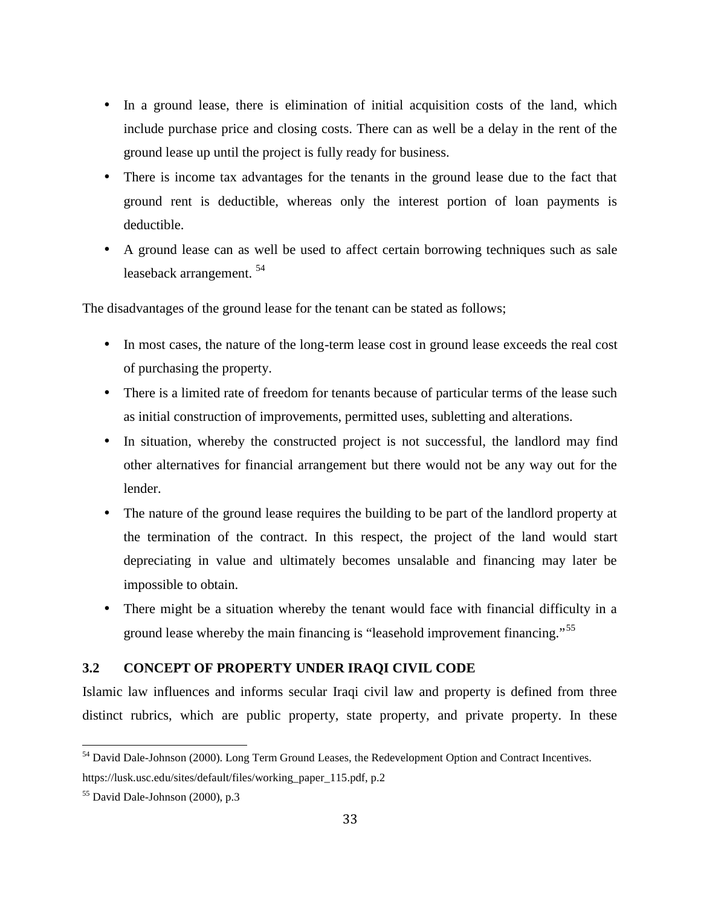- In a ground lease, there is elimination of initial acquisition costs of the land, which include purchase price and closing costs. There can as well be a delay in the rent of the ground lease up until the project is fully ready for business.
- There is income tax advantages for the tenants in the ground lease due to the fact that ground rent is deductible, whereas only the interest portion of loan payments is deductible.
- A ground lease can as well be used to affect certain borrowing techniques such as sale leaseback arrangement. [54]

The disadvantages of the ground lease for the tenant can be stated as follows;

- In most cases, the nature of the long-term lease cost in ground lease exceeds the real cost of purchasing the property.
- There is a limited rate of freedom for tenants because of particular terms of the lease such as initial construction of improvements, permitted uses, subletting and alterations.
- In situation, whereby the constructed project is not successful, the landlord may find other alternatives for financial arrangement but there would not be any way out for the lender.
- The nature of the ground lease requires the building to be part of the landlord property at the termination of the contract. In this respect, the project of the land would start depreciating in value and ultimately becomes unsalable and financing may later be impossible to obtain.
- There might be a situation whereby the tenant would face with financial difficulty in a ground lease whereby the main financing is "leasehold improvement financing."[55]

### 3.2 CONCEPT OF PROPERTY UNDER IRAQI CIVIL CODE

Islamic law influences and informs secular Iraqi civil law and property is defined from three distinct rubrics, which are public property, state property, and private property. In these

---

[54] David Dale-Johnson (2000). Long Term Ground Leases, the Redevelopment Option and Contract Incentives. https://lusk.usc.edu/sites/default/files/working_paper_115.pdf, p.2

[55] David Dale-Johnson (2000), p.3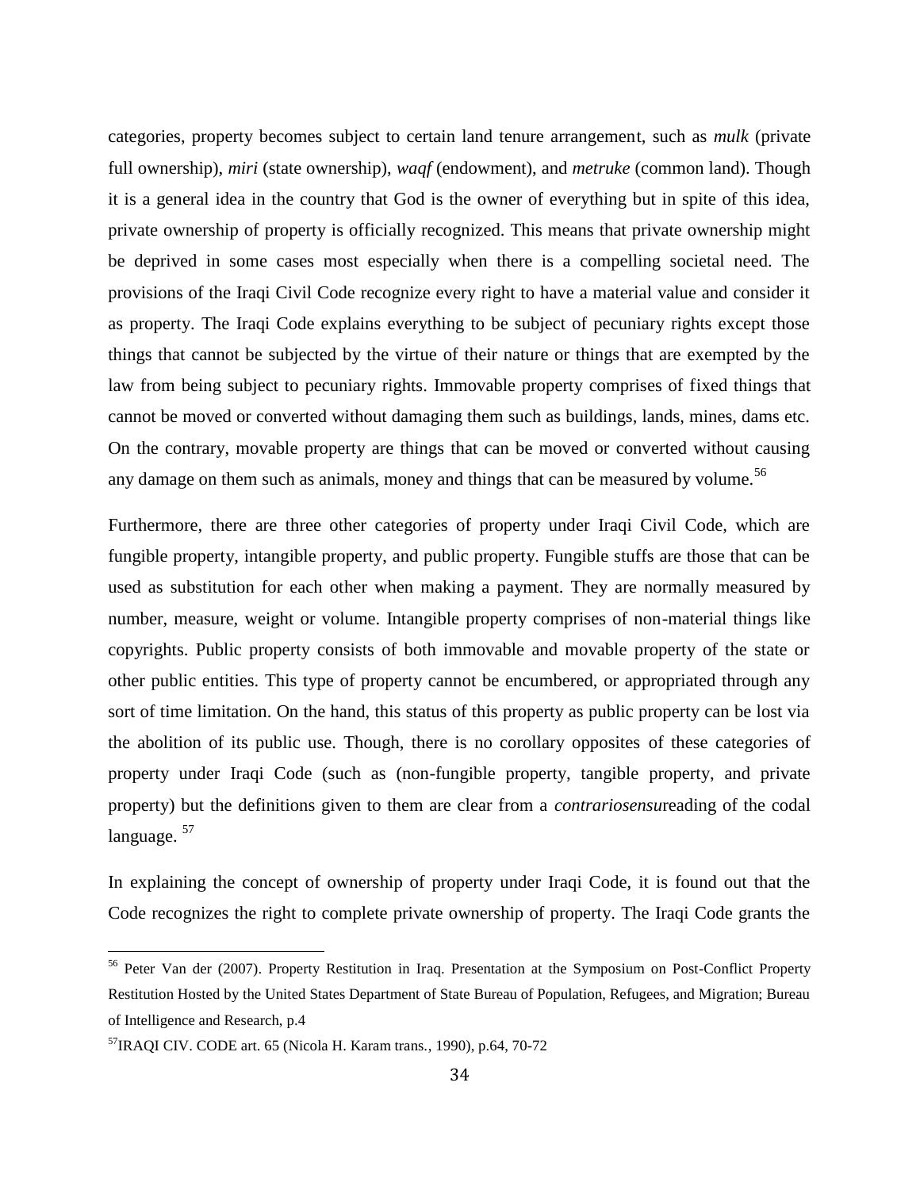categories, property becomes subject to certain land tenure arrangement, such as *mulk* (private full ownership), *miri* (state ownership), *waqf* (endowment), and *metruke* (common land). Though it is a general idea in the country that God is the owner of everything but in spite of this idea, private ownership of property is officially recognized. This means that private ownership might be deprived in some cases most especially when there is a compelling societal need. The provisions of the Iraqi Civil Code recognize every right to have a material value and consider it as property. The Iraqi Code explains everything to be subject of pecuniary rights except those things that cannot be subjected by the virtue of their nature or things that are exempted by the law from being subject to pecuniary rights. Immovable property comprises of fixed things that cannot be moved or converted without damaging them such as buildings, lands, mines, dams etc. On the contrary, movable property are things that can be moved or converted without causing any damage on them such as animals, money and things that can be measured by volume.[56]

Furthermore, there are three other categories of property under Iraqi Civil Code, which are fungible property, intangible property, and public property. Fungible stuffs are those that can be used as substitution for each other when making a payment. They are normally measured by number, measure, weight or volume. Intangible property comprises of non-material things like copyrights. Public property consists of both immovable and movable property of the state or other public entities. This type of property cannot be encumbered, or appropriated through any sort of time limitation. On the hand, this status of this property as public property can be lost via the abolition of its public use. Though, there is no corollary opposites of these categories of property under Iraqi Code (such as (non-fungible property, tangible property, and private property) but the definitions given to them are clear from a *contrariosensu*reading of the codal language. [57]

In explaining the concept of ownership of property under Iraqi Code, it is found out that the Code recognizes the right to complete private ownership of property. The Iraqi Code grants the

---

[56] Peter Van der (2007). Property Restitution in Iraq. Presentation at the Symposium on Post-Conflict Property Restitution Hosted by the United States Department of State Bureau of Population, Refugees, and Migration; Bureau of Intelligence and Research, p.4

[57] IRAQI CIV. CODE art. 65 (Nicola H. Karam trans., 1990), p.64, 70-72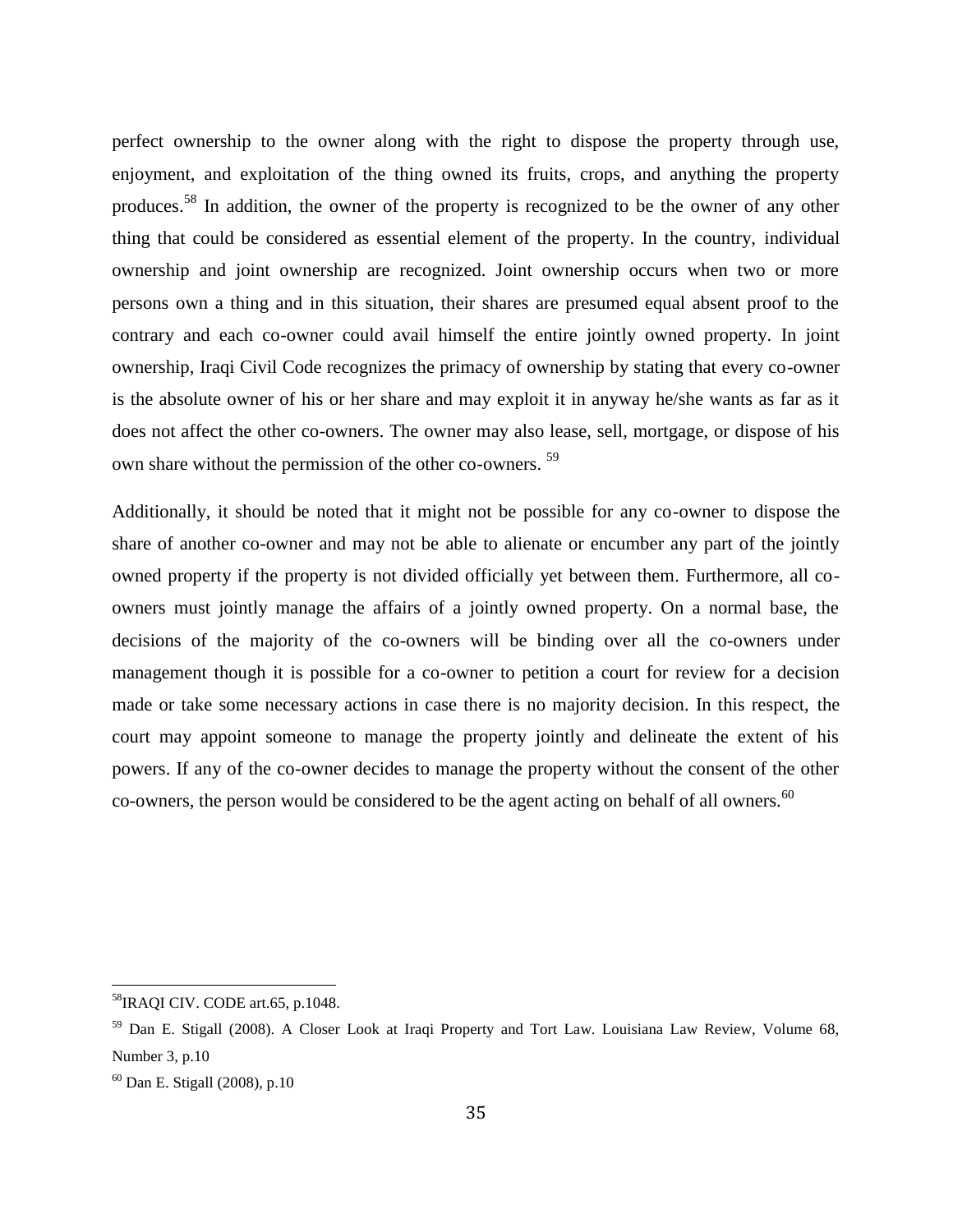perfect ownership to the owner along with the right to dispose the property through use, enjoyment, and exploitation of the thing owned its fruits, crops, and anything the property produces.[58] In addition, the owner of the property is recognized to be the owner of any other thing that could be considered as essential element of the property. In the country, individual ownership and joint ownership are recognized. Joint ownership occurs when two or more persons own a thing and in this situation, their shares are presumed equal absent proof to the contrary and each co-owner could avail himself the entire jointly owned property. In joint ownership, Iraqi Civil Code recognizes the primacy of ownership by stating that every co-owner is the absolute owner of his or her share and may exploit it in anyway he/she wants as far as it does not affect the other co-owners. The owner may also lease, sell, mortgage, or dispose of his own share without the permission of the other co-owners. [59]

Additionally, it should be noted that it might not be possible for any co-owner to dispose the share of another co-owner and may not be able to alienate or encumber any part of the jointly owned property if the property is not divided officially yet between them. Furthermore, all co-owners must jointly manage the affairs of a jointly owned property. On a normal base, the decisions of the majority of the co-owners will be binding over all the co-owners under management though it is possible for a co-owner to petition a court for review for a decision made or take some necessary actions in case there is no majority decision. In this respect, the court may appoint someone to manage the property jointly and delineate the extent of his powers. If any of the co-owner decides to manage the property without the consent of the other co-owners, the person would be considered to be the agent acting on behalf of all owners.[60]

---

[58] IRAQI CIV. CODE art.65, p.1048.

[59] Dan E. Stigall (2008). A Closer Look at Iraqi Property and Tort Law. Louisiana Law Review, Volume 68, Number 3, p.10

[60] Dan E. Stigall (2008), p.10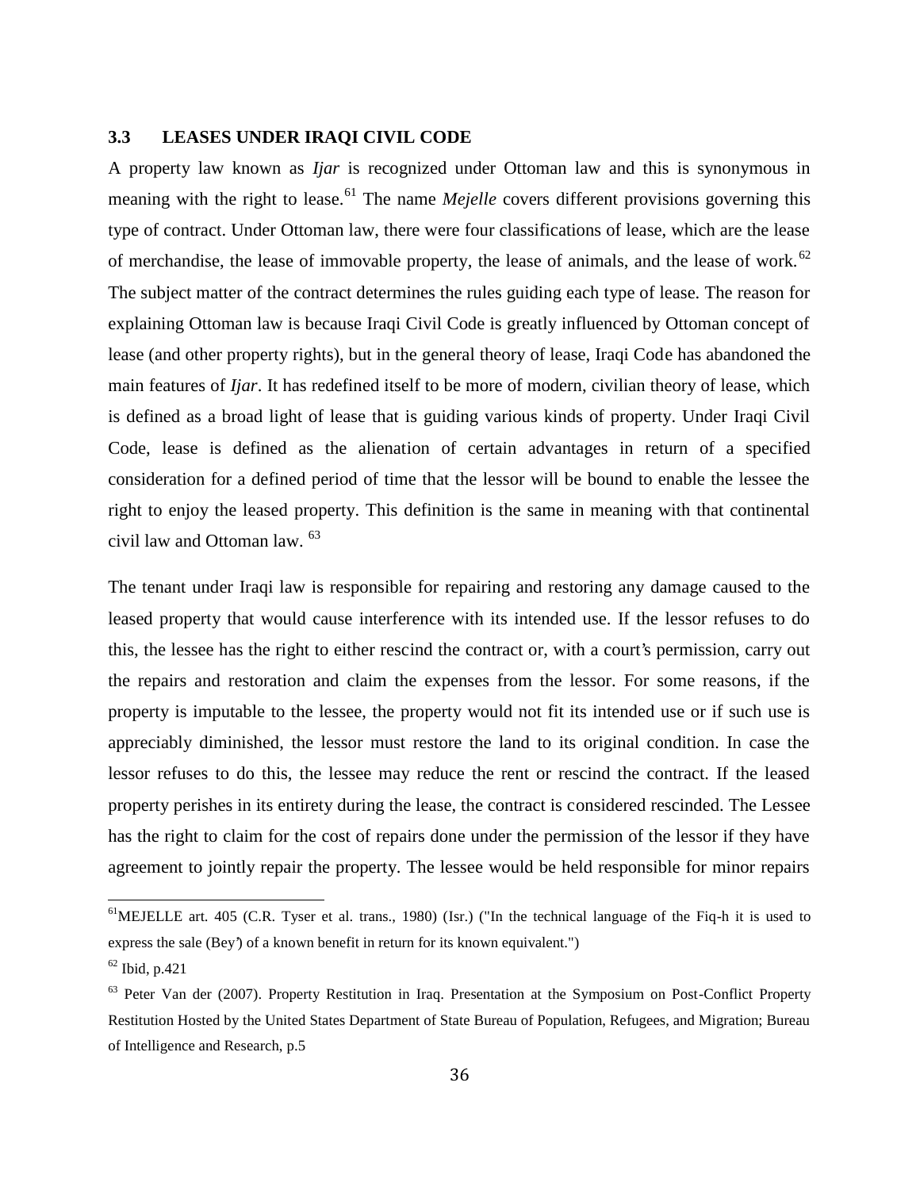### 3.3 LEASES UNDER IRAQI CIVIL CODE

A property law known as *Ijar* is recognized under Ottoman law and this is synonymous in meaning with the right to lease.[61] The name *Mejelle* covers different provisions governing this type of contract. Under Ottoman law, there were four classifications of lease, which are the lease of merchandise, the lease of immovable property, the lease of animals, and the lease of work.[62] The subject matter of the contract determines the rules guiding each type of lease. The reason for explaining Ottoman law is because Iraqi Civil Code is greatly influenced by Ottoman concept of lease (and other property rights), but in the general theory of lease, Iraqi Code has abandoned the main features of *Ijar*. It has redefined itself to be more of modern, civilian theory of lease, which is defined as a broad light of lease that is guiding various kinds of property. Under Iraqi Civil Code, lease is defined as the alienation of certain advantages in return of a specified consideration for a defined period of time that the lessor will be bound to enable the lessee the right to enjoy the leased property. This definition is the same in meaning with that continental civil law and Ottoman law. [63]

The tenant under Iraqi law is responsible for repairing and restoring any damage caused to the leased property that would cause interference with its intended use. If the lessor refuses to do this, the lessee has the right to either rescind the contract or, with a court's permission, carry out the repairs and restoration and claim the expenses from the lessor. For some reasons, if the property is imputable to the lessee, the property would not fit its intended use or if such use is appreciably diminished, the lessor must restore the land to its original condition. In case the lessor refuses to do this, the lessee may reduce the rent or rescind the contract. If the leased property perishes in its entirety during the lease, the contract is considered rescinded. The Lessee has the right to claim for the cost of repairs done under the permission of the lessor if they have agreement to jointly repair the property. The lessee would be held responsible for minor repairs

---

[61] MEJELLE art. 405 (C.R. Tyser et al. trans., 1980) (Isr.) ("In the technical language of the Fiq-h it is used to express the sale (Bey') of a known benefit in return for its known equivalent.")

[62] Ibid, p.421

[63] Peter Van der (2007). Property Restitution in Iraq. Presentation at the Symposium on Post-Conflict Property Restitution Hosted by the United States Department of State Bureau of Population, Refugees, and Migration; Bureau of Intelligence and Research, p.5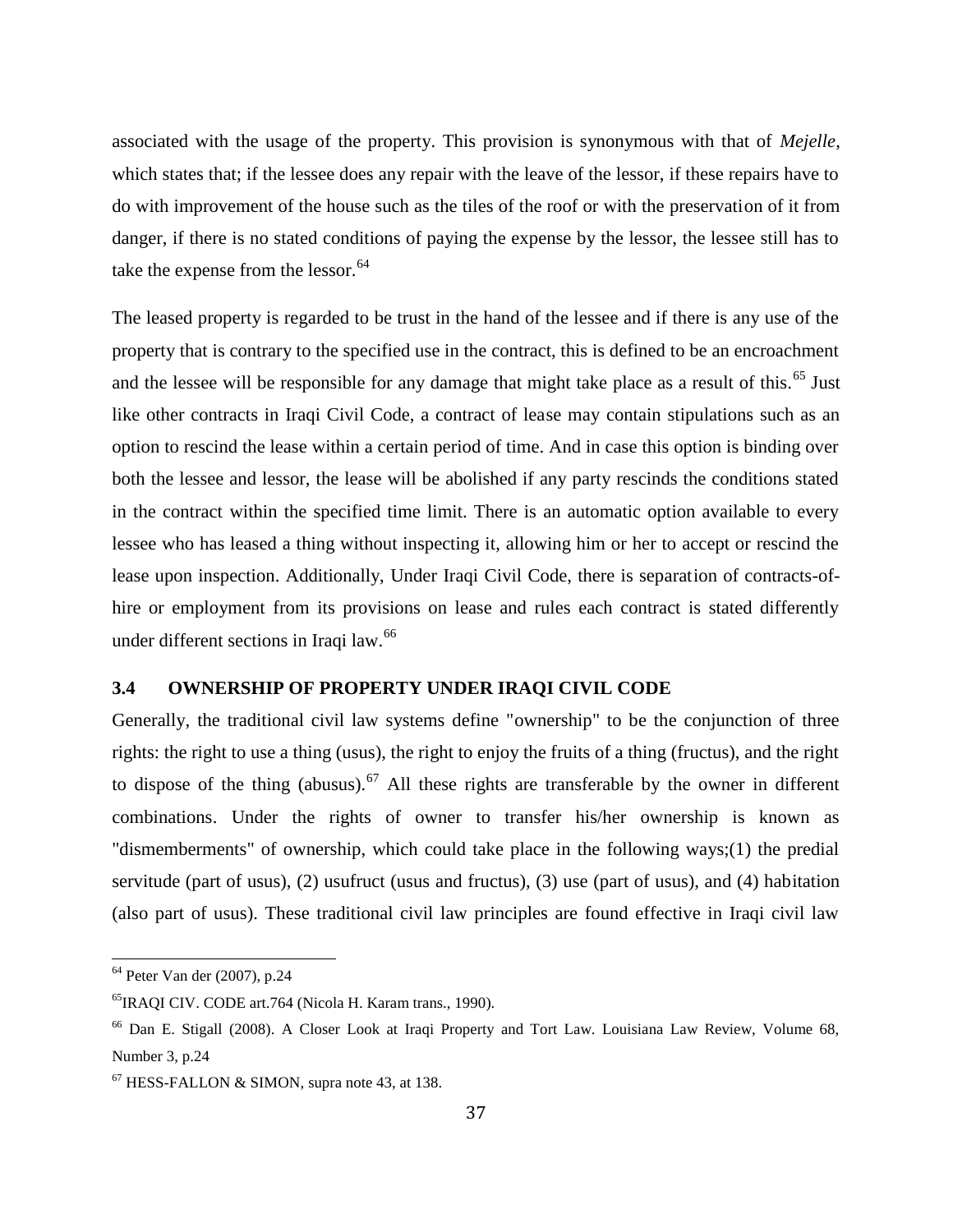associated with the usage of the property. This provision is synonymous with that of *Mejelle*, which states that; if the lessee does any repair with the leave of the lessor, if these repairs have to do with improvement of the house such as the tiles of the roof or with the preservation of it from danger, if there is no stated conditions of paying the expense by the lessor, the lessee still has to take the expense from the lessor.[64]

The leased property is regarded to be trust in the hand of the lessee and if there is any use of the property that is contrary to the specified use in the contract, this is defined to be an encroachment and the lessee will be responsible for any damage that might take place as a result of this.[65] Just like other contracts in Iraqi Civil Code, a contract of lease may contain stipulations such as an option to rescind the lease within a certain period of time. And in case this option is binding over both the lessee and lessor, the lease will be abolished if any party rescinds the conditions stated in the contract within the specified time limit. There is an automatic option available to every lessee who has leased a thing without inspecting it, allowing him or her to accept or rescind the lease upon inspection. Additionally, Under Iraqi Civil Code, there is separation of contracts-of-hire or employment from its provisions on lease and rules each contract is stated differently under different sections in Iraqi law.[66]

### 3.4 OWNERSHIP OF PROPERTY UNDER IRAQI CIVIL CODE

Generally, the traditional civil law systems define "ownership" to be the conjunction of three rights: the right to use a thing (usus), the right to enjoy the fruits of a thing (fructus), and the right to dispose of the thing (abusus).[67] All these rights are transferable by the owner in different combinations. Under the rights of owner to transfer his/her ownership is known as "dismemberments" of ownership, which could take place in the following ways;(1) the predial servitude (part of usus), (2) usufruct (usus and fructus), (3) use (part of usus), and (4) habitation (also part of usus). These traditional civil law principles are found effective in Iraqi civil law

---

[64] Peter Van der (2007), p.24

[65] IRAQI CIV. CODE art.764 (Nicola H. Karam trans., 1990).

[66] Dan E. Stigall (2008). A Closer Look at Iraqi Property and Tort Law. Louisiana Law Review, Volume 68, Number 3, p.24

[67] HESS-FALLON & SIMON, supra note 43, at 138.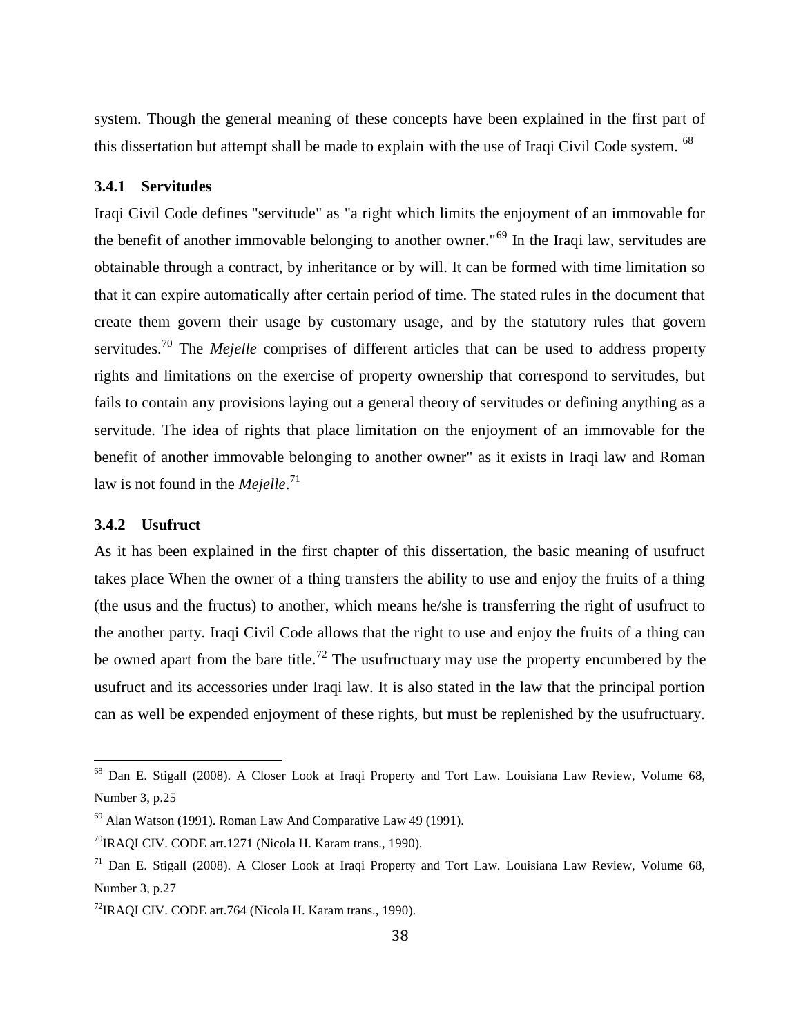system. Though the general meaning of these concepts have been explained in the first part of this dissertation but attempt shall be made to explain with the use of Iraqi Civil Code system. [68]

### 3.4.1 Servitudes

Iraqi Civil Code defines "servitude" as "a right which limits the enjoyment of an immovable for the benefit of another immovable belonging to another owner."[69] In the Iraqi law, servitudes are obtainable through a contract, by inheritance or by will. It can be formed with time limitation so that it can expire automatically after certain period of time. The stated rules in the document that create them govern their usage by customary usage, and by the statutory rules that govern servitudes.[70] The *Mejelle* comprises of different articles that can be used to address property rights and limitations on the exercise of property ownership that correspond to servitudes, but fails to contain any provisions laying out a general theory of servitudes or defining anything as a servitude. The idea of rights that place limitation on the enjoyment of an immovable for the benefit of another immovable belonging to another owner" as it exists in Iraqi law and Roman law is not found in the *Mejelle*.[71]

### 3.4.2 Usufruct

As it has been explained in the first chapter of this dissertation, the basic meaning of usufruct takes place When the owner of a thing transfers the ability to use and enjoy the fruits of a thing (the usus and the fructus) to another, which means he/she is transferring the right of usufruct to the another party. Iraqi Civil Code allows that the right to use and enjoy the fruits of a thing can be owned apart from the bare title.[72] The usufructuary may use the property encumbered by the usufruct and its accessories under Iraqi law. It is also stated in the law that the principal portion can as well be expended enjoyment of these rights, but must be replenished by the usufructuary.

---

[68] Dan E. Stigall (2008). A Closer Look at Iraqi Property and Tort Law. Louisiana Law Review, Volume 68, Number 3, p.25

[69] Alan Watson (1991). Roman Law And Comparative Law 49 (1991).

[70] IRAQI CIV. CODE art.1271 (Nicola H. Karam trans., 1990).

[71] Dan E. Stigall (2008). A Closer Look at Iraqi Property and Tort Law. Louisiana Law Review, Volume 68, Number 3, p.27

[72] IRAQI CIV. CODE art.764 (Nicola H. Karam trans., 1990).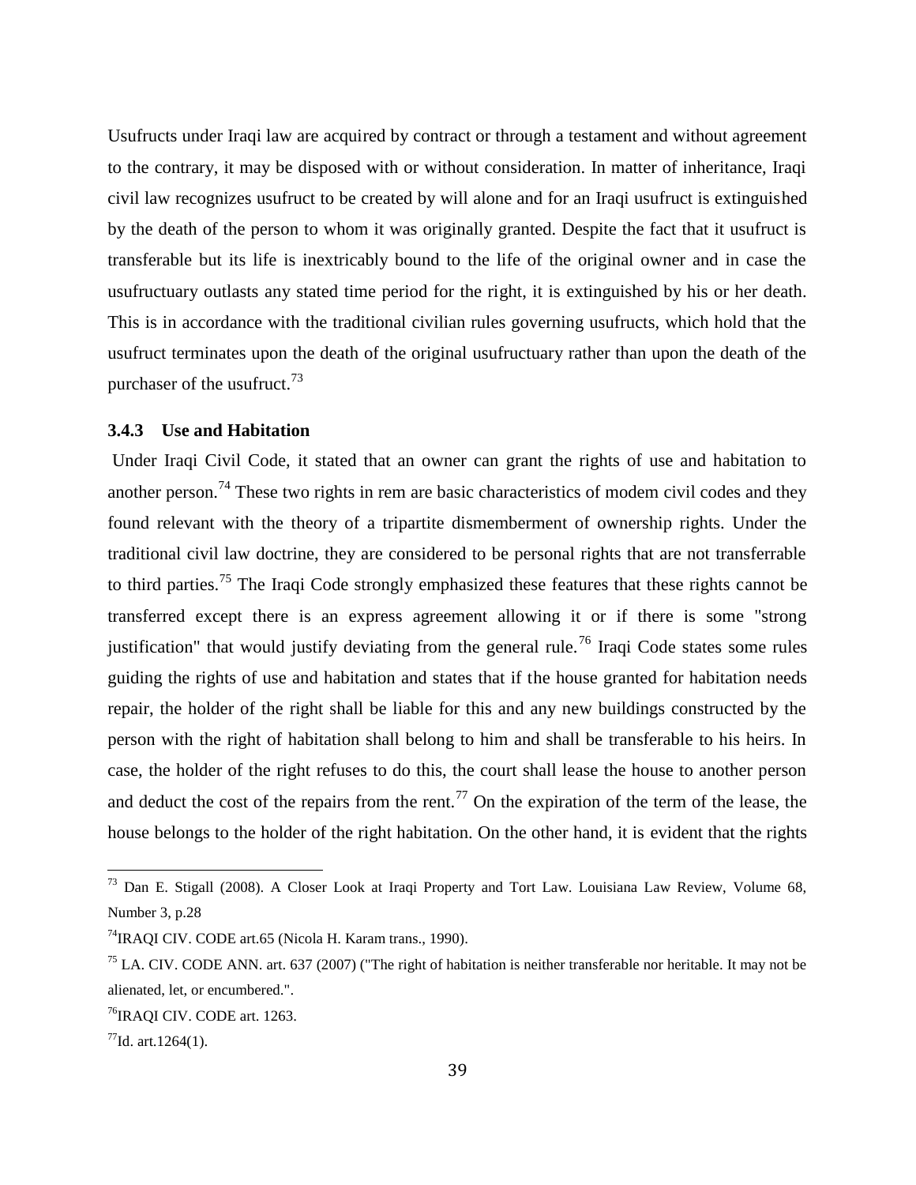Usufructs under Iraqi law are acquired by contract or through a testament and without agreement to the contrary, it may be disposed with or without consideration. In matter of inheritance, Iraqi civil law recognizes usufruct to be created by will alone and for an Iraqi usufruct is extinguished by the death of the person to whom it was originally granted. Despite the fact that it usufruct is transferable but its life is inextricably bound to the life of the original owner and in case the usufructuary outlasts any stated time period for the right, it is extinguished by his or her death. This is in accordance with the traditional civilian rules governing usufructs, which hold that the usufruct terminates upon the death of the original usufructuary rather than upon the death of the purchaser of the usufruct.[73]

### 3.4.3 Use and Habitation

Under Iraqi Civil Code, it stated that an owner can grant the rights of use and habitation to another person.[74] These two rights in rem are basic characteristics of modem civil codes and they found relevant with the theory of a tripartite dismemberment of ownership rights. Under the traditional civil law doctrine, they are considered to be personal rights that are not transferrable to third parties.[75] The Iraqi Code strongly emphasized these features that these rights cannot be transferred except there is an express agreement allowing it or if there is some "strong justification" that would justify deviating from the general rule.[76] Iraqi Code states some rules guiding the rights of use and habitation and states that if the house granted for habitation needs repair, the holder of the right shall be liable for this and any new buildings constructed by the person with the right of habitation shall belong to him and shall be transferable to his heirs. In case, the holder of the right refuses to do this, the court shall lease the house to another person and deduct the cost of the repairs from the rent.[77] On the expiration of the term of the lease, the house belongs to the holder of the right habitation. On the other hand, it is evident that the rights

---

[73] Dan E. Stigall (2008). A Closer Look at Iraqi Property and Tort Law. Louisiana Law Review, Volume 68, Number 3, p.28

[74] IRAQI CIV. CODE art.65 (Nicola H. Karam trans., 1990).

[75] LA. CIV. CODE ANN. art. 637 (2007) ("The right of habitation is neither transferable nor heritable. It may not be alienated, let, or encumbered.".

[76] IRAQI CIV. CODE art. 1263.

[77] Id. art.1264(1).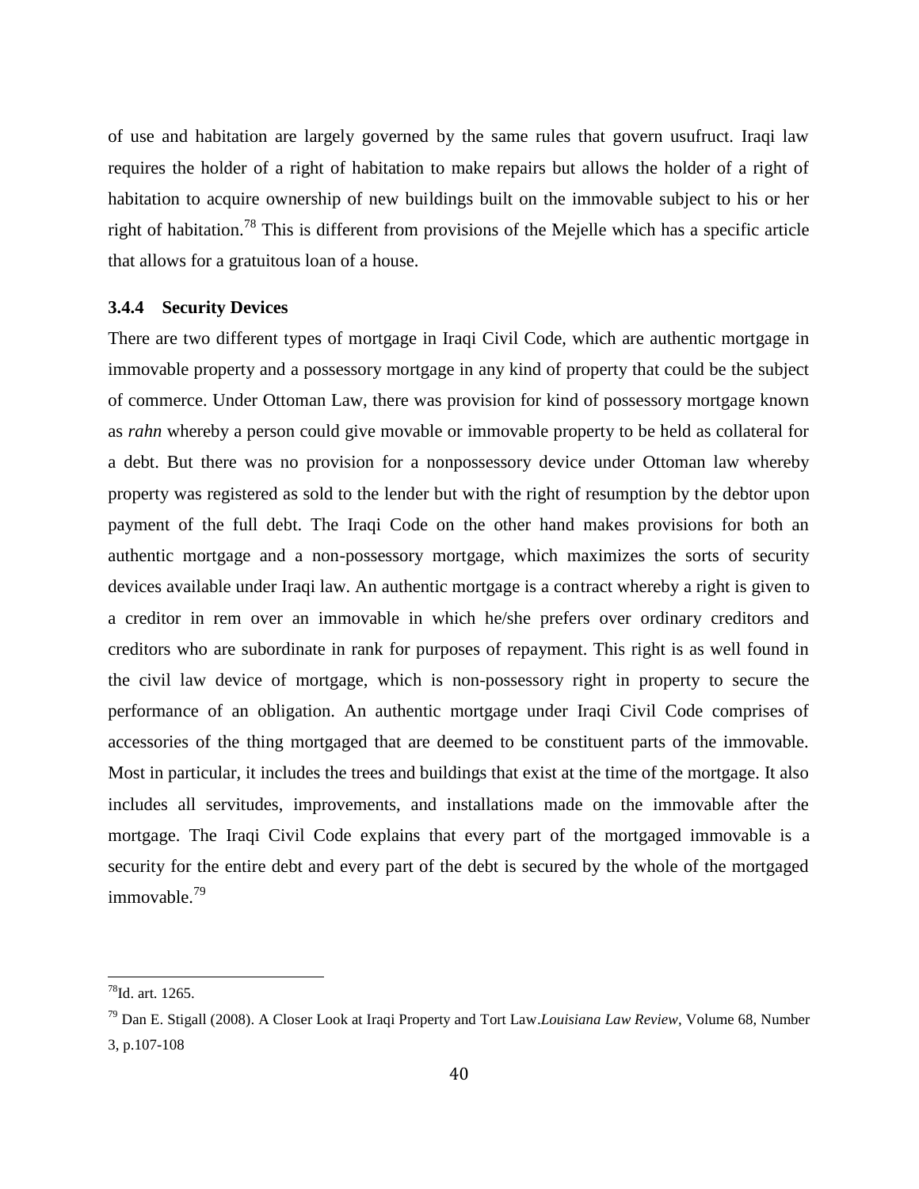of use and habitation are largely governed by the same rules that govern usufruct. Iraqi law requires the holder of a right of habitation to make repairs but allows the holder of a right of habitation to acquire ownership of new buildings built on the immovable subject to his or her right of habitation.[78] This is different from provisions of the Mejelle which has a specific article that allows for a gratuitous loan of a house.

### 3.4.4 Security Devices

There are two different types of mortgage in Iraqi Civil Code, which are authentic mortgage in immovable property and a possessory mortgage in any kind of property that could be the subject of commerce. Under Ottoman Law, there was provision for kind of possessory mortgage known as *rahn* whereby a person could give movable or immovable property to be held as collateral for a debt. But there was no provision for a nonpossessory device under Ottoman law whereby property was registered as sold to the lender but with the right of resumption by the debtor upon payment of the full debt. The Iraqi Code on the other hand makes provisions for both an authentic mortgage and a non-possessory mortgage, which maximizes the sorts of security devices available under Iraqi law. An authentic mortgage is a contract whereby a right is given to a creditor in rem over an immovable in which he/she prefers over ordinary creditors and creditors who are subordinate in rank for purposes of repayment. This right is as well found in the civil law device of mortgage, which is non-possessory right in property to secure the performance of an obligation. An authentic mortgage under Iraqi Civil Code comprises of accessories of the thing mortgaged that are deemed to be constituent parts of the immovable. Most in particular, it includes the trees and buildings that exist at the time of the mortgage. It also includes all servitudes, improvements, and installations made on the immovable after the mortgage. The Iraqi Civil Code explains that every part of the mortgaged immovable is a security for the entire debt and every part of the debt is secured by the whole of the mortgaged immovable.[79]

---

[78] Id. art. 1265.

[79] Dan E. Stigall (2008). A Closer Look at Iraqi Property and Tort Law. *Louisiana Law Review*, Volume 68, Number 3, p.107-108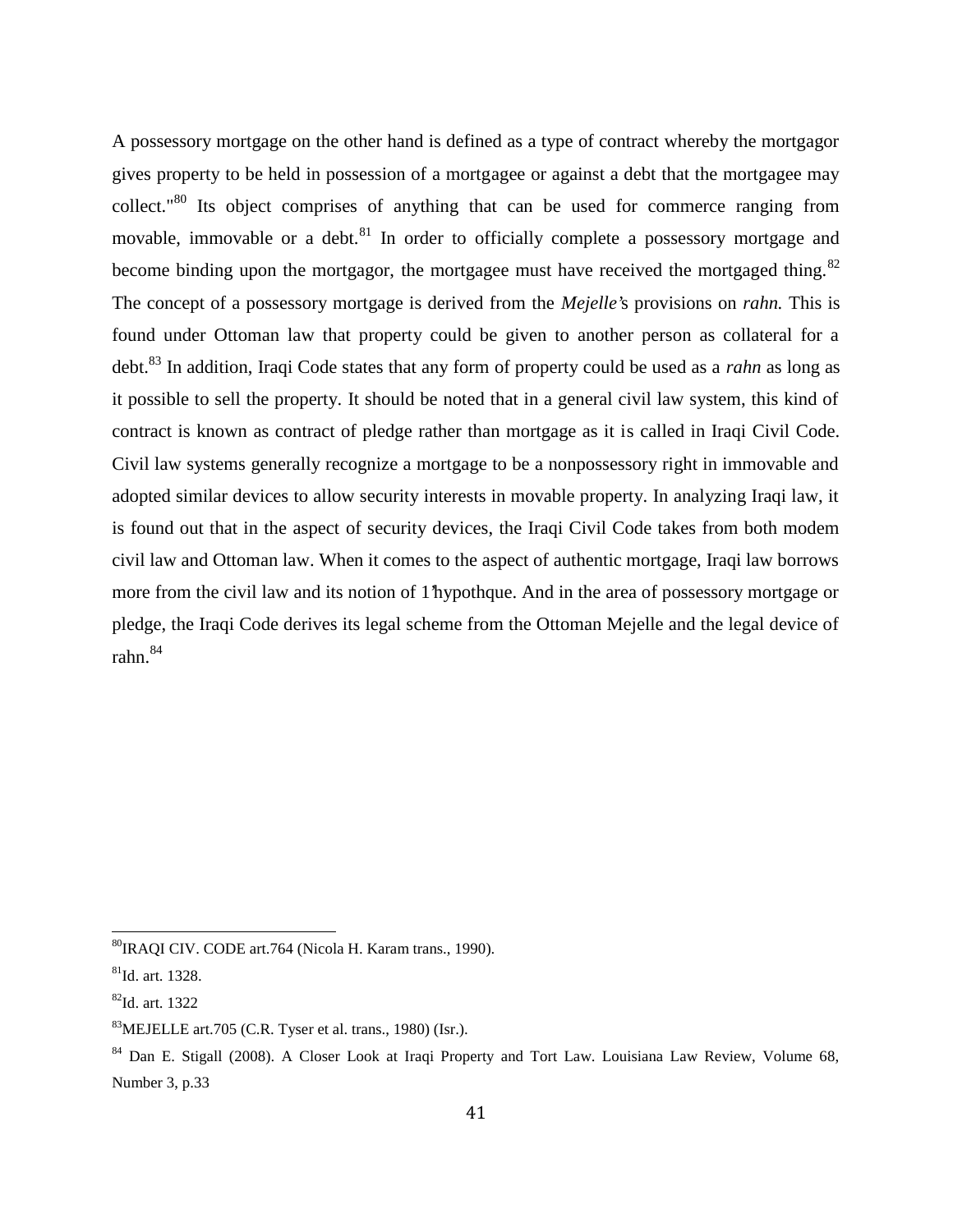A possessory mortgage on the other hand is defined as a type of contract whereby the mortgagor gives property to be held in possession of a mortgagee or against a debt that the mortgagee may collect."[80] Its object comprises of anything that can be used for commerce ranging from movable, immovable or a debt.[81] In order to officially complete a possessory mortgage and become binding upon the mortgagor, the mortgagee must have received the mortgaged thing.[82] The concept of a possessory mortgage is derived from the *Mejelle'*s provisions on *rahn.* This is found under Ottoman law that property could be given to another person as collateral for a debt.[83] In addition, Iraqi Code states that any form of property could be used as a *rahn* as long as it possible to sell the property. It should be noted that in a general civil law system, this kind of contract is known as contract of pledge rather than mortgage as it is called in Iraqi Civil Code. Civil law systems generally recognize a mortgage to be a nonpossessory right in immovable and adopted similar devices to allow security interests in movable property. In analyzing Iraqi law, it is found out that in the aspect of security devices, the Iraqi Civil Code takes from both modem civil law and Ottoman law. When it comes to the aspect of authentic mortgage, Iraqi law borrows more from the civil law and its notion of 1'hypothque. And in the area of possessory mortgage or pledge, the Iraqi Code derives its legal scheme from the Ottoman Mejelle and the legal device of rahn.[84]

---

[80] IRAQI CIV. CODE art.764 (Nicola H. Karam trans., 1990).

[81] Id. art. 1328.

[82] Id. art. 1322

[83] MEJELLE art.705 (C.R. Tyser et al. trans., 1980) (Isr.).

[84] Dan E. Stigall (2008). A Closer Look at Iraqi Property and Tort Law. Louisiana Law Review, Volume 68, Number 3, p.33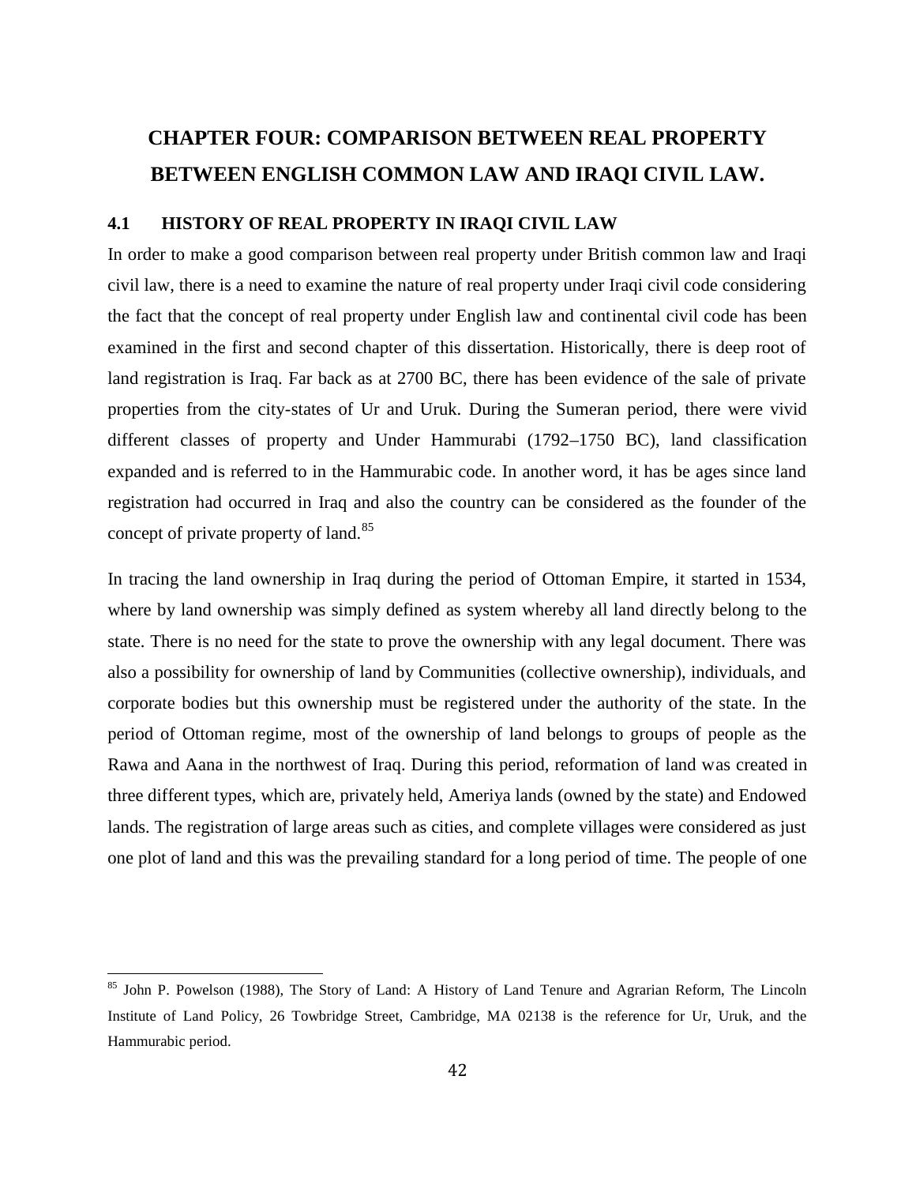# CHAPTER FOUR: COMPARISON BETWEEN REAL PROPERTY BETWEEN ENGLISH COMMON LAW AND IRAQI CIVIL LAW.

## 4.1 HISTORY OF REAL PROPERTY IN IRAQI CIVIL LAW

In order to make a good comparison between real property under British common law and Iraqi civil law, there is a need to examine the nature of real property under Iraqi civil code considering the fact that the concept of real property under English law and continental civil code has been examined in the first and second chapter of this dissertation. Historically, there is deep root of land registration is Iraq. Far back as at 2700 BC, there has been evidence of the sale of private properties from the city-states of Ur and Uruk. During the Sumeran period, there were vivid different classes of property and Under Hammurabi (1792–1750 BC), land classification expanded and is referred to in the Hammurabic code. In another word, it has be ages since land registration had occurred in Iraq and also the country can be considered as the founder of the concept of private property of land.[85]

In tracing the land ownership in Iraq during the period of Ottoman Empire, it started in 1534, where by land ownership was simply defined as system whereby all land directly belong to the state. There is no need for the state to prove the ownership with any legal document. There was also a possibility for ownership of land by Communities (collective ownership), individuals, and corporate bodies but this ownership must be registered under the authority of the state. In the period of Ottoman regime, most of the ownership of land belongs to groups of people as the Rawa and Aana in the northwest of Iraq. During this period, reformation of land was created in three different types, which are, privately held, Ameriya lands (owned by the state) and Endowed lands. The registration of large areas such as cities, and complete villages were considered as just one plot of land and this was the prevailing standard for a long period of time. The people of one

---

[85] John P. Powelson (1988), The Story of Land: A History of Land Tenure and Agrarian Reform, The Lincoln Institute of Land Policy, 26 Towbridge Street, Cambridge, MA 02138 is the reference for Ur, Uruk, and the Hammurabic period.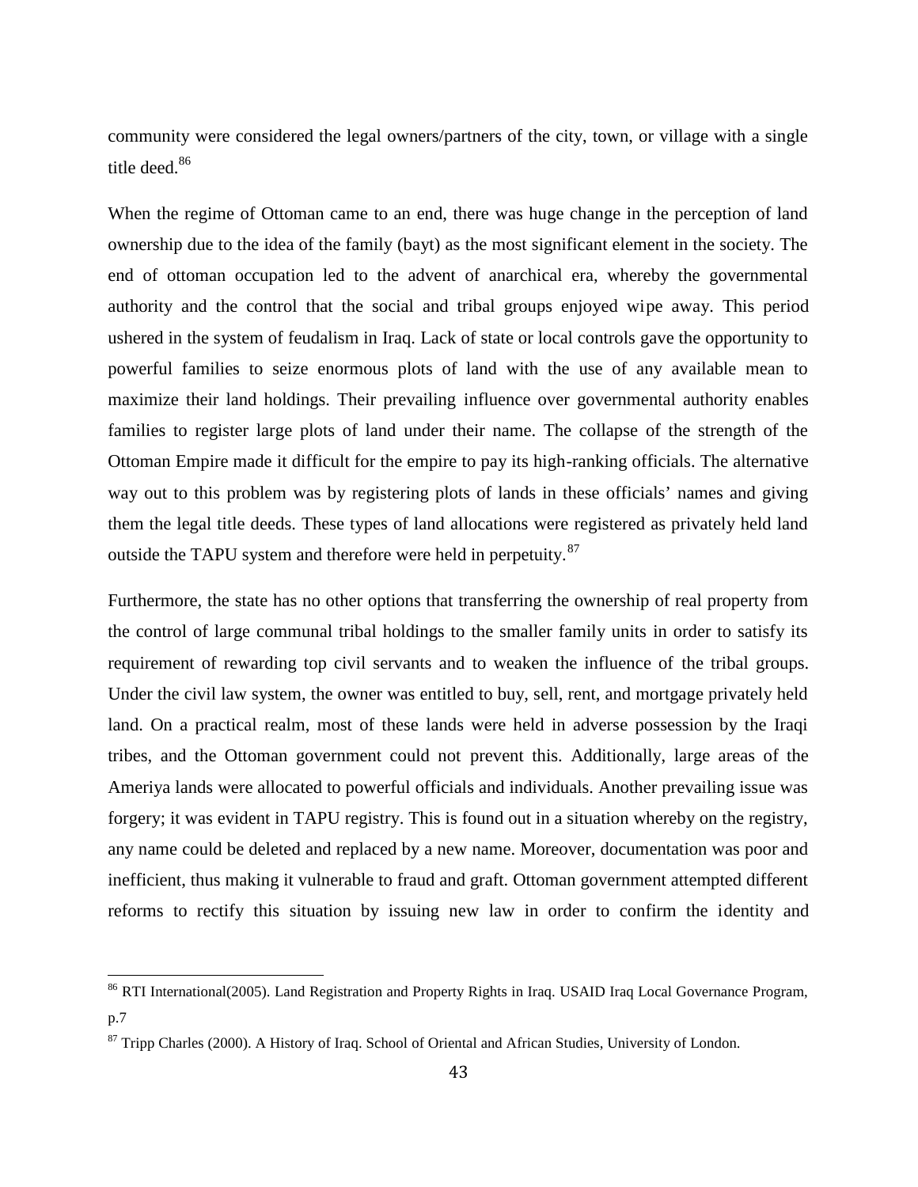community were considered the legal owners/partners of the city, town, or village with a single title deed.[86]

When the regime of Ottoman came to an end, there was huge change in the perception of land ownership due to the idea of the family (bayt) as the most significant element in the society. The end of ottoman occupation led to the advent of anarchical era, whereby the governmental authority and the control that the social and tribal groups enjoyed wipe away. This period ushered in the system of feudalism in Iraq. Lack of state or local controls gave the opportunity to powerful families to seize enormous plots of land with the use of any available mean to maximize their land holdings. Their prevailing influence over governmental authority enables families to register large plots of land under their name. The collapse of the strength of the Ottoman Empire made it difficult for the empire to pay its high-ranking officials. The alternative way out to this problem was by registering plots of lands in these officials' names and giving them the legal title deeds. These types of land allocations were registered as privately held land outside the TAPU system and therefore were held in perpetuity.[87]

Furthermore, the state has no other options that transferring the ownership of real property from the control of large communal tribal holdings to the smaller family units in order to satisfy its requirement of rewarding top civil servants and to weaken the influence of the tribal groups. Under the civil law system, the owner was entitled to buy, sell, rent, and mortgage privately held land. On a practical realm, most of these lands were held in adverse possession by the Iraqi tribes, and the Ottoman government could not prevent this. Additionally, large areas of the Ameriya lands were allocated to powerful officials and individuals. Another prevailing issue was forgery; it was evident in TAPU registry. This is found out in a situation whereby on the registry, any name could be deleted and replaced by a new name. Moreover, documentation was poor and inefficient, thus making it vulnerable to fraud and graft. Ottoman government attempted different reforms to rectify this situation by issuing new law in order to confirm the identity and

---

[86] RTI International(2005). Land Registration and Property Rights in Iraq. USAID Iraq Local Governance Program, p.7

[87] Tripp Charles (2000). A History of Iraq. School of Oriental and African Studies, University of London.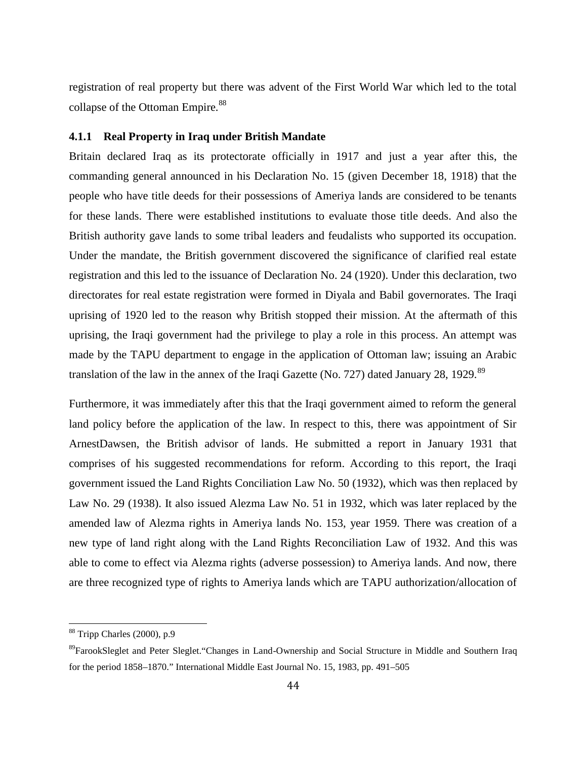registration of real property but there was advent of the First World War which led to the total collapse of the Ottoman Empire.[88]

### 4.1.1 Real Property in Iraq under British Mandate

Britain declared Iraq as its protectorate officially in 1917 and just a year after this, the commanding general announced in his Declaration No. 15 (given December 18, 1918) that the people who have title deeds for their possessions of Ameriya lands are considered to be tenants for these lands. There were established institutions to evaluate those title deeds. And also the British authority gave lands to some tribal leaders and feudalists who supported its occupation. Under the mandate, the British government discovered the significance of clarified real estate registration and this led to the issuance of Declaration No. 24 (1920). Under this declaration, two directorates for real estate registration were formed in Diyala and Babil governorates. The Iraqi uprising of 1920 led to the reason why British stopped their mission. At the aftermath of this uprising, the Iraqi government had the privilege to play a role in this process. An attempt was made by the TAPU department to engage in the application of Ottoman law; issuing an Arabic translation of the law in the annex of the Iraqi Gazette (No. 727) dated January 28, 1929.[89]

Furthermore, it was immediately after this that the Iraqi government aimed to reform the general land policy before the application of the law. In respect to this, there was appointment of Sir ArnestDawsen, the British advisor of lands. He submitted a report in January 1931 that comprises of his suggested recommendations for reform. According to this report, the Iraqi government issued the Land Rights Conciliation Law No. 50 (1932), which was then replaced by Law No. 29 (1938). It also issued Alezma Law No. 51 in 1932, which was later replaced by the amended law of Alezma rights in Ameriya lands No. 153, year 1959. There was creation of a new type of land right along with the Land Rights Reconciliation Law of 1932. And this was able to come to effect via Alezma rights (adverse possession) to Ameriya lands. And now, there are three recognized type of rights to Ameriya lands which are TAPU authorization/allocation of

---

[88] Tripp Charles (2000), p.9

[89] FarookSleglet and Peter Sleglet."Changes in Land-Ownership and Social Structure in Middle and Southern Iraq for the period 1858–1870." International Middle East Journal No. 15, 1983, pp. 491–505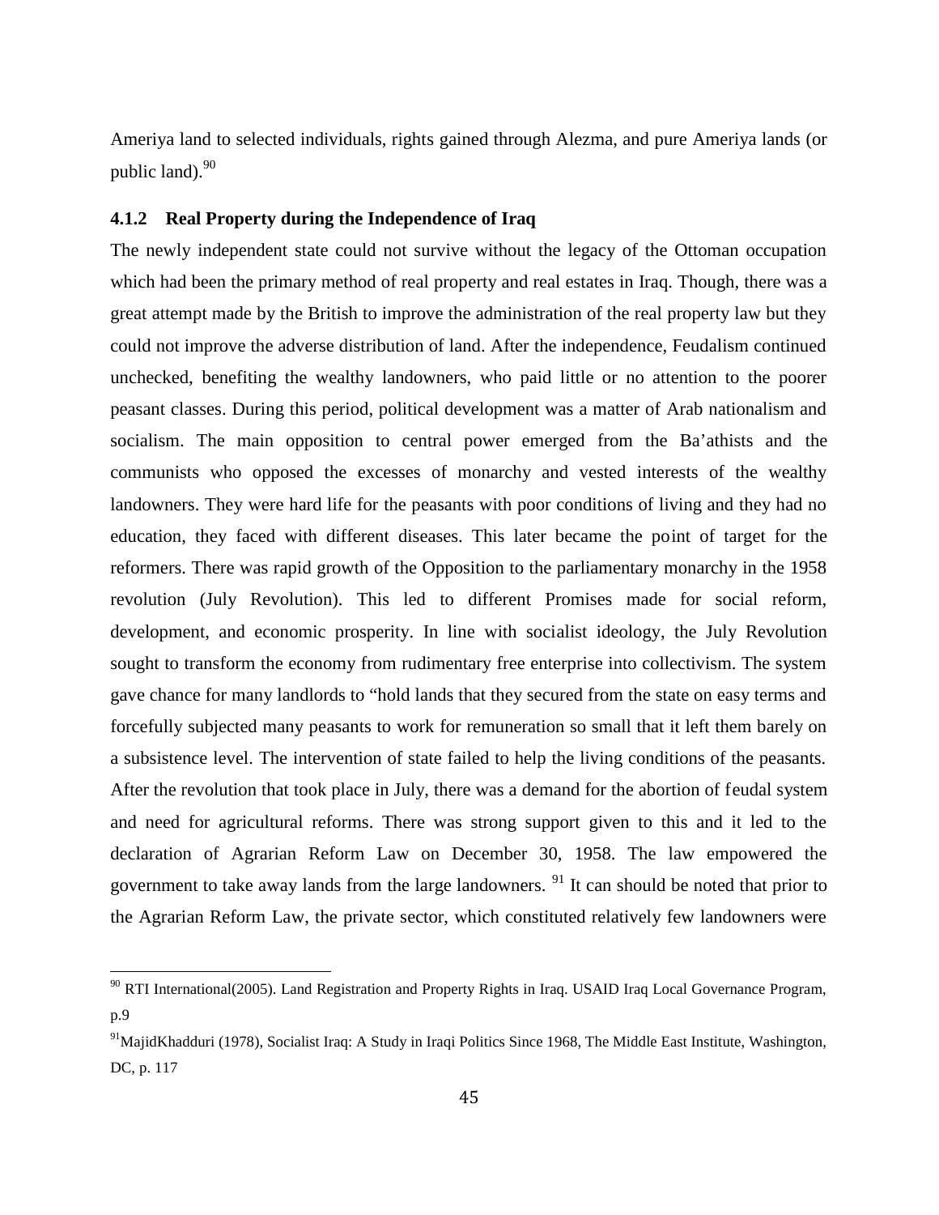Ameriya land to selected individuals, rights gained through Alezma, and pure Ameriya lands (or public land).[90]

### 4.1.2 Real Property during the Independence of Iraq

The newly independent state could not survive without the legacy of the Ottoman occupation which had been the primary method of real property and real estates in Iraq. Though, there was a great attempt made by the British to improve the administration of the real property law but they could not improve the adverse distribution of land. After the independence, Feudalism continued unchecked, benefiting the wealthy landowners, who paid little or no attention to the poorer peasant classes. During this period, political development was a matter of Arab nationalism and socialism. The main opposition to central power emerged from the Ba'athists and the communists who opposed the excesses of monarchy and vested interests of the wealthy landowners. They were hard life for the peasants with poor conditions of living and they had no education, they faced with different diseases. This later became the point of target for the reformers. There was rapid growth of the Opposition to the parliamentary monarchy in the 1958 revolution (July Revolution). This led to different Promises made for social reform, development, and economic prosperity. In line with socialist ideology, the July Revolution sought to transform the economy from rudimentary free enterprise into collectivism. The system gave chance for many landlords to "hold lands that they secured from the state on easy terms and forcefully subjected many peasants to work for remuneration so small that it left them barely on a subsistence level. The intervention of state failed to help the living conditions of the peasants. After the revolution that took place in July, there was a demand for the abortion of feudal system and need for agricultural reforms. There was strong support given to this and it led to the declaration of Agrarian Reform Law on December 30, 1958. The law empowered the government to take away lands from the large landowners. [91] It can should be noted that prior to the Agrarian Reform Law, the private sector, which constituted relatively few landowners were

---

[90] RTI International(2005). Land Registration and Property Rights in Iraq. USAID Iraq Local Governance Program, p.9

[91] MajidKhadduri (1978), Socialist Iraq: A Study in Iraqi Politics Since 1968, The Middle East Institute, Washington, DC, p. 117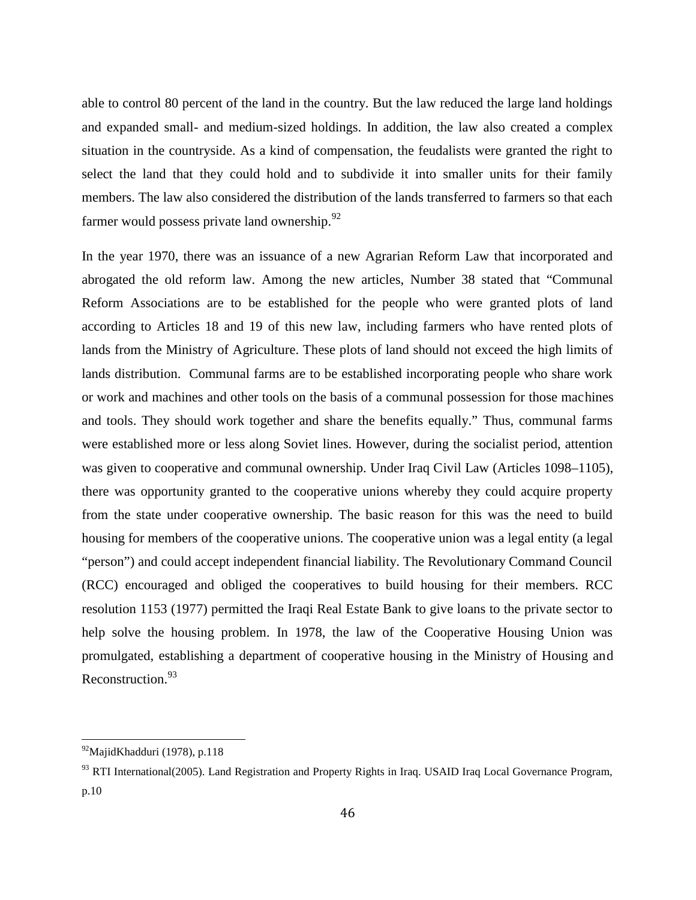able to control 80 percent of the land in the country. But the law reduced the large land holdings and expanded small- and medium-sized holdings. In addition, the law also created a complex situation in the countryside. As a kind of compensation, the feudalists were granted the right to select the land that they could hold and to subdivide it into smaller units for their family members. The law also considered the distribution of the lands transferred to farmers so that each farmer would possess private land ownership.[92]

In the year 1970, there was an issuance of a new Agrarian Reform Law that incorporated and abrogated the old reform law. Among the new articles, Number 38 stated that "Communal Reform Associations are to be established for the people who were granted plots of land according to Articles 18 and 19 of this new law, including farmers who have rented plots of lands from the Ministry of Agriculture. These plots of land should not exceed the high limits of lands distribution. Communal farms are to be established incorporating people who share work or work and machines and other tools on the basis of a communal possession for those machines and tools. They should work together and share the benefits equally." Thus, communal farms were established more or less along Soviet lines. However, during the socialist period, attention was given to cooperative and communal ownership. Under Iraq Civil Law (Articles 1098–1105), there was opportunity granted to the cooperative unions whereby they could acquire property from the state under cooperative ownership. The basic reason for this was the need to build housing for members of the cooperative unions. The cooperative union was a legal entity (a legal "person") and could accept independent financial liability. The Revolutionary Command Council (RCC) encouraged and obliged the cooperatives to build housing for their members. RCC resolution 1153 (1977) permitted the Iraqi Real Estate Bank to give loans to the private sector to help solve the housing problem. In 1978, the law of the Cooperative Housing Union was promulgated, establishing a department of cooperative housing in the Ministry of Housing and Reconstruction.[93]

---

[92] MajidKhadduri (1978), p.118

[93] RTI International(2005). Land Registration and Property Rights in Iraq. USAID Iraq Local Governance Program, p.10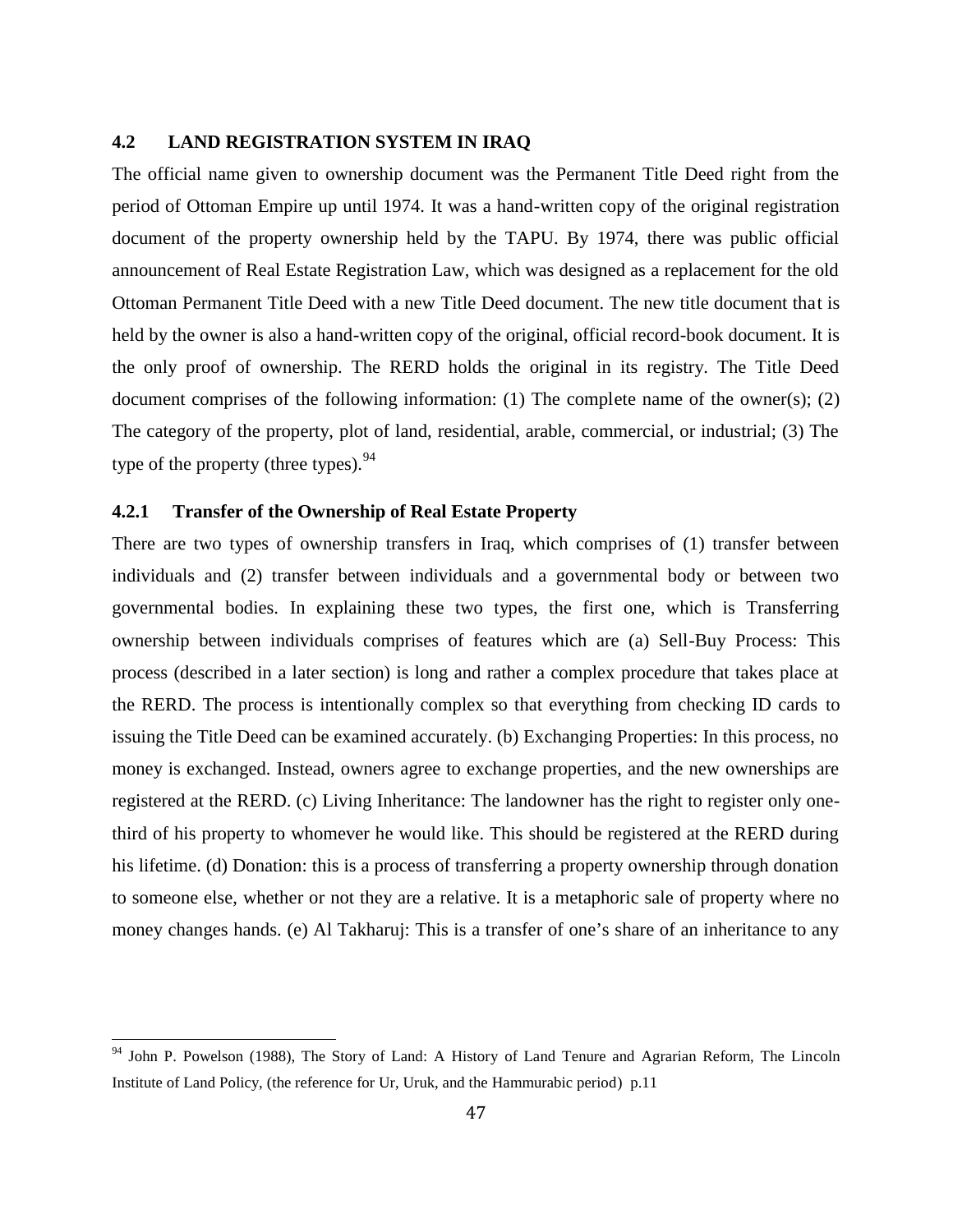## 4.2 LAND REGISTRATION SYSTEM IN IRAQ

The official name given to ownership document was the Permanent Title Deed right from the period of Ottoman Empire up until 1974. It was a hand-written copy of the original registration document of the property ownership held by the TAPU. By 1974, there was public official announcement of Real Estate Registration Law, which was designed as a replacement for the old Ottoman Permanent Title Deed with a new Title Deed document. The new title document that is held by the owner is also a hand-written copy of the original, official record-book document. It is the only proof of ownership. The RERD holds the original in its registry. The Title Deed document comprises of the following information: (1) The complete name of the owner(s); (2) The category of the property, plot of land, residential, arable, commercial, or industrial; (3) The type of the property (three types).[94]

### 4.2.1 Transfer of the Ownership of Real Estate Property

There are two types of ownership transfers in Iraq, which comprises of (1) transfer between individuals and (2) transfer between individuals and a governmental body or between two governmental bodies. In explaining these two types, the first one, which is Transferring ownership between individuals comprises of features which are (a) Sell-Buy Process: This process (described in a later section) is long and rather a complex procedure that takes place at the RERD. The process is intentionally complex so that everything from checking ID cards to issuing the Title Deed can be examined accurately. (b) Exchanging Properties: In this process, no money is exchanged. Instead, owners agree to exchange properties, and the new ownerships are registered at the RERD. (c) Living Inheritance: The landowner has the right to register only one-third of his property to whomever he would like. This should be registered at the RERD during his lifetime. (d) Donation: this is a process of transferring a property ownership through donation to someone else, whether or not they are a relative. It is a metaphoric sale of property where no money changes hands. (e) Al Takharuj: This is a transfer of one's share of an inheritance to any

[94] John P. Powelson (1988), The Story of Land: A History of Land Tenure and Agrarian Reform, The Lincoln Institute of Land Policy, (the reference for Ur, Uruk, and the Hammurabic period) p.11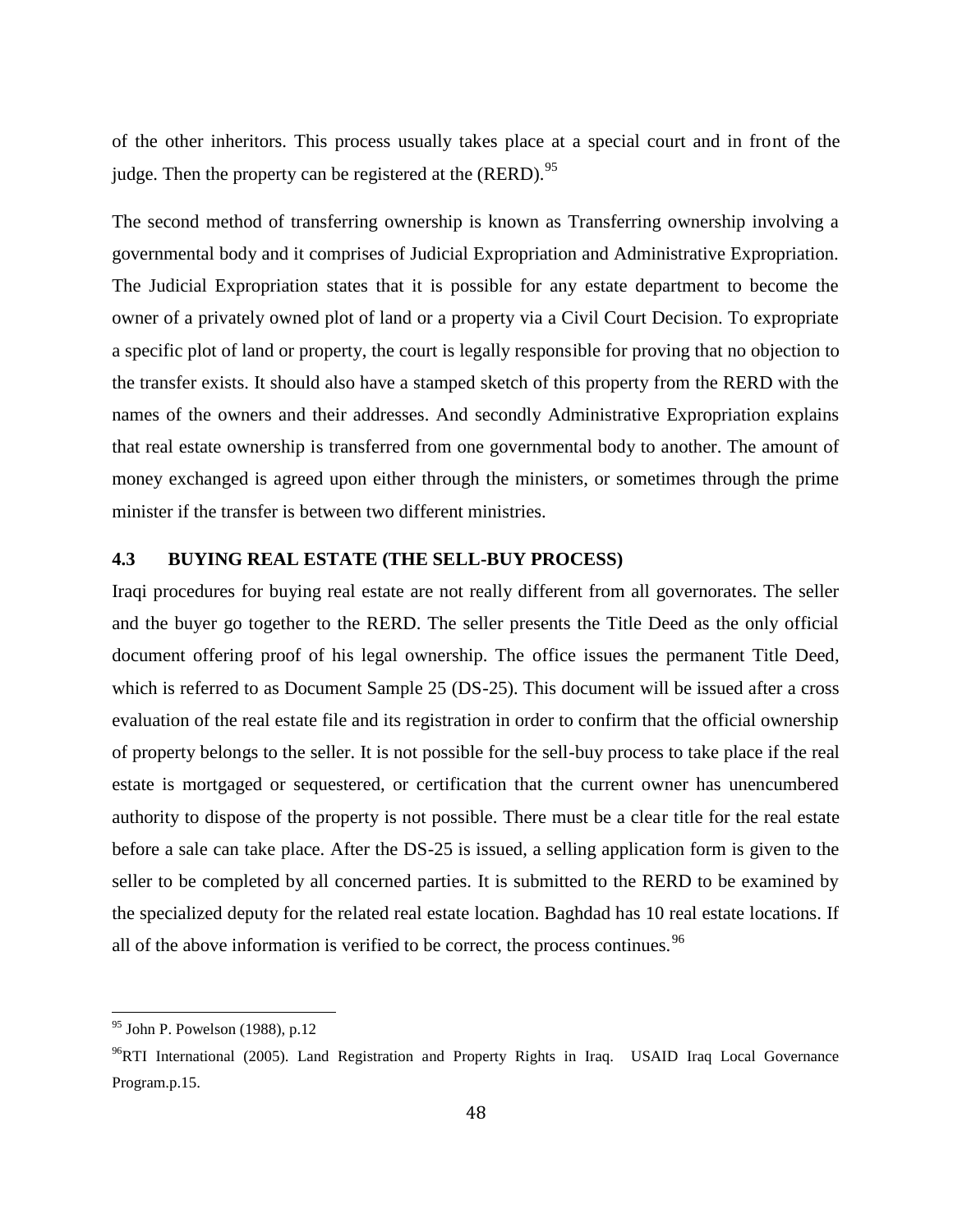of the other inheritors. This process usually takes place at a special court and in front of the judge. Then the property can be registered at the (RERD).[95]

The second method of transferring ownership is known as Transferring ownership involving a governmental body and it comprises of Judicial Expropriation and Administrative Expropriation. The Judicial Expropriation states that it is possible for any estate department to become the owner of a privately owned plot of land or a property via a Civil Court Decision. To expropriate a specific plot of land or property, the court is legally responsible for proving that no objection to the transfer exists. It should also have a stamped sketch of this property from the RERD with the names of the owners and their addresses. And secondly Administrative Expropriation explains that real estate ownership is transferred from one governmental body to another. The amount of money exchanged is agreed upon either through the ministers, or sometimes through the prime minister if the transfer is between two different ministries.

### 4.3 BUYING REAL ESTATE (THE SELL-BUY PROCESS)

Iraqi procedures for buying real estate are not really different from all governorates. The seller and the buyer go together to the RERD. The seller presents the Title Deed as the only official document offering proof of his legal ownership. The office issues the permanent Title Deed, which is referred to as Document Sample 25 (DS-25). This document will be issued after a cross evaluation of the real estate file and its registration in order to confirm that the official ownership of property belongs to the seller. It is not possible for the sell-buy process to take place if the real estate is mortgaged or sequestered, or certification that the current owner has unencumbered authority to dispose of the property is not possible. There must be a clear title for the real estate before a sale can take place. After the DS-25 is issued, a selling application form is given to the seller to be completed by all concerned parties. It is submitted to the RERD to be examined by the specialized deputy for the related real estate location. Baghdad has 10 real estate locations. If all of the above information is verified to be correct, the process continues.[96]

---

[95] John P. Powelson (1988), p.12

[96] RTI International (2005). Land Registration and Property Rights in Iraq. USAID Iraq Local Governance Program.p.15.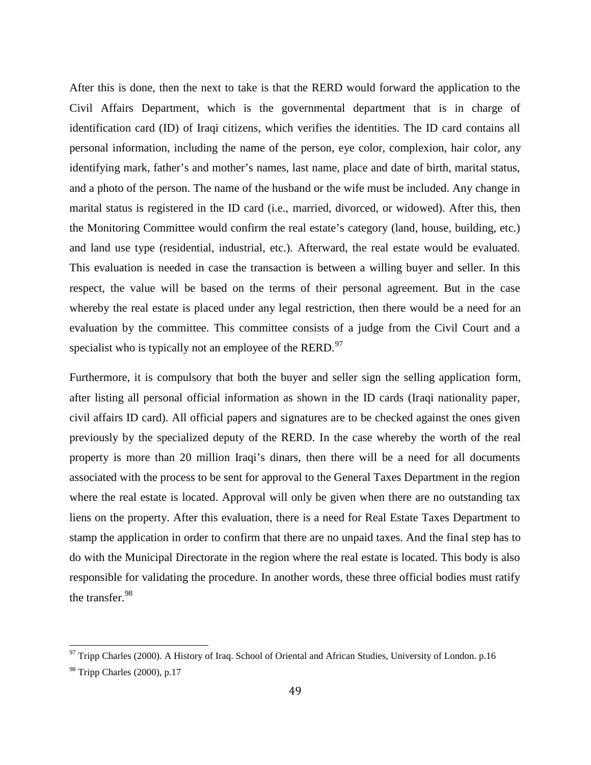After this is done, then the next to take is that the RERD would forward the application to the Civil Affairs Department, which is the governmental department that is in charge of identification card (ID) of Iraqi citizens, which verifies the identities. The ID card contains all personal information, including the name of the person, eye color, complexion, hair color, any identifying mark, father's and mother's names, last name, place and date of birth, marital status, and a photo of the person. The name of the husband or the wife must be included. Any change in marital status is registered in the ID card (i.e., married, divorced, or widowed). After this, then the Monitoring Committee would confirm the real estate's category (land, house, building, etc.) and land use type (residential, industrial, etc.). Afterward, the real estate would be evaluated. This evaluation is needed in case the transaction is between a willing buyer and seller. In this respect, the value will be based on the terms of their personal agreement. But in the case whereby the real estate is placed under any legal restriction, then there would be a need for an evaluation by the committee. This committee consists of a judge from the Civil Court and a specialist who is typically not an employee of the RERD.[97]

Furthermore, it is compulsory that both the buyer and seller sign the selling application form, after listing all personal official information as shown in the ID cards (Iraqi nationality paper, civil affairs ID card). All official papers and signatures are to be checked against the ones given previously by the specialized deputy of the RERD. In the case whereby the worth of the real property is more than 20 million Iraqi's dinars, then there will be a need for all documents associated with the process to be sent for approval to the General Taxes Department in the region where the real estate is located. Approval will only be given when there are no outstanding tax liens on the property. After this evaluation, there is a need for Real Estate Taxes Department to stamp the application in order to confirm that there are no unpaid taxes. And the final step has to do with the Municipal Directorate in the region where the real estate is located. This body is also responsible for validating the procedure. In another words, these three official bodies must ratify the transfer.[98]

---

[97] Tripp Charles (2000). A History of Iraq. School of Oriental and African Studies, University of London. p.16

[98] Tripp Charles (2000), p.17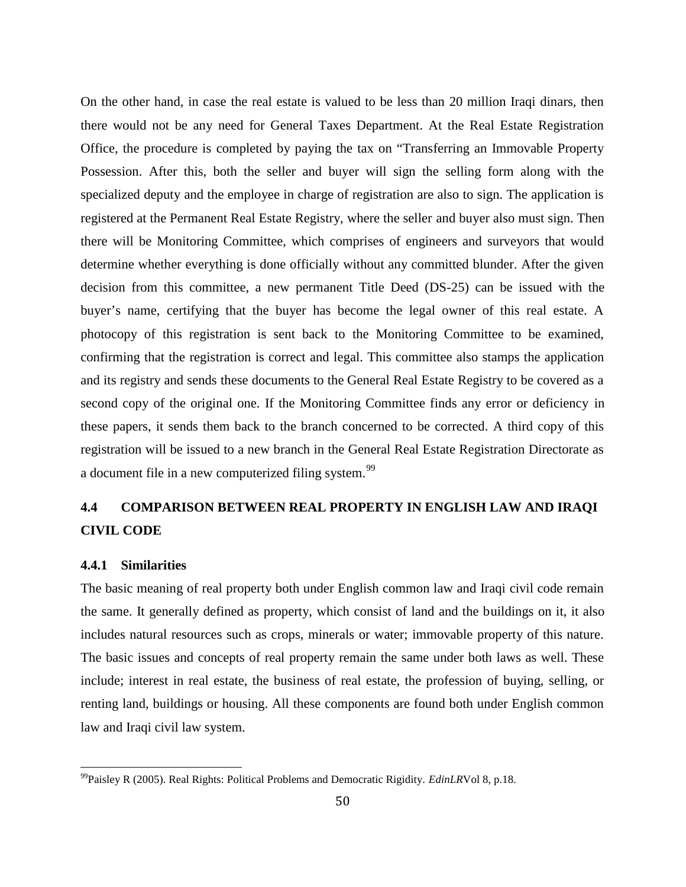On the other hand, in case the real estate is valued to be less than 20 million Iraqi dinars, then there would not be any need for General Taxes Department. At the Real Estate Registration Office, the procedure is completed by paying the tax on "Transferring an Immovable Property Possession. After this, both the seller and buyer will sign the selling form along with the specialized deputy and the employee in charge of registration are also to sign. The application is registered at the Permanent Real Estate Registry, where the seller and buyer also must sign. Then there will be Monitoring Committee, which comprises of engineers and surveyors that would determine whether everything is done officially without any committed blunder. After the given decision from this committee, a new permanent Title Deed (DS-25) can be issued with the buyer's name, certifying that the buyer has become the legal owner of this real estate. A photocopy of this registration is sent back to the Monitoring Committee to be examined, confirming that the registration is correct and legal. This committee also stamps the application and its registry and sends these documents to the General Real Estate Registry to be covered as a second copy of the original one. If the Monitoring Committee finds any error or deficiency in these papers, it sends them back to the branch concerned to be corrected. A third copy of this registration will be issued to a new branch in the General Real Estate Registration Directorate as a document file in a new computerized filing system.[99]

## 4.4 COMPARISON BETWEEN REAL PROPERTY IN ENGLISH LAW AND IRAQI CIVIL CODE

### 4.4.1 Similarities

The basic meaning of real property both under English common law and Iraqi civil code remain the same. It generally defined as property, which consist of land and the buildings on it, it also includes natural resources such as crops, minerals or water; immovable property of this nature. The basic issues and concepts of real property remain the same under both laws as well. These include; interest in real estate, the business of real estate, the profession of buying, selling, or renting land, buildings or housing. All these components are found both under English common law and Iraqi civil law system.

---

[99] Paisley R (2005). Real Rights: Political Problems and Democratic Rigidity. *EdinLR* Vol 8, p.18.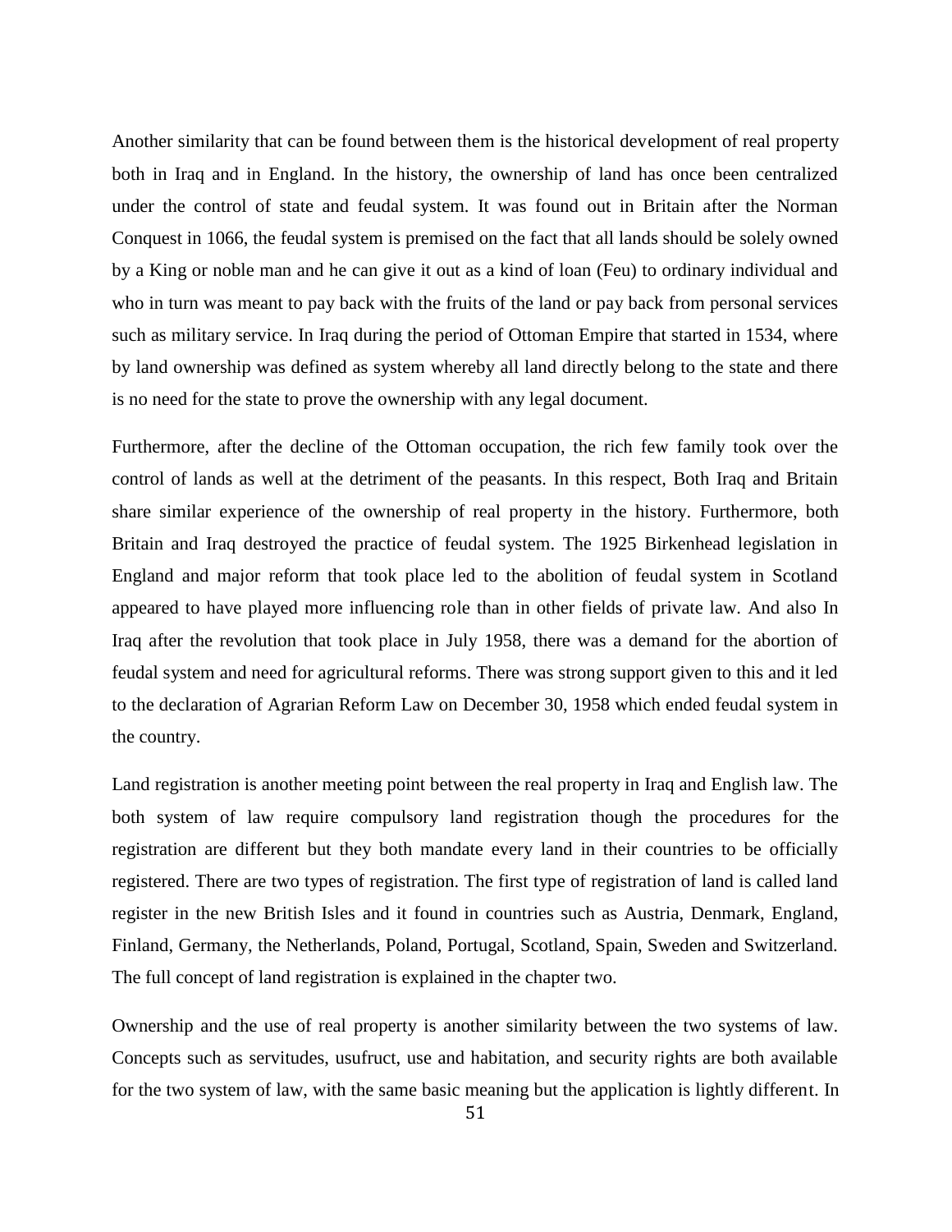Another similarity that can be found between them is the historical development of real property both in Iraq and in England. In the history, the ownership of land has once been centralized under the control of state and feudal system. It was found out in Britain after the Norman Conquest in 1066, the feudal system is premised on the fact that all lands should be solely owned by a King or noble man and he can give it out as a kind of loan (Feu) to ordinary individual and who in turn was meant to pay back with the fruits of the land or pay back from personal services such as military service. In Iraq during the period of Ottoman Empire that started in 1534, where by land ownership was defined as system whereby all land directly belong to the state and there is no need for the state to prove the ownership with any legal document.

Furthermore, after the decline of the Ottoman occupation, the rich few family took over the control of lands as well at the detriment of the peasants. In this respect, Both Iraq and Britain share similar experience of the ownership of real property in the history. Furthermore, both Britain and Iraq destroyed the practice of feudal system. The 1925 Birkenhead legislation in England and major reform that took place led to the abolition of feudal system in Scotland appeared to have played more influencing role than in other fields of private law. And also In Iraq after the revolution that took place in July 1958, there was a demand for the abortion of feudal system and need for agricultural reforms. There was strong support given to this and it led to the declaration of Agrarian Reform Law on December 30, 1958 which ended feudal system in the country.

Land registration is another meeting point between the real property in Iraq and English law. The both system of law require compulsory land registration though the procedures for the registration are different but they both mandate every land in their countries to be officially registered. There are two types of registration. The first type of registration of land is called land register in the new British Isles and it found in countries such as Austria, Denmark, England, Finland, Germany, the Netherlands, Poland, Portugal, Scotland, Spain, Sweden and Switzerland. The full concept of land registration is explained in the chapter two.

Ownership and the use of real property is another similarity between the two systems of law. Concepts such as servitudes, usufruct, use and habitation, and security rights are both available for the two system of law, with the same basic meaning but the application is lightly different. In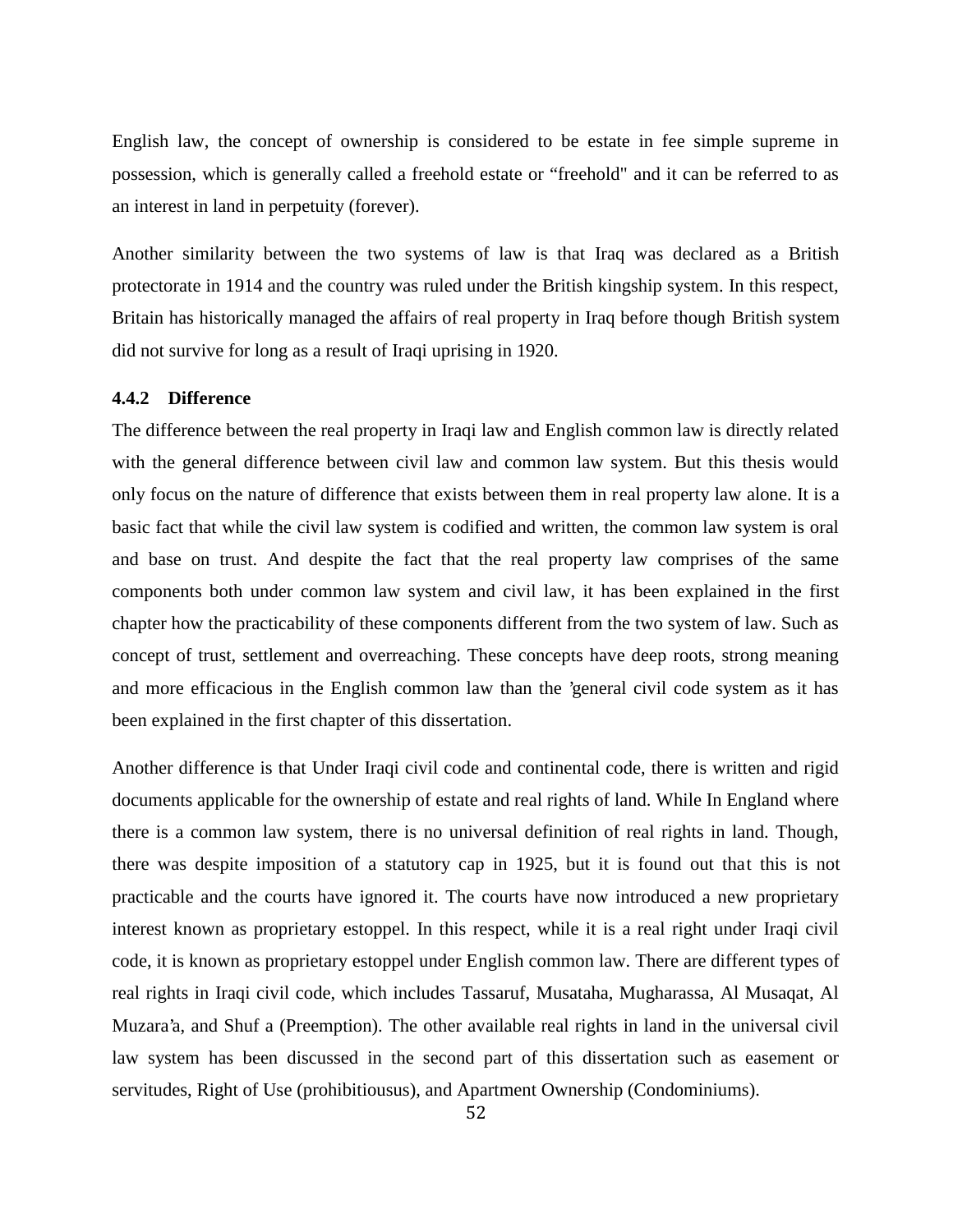English law, the concept of ownership is considered to be estate in fee simple supreme in possession, which is generally called a freehold estate or “freehold" and it can be referred to as an interest in land in perpetuity (forever).

Another similarity between the two systems of law is that Iraq was declared as a British protectorate in 1914 and the country was ruled under the British kingship system. In this respect, Britain has historically managed the affairs of real property in Iraq before though British system did not survive for long as a result of Iraqi uprising in 1920.

### 4.4.2 Difference

The difference between the real property in Iraqi law and English common law is directly related with the general difference between civil law and common law system. But this thesis would only focus on the nature of difference that exists between them in real property law alone. It is a basic fact that while the civil law system is codified and written, the common law system is oral and base on trust. And despite the fact that the real property law comprises of the same components both under common law system and civil law, it has been explained in the first chapter how the practicability of these components different from the two system of law. Such as concept of trust, settlement and overreaching. These concepts have deep roots, strong meaning and more efficacious in the English common law than the ’general civil code system as it has been explained in the first chapter of this dissertation.

Another difference is that Under Iraqi civil code and continental code, there is written and rigid documents applicable for the ownership of estate and real rights of land. While In England where there is a common law system, there is no universal definition of real rights in land. Though, there was despite imposition of a statutory cap in 1925, but it is found out that this is not practicable and the courts have ignored it. The courts have now introduced a new proprietary interest known as proprietary estoppel. In this respect, while it is a real right under Iraqi civil code, it is known as proprietary estoppel under English common law. There are different types of real rights in Iraqi civil code, which includes Tassaruf, Musataha, Mugharassa, Al Musaqat, Al Muzara’a, and Shuf a (Preemption). The other available real rights in land in the universal civil law system has been discussed in the second part of this dissertation such as easement or servitudes, Right of Use (prohibitiousus), and Apartment Ownership (Condominiums).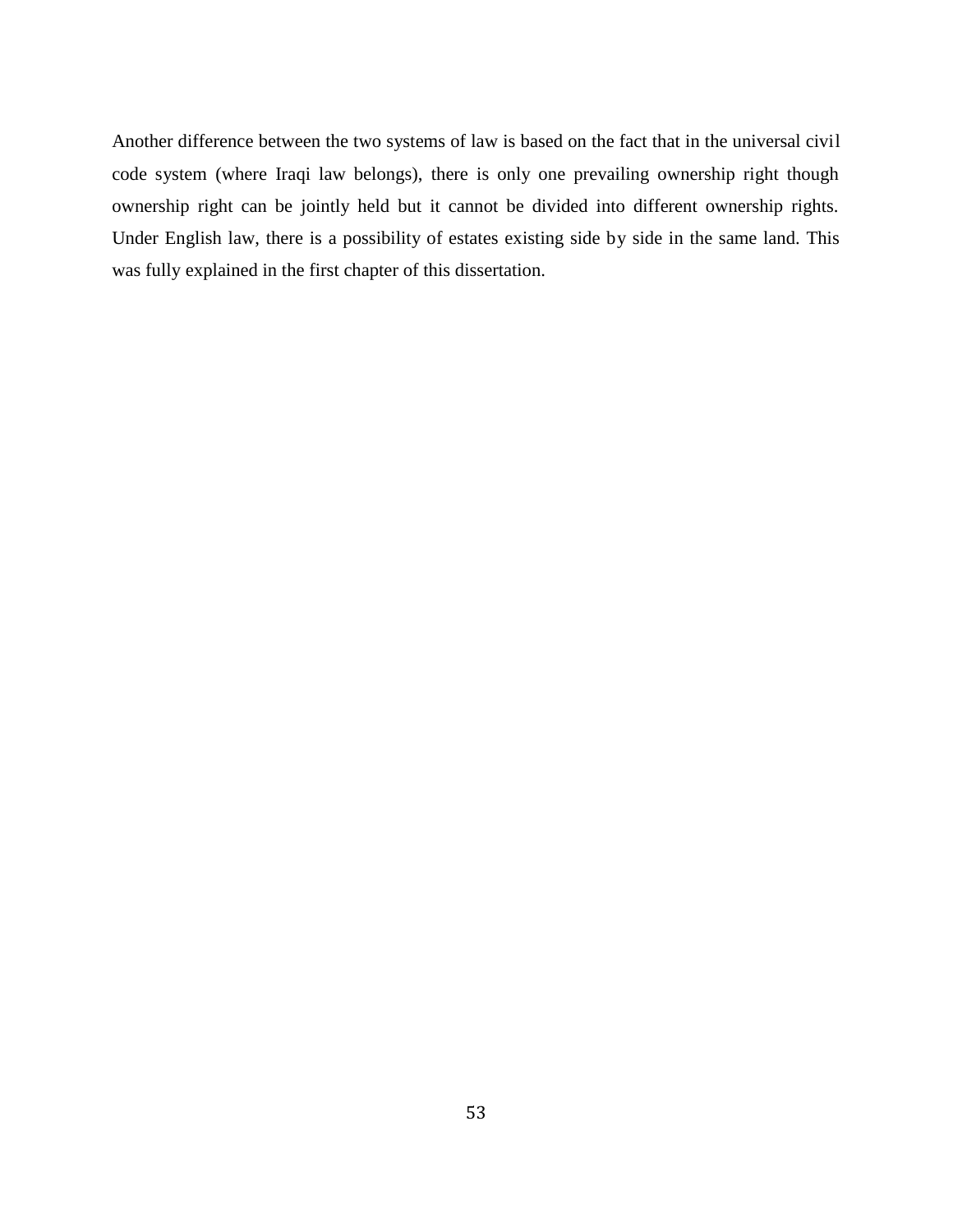Another difference between the two systems of law is based on the fact that in the universal civil code system (where Iraqi law belongs), there is only one prevailing ownership right though ownership right can be jointly held but it cannot be divided into different ownership rights. Under English law, there is a possibility of estates existing side by side in the same land. This was fully explained in the first chapter of this dissertation.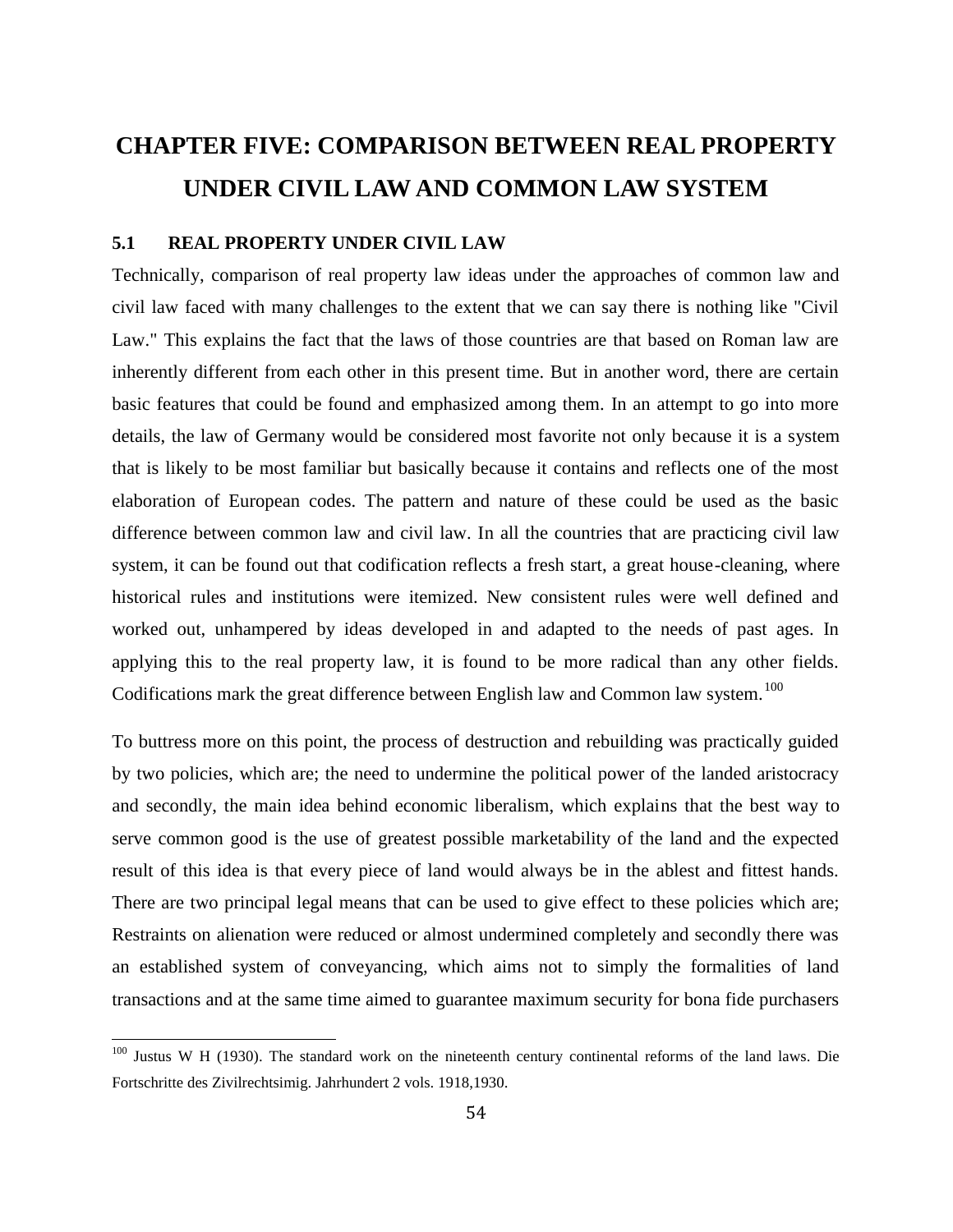# CHAPTER FIVE: COMPARISON BETWEEN REAL PROPERTY UNDER CIVIL LAW AND COMMON LAW SYSTEM

## 5.1 REAL PROPERTY UNDER CIVIL LAW

Technically, comparison of real property law ideas under the approaches of common law and civil law faced with many challenges to the extent that we can say there is nothing like "Civil Law." This explains the fact that the laws of those countries are that based on Roman law are inherently different from each other in this present time. But in another word, there are certain basic features that could be found and emphasized among them. In an attempt to go into more details, the law of Germany would be considered most favorite not only because it is a system that is likely to be most familiar but basically because it contains and reflects one of the most elaboration of European codes. The pattern and nature of these could be used as the basic difference between common law and civil law. In all the countries that are practicing civil law system, it can be found out that codification reflects a fresh start, a great house-cleaning, where historical rules and institutions were itemized. New consistent rules were well defined and worked out, unhampered by ideas developed in and adapted to the needs of past ages. In applying this to the real property law, it is found to be more radical than any other fields. Codifications mark the great difference between English law and Common law system.[100]

To buttress more on this point, the process of destruction and rebuilding was practically guided by two policies, which are; the need to undermine the political power of the landed aristocracy and secondly, the main idea behind economic liberalism, which explains that the best way to serve common good is the use of greatest possible marketability of the land and the expected result of this idea is that every piece of land would always be in the ablest and fittest hands. There are two principal legal means that can be used to give effect to these policies which are; Restraints on alienation were reduced or almost undermined completely and secondly there was an established system of conveyancing, which aims not to simply the formalities of land transactions and at the same time aimed to guarantee maximum security for bona fide purchasers

[100] Justus W H (1930). The standard work on the nineteenth century continental reforms of the land laws. Die Fortschritte des Zivilrechtsimig. Jahrhundert 2 vols. 1918,1930.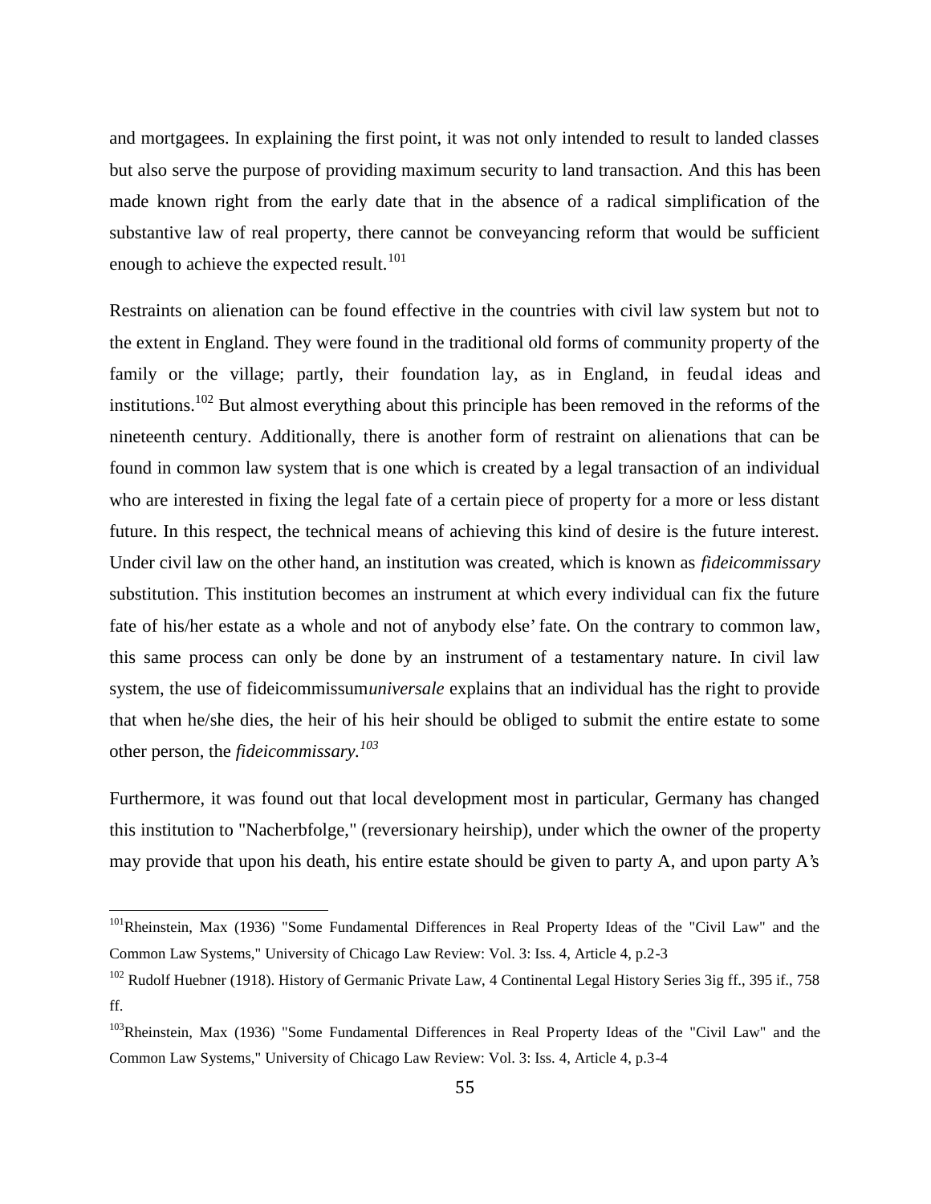and mortgagees. In explaining the first point, it was not only intended to result to landed classes but also serve the purpose of providing maximum security to land transaction. And this has been made known right from the early date that in the absence of a radical simplification of the substantive law of real property, there cannot be conveyancing reform that would be sufficient enough to achieve the expected result.[101]

Restraints on alienation can be found effective in the countries with civil law system but not to the extent in England. They were found in the traditional old forms of community property of the family or the village; partly, their foundation lay, as in England, in feudal ideas and institutions.[102] But almost everything about this principle has been removed in the reforms of the nineteenth century. Additionally, there is another form of restraint on alienations that can be found in common law system that is one which is created by a legal transaction of an individual who are interested in fixing the legal fate of a certain piece of property for a more or less distant future. In this respect, the technical means of achieving this kind of desire is the future interest. Under civil law on the other hand, an institution was created, which is known as *fideicommissary* substitution. This institution becomes an instrument at which every individual can fix the future fate of his/her estate as a whole and not of anybody else' fate. On the contrary to common law, this same process can only be done by an instrument of a testamentary nature. In civil law system, the use of fideicommissum*universale* explains that an individual has the right to provide that when he/she dies, the heir of his heir should be obliged to submit the entire estate to some other person, the *fideicommissary.*[103]

Furthermore, it was found out that local development most in particular, Germany has changed this institution to "Nacherbfolge," (reversionary heirship), under which the owner of the property may provide that upon his death, his entire estate should be given to party A, and upon party A's

---

[101] Rheinstein, Max (1936) "Some Fundamental Differences in Real Property Ideas of the "Civil Law" and the Common Law Systems," University of Chicago Law Review: Vol. 3: Iss. 4, Article 4, p.2-3

[102] Rudolf Huebner (1918). History of Germanic Private Law, 4 Continental Legal History Series 3ig ff., 395 if., 758 ff.

[103] Rheinstein, Max (1936) "Some Fundamental Differences in Real Property Ideas of the "Civil Law" and the Common Law Systems," University of Chicago Law Review: Vol. 3: Iss. 4, Article 4, p.3-4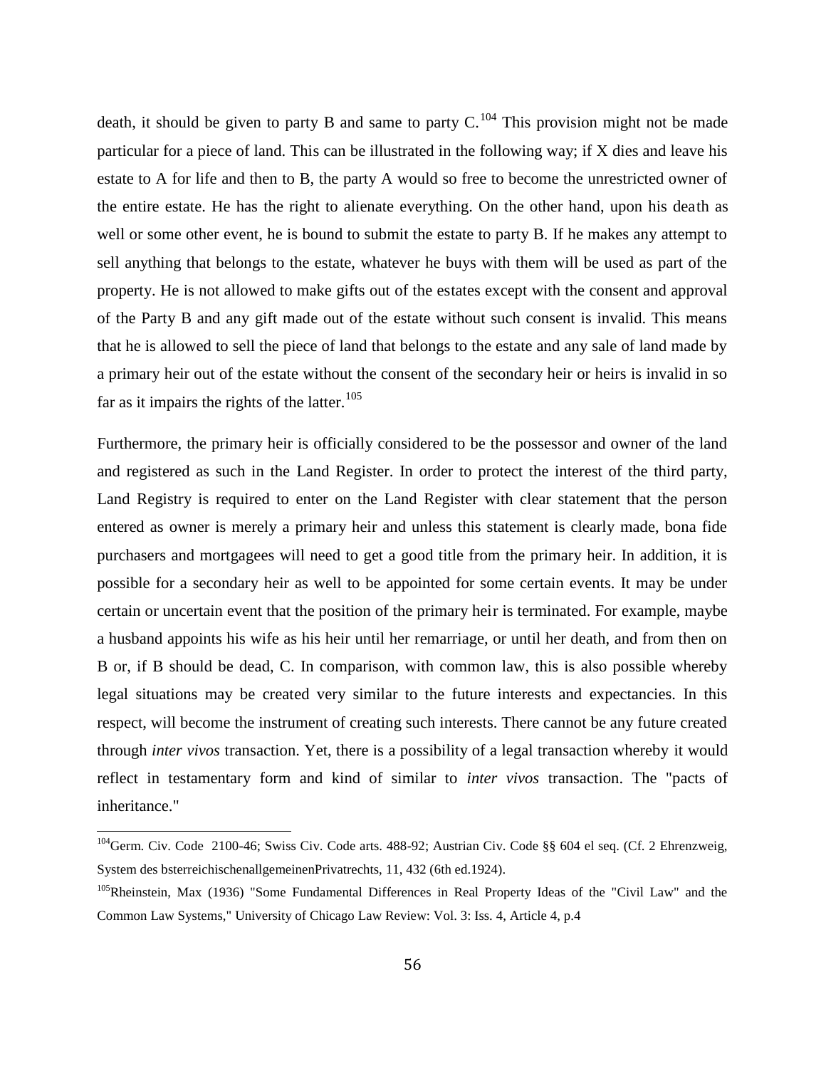death, it should be given to party B and same to party C.[104] This provision might not be made particular for a piece of land. This can be illustrated in the following way; if X dies and leave his estate to A for life and then to B, the party A would so free to become the unrestricted owner of the entire estate. He has the right to alienate everything. On the other hand, upon his death as well or some other event, he is bound to submit the estate to party B. If he makes any attempt to sell anything that belongs to the estate, whatever he buys with them will be used as part of the property. He is not allowed to make gifts out of the estates except with the consent and approval of the Party B and any gift made out of the estate without such consent is invalid. This means that he is allowed to sell the piece of land that belongs to the estate and any sale of land made by a primary heir out of the estate without the consent of the secondary heir or heirs is invalid in so far as it impairs the rights of the latter.[105]

Furthermore, the primary heir is officially considered to be the possessor and owner of the land and registered as such in the Land Register. In order to protect the interest of the third party, Land Registry is required to enter on the Land Register with clear statement that the person entered as owner is merely a primary heir and unless this statement is clearly made, bona fide purchasers and mortgagees will need to get a good title from the primary heir. In addition, it is possible for a secondary heir as well to be appointed for some certain events. It may be under certain or uncertain event that the position of the primary heir is terminated. For example, maybe a husband appoints his wife as his heir until her remarriage, or until her death, and from then on B or, if B should be dead, C. In comparison, with common law, this is also possible whereby legal situations may be created very similar to the future interests and expectancies. In this respect, will become the instrument of creating such interests. There cannot be any future created through *inter vivos* transaction. Yet, there is a possibility of a legal transaction whereby it would reflect in testamentary form and kind of similar to *inter vivos* transaction. The "pacts of inheritance."

---

[104]Germ. Civ. Code 2100-46; Swiss Civ. Code arts. 488-92; Austrian Civ. Code §§ 604 el seq. (Cf. 2 Ehrenzweig, System des bsterreichischenallgemeinenPrivatrechts, 11, 432 (6th ed.1924).

[105]Rheinstein, Max (1936) "Some Fundamental Differences in Real Property Ideas of the "Civil Law" and the Common Law Systems," University of Chicago Law Review: Vol. 3: Iss. 4, Article 4, p.4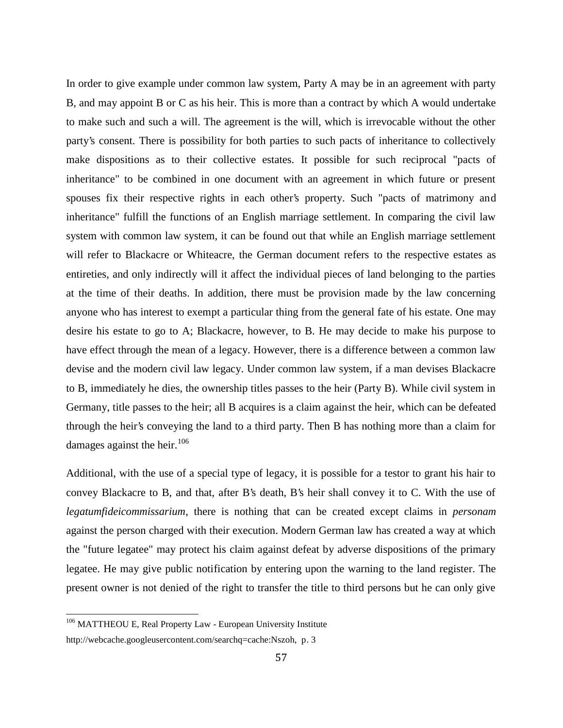In order to give example under common law system, Party A may be in an agreement with party B, and may appoint B or C as his heir. This is more than a contract by which A would undertake to make such and such a will. The agreement is the will, which is irrevocable without the other party's consent. There is possibility for both parties to such pacts of inheritance to collectively make dispositions as to their collective estates. It possible for such reciprocal "pacts of inheritance" to be combined in one document with an agreement in which future or present spouses fix their respective rights in each other's property. Such "pacts of matrimony and inheritance" fulfill the functions of an English marriage settlement. In comparing the civil law system with common law system, it can be found out that while an English marriage settlement will refer to Blackacre or Whiteacre, the German document refers to the respective estates as entireties, and only indirectly will it affect the individual pieces of land belonging to the parties at the time of their deaths. In addition, there must be provision made by the law concerning anyone who has interest to exempt a particular thing from the general fate of his estate. One may desire his estate to go to A; Blackacre, however, to B. He may decide to make his purpose to have effect through the mean of a legacy. However, there is a difference between a common law devise and the modern civil law legacy. Under common law system, if a man devises Blackacre to B, immediately he dies, the ownership titles passes to the heir (Party B). While civil system in Germany, title passes to the heir; all B acquires is a claim against the heir, which can be defeated through the heir's conveying the land to a third party. Then B has nothing more than a claim for damages against the heir.[106]

Additional, with the use of a special type of legacy, it is possible for a testor to grant his hair to convey Blackacre to B, and that, after B's death, B's heir shall convey it to C. With the use of *legatumfideicommissarium*, there is nothing that can be created except claims in *personam* against the person charged with their execution. Modern German law has created a way at which the "future legatee" may protect his claim against defeat by adverse dispositions of the primary legatee. He may give public notification by entering upon the warning to the land register. The present owner is not denied of the right to transfer the title to third persons but he can only give

---

[106] MATTHEOU E, Real Property Law - European University Institute http://webcache.googleusercontent.com/searchq=cache:Nszoh, p. 3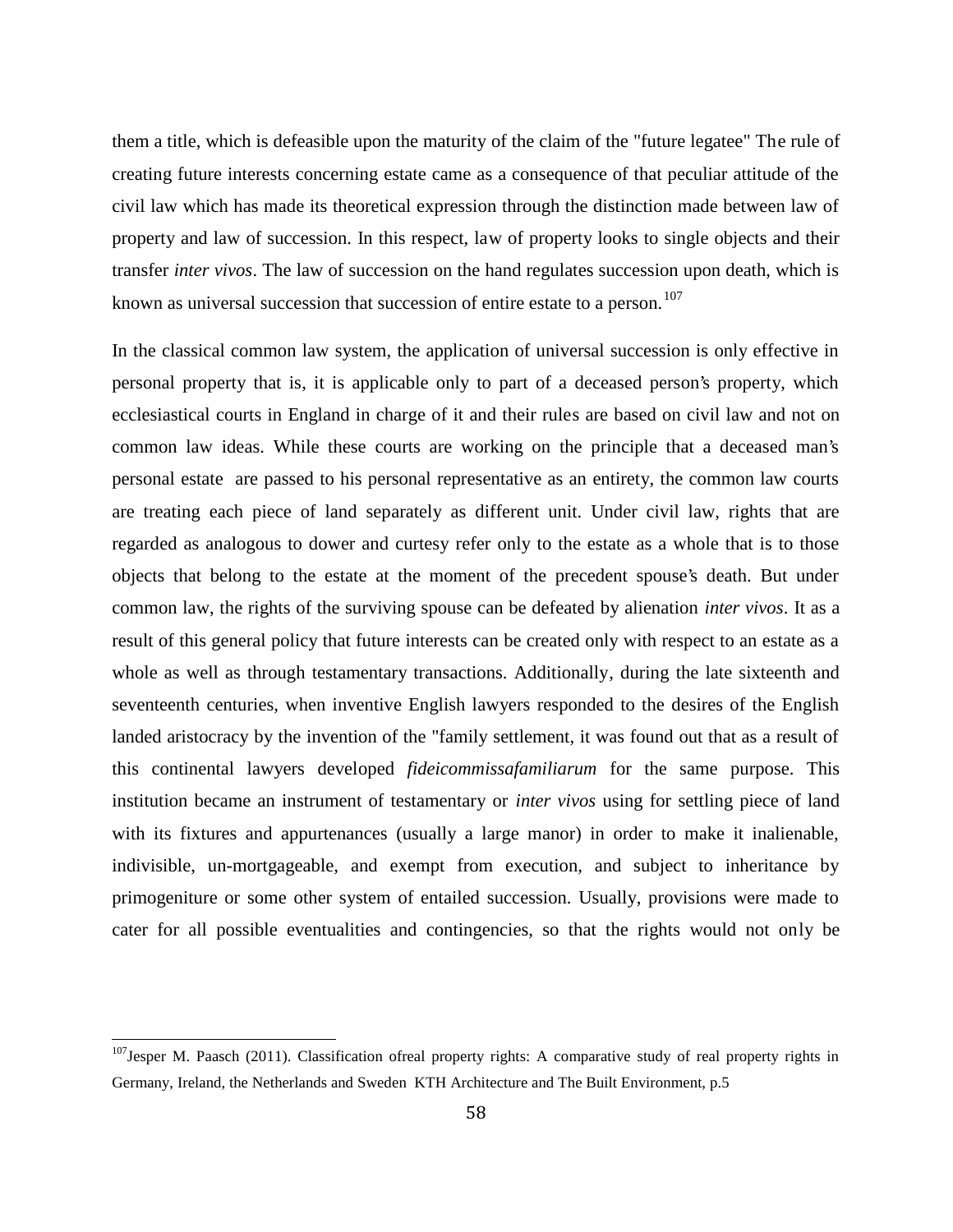them a title, which is defeasible upon the maturity of the claim of the "future legatee" The rule of creating future interests concerning estate came as a consequence of that peculiar attitude of the civil law which has made its theoretical expression through the distinction made between law of property and law of succession. In this respect, law of property looks to single objects and their transfer *inter vivos*. The law of succession on the hand regulates succession upon death, which is known as universal succession that succession of entire estate to a person.[107]

In the classical common law system, the application of universal succession is only effective in personal property that is, it is applicable only to part of a deceased person's property, which ecclesiastical courts in England in charge of it and their rules are based on civil law and not on common law ideas. While these courts are working on the principle that a deceased man's personal estate are passed to his personal representative as an entirety, the common law courts are treating each piece of land separately as different unit. Under civil law, rights that are regarded as analogous to dower and curtesy refer only to the estate as a whole that is to those objects that belong to the estate at the moment of the precedent spouse's death. But under common law, the rights of the surviving spouse can be defeated by alienation *inter vivos*. It as a result of this general policy that future interests can be created only with respect to an estate as a whole as well as through testamentary transactions. Additionally, during the late sixteenth and seventeenth centuries, when inventive English lawyers responded to the desires of the English landed aristocracy by the invention of the "family settlement, it was found out that as a result of this continental lawyers developed *fideicommissafamiliarum* for the same purpose. This institution became an instrument of testamentary or *inter vivos* using for settling piece of land with its fixtures and appurtenances (usually a large manor) in order to make it inalienable, indivisible, un-mortgageable, and exempt from execution, and subject to inheritance by primogeniture or some other system of entailed succession. Usually, provisions were made to cater for all possible eventualities and contingencies, so that the rights would not only be

---

[107] Jesper M. Paasch (2011). Classification ofreal property rights: A comparative study of real property rights in Germany, Ireland, the Netherlands and Sweden KTH Architecture and The Built Environment, p.5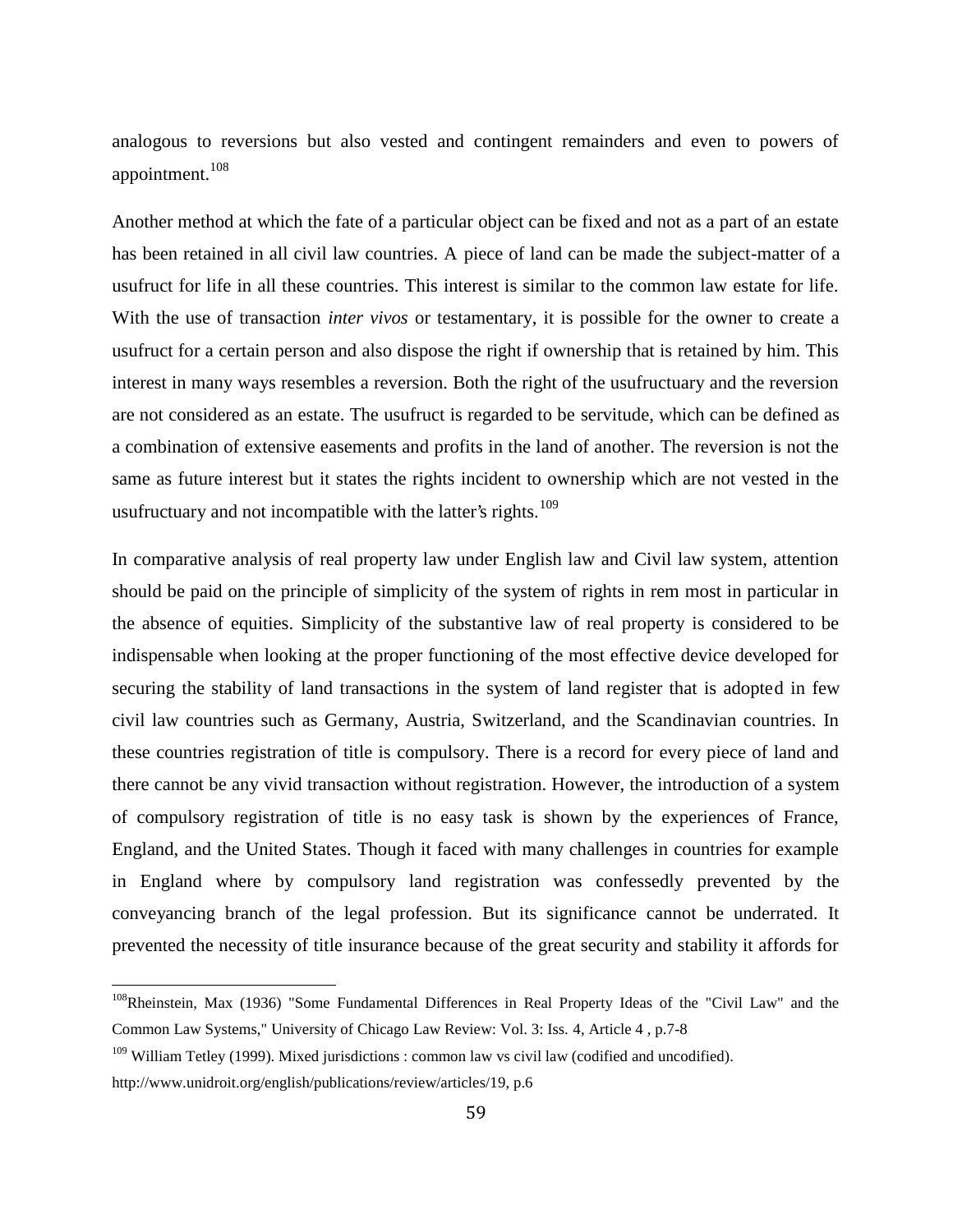analogous to reversions but also vested and contingent remainders and even to powers of appointment.[108]

Another method at which the fate of a particular object can be fixed and not as a part of an estate has been retained in all civil law countries. A piece of land can be made the subject-matter of a usufruct for life in all these countries. This interest is similar to the common law estate for life. With the use of transaction *inter vivos* or testamentary, it is possible for the owner to create a usufruct for a certain person and also dispose the right if ownership that is retained by him. This interest in many ways resembles a reversion. Both the right of the usufructuary and the reversion are not considered as an estate. The usufruct is regarded to be servitude, which can be defined as a combination of extensive easements and profits in the land of another. The reversion is not the same as future interest but it states the rights incident to ownership which are not vested in the usufructuary and not incompatible with the latter's rights.[109]

In comparative analysis of real property law under English law and Civil law system, attention should be paid on the principle of simplicity of the system of rights in rem most in particular in the absence of equities. Simplicity of the substantive law of real property is considered to be indispensable when looking at the proper functioning of the most effective device developed for securing the stability of land transactions in the system of land register that is adopted in few civil law countries such as Germany, Austria, Switzerland, and the Scandinavian countries. In these countries registration of title is compulsory. There is a record for every piece of land and there cannot be any vivid transaction without registration. However, the introduction of a system of compulsory registration of title is no easy task is shown by the experiences of France, England, and the United States. Though it faced with many challenges in countries for example in England where by compulsory land registration was confessedly prevented by the conveyancing branch of the legal profession. But its significance cannot be underrated. It prevented the necessity of title insurance because of the great security and stability it affords for

---

[108] Rheinstein, Max (1936) "Some Fundamental Differences in Real Property Ideas of the "Civil Law" and the Common Law Systems," University of Chicago Law Review: Vol. 3: Iss. 4, Article 4 , p.7-8

[109] William Tetley (1999). Mixed jurisdictions : common law vs civil law (codified and uncodified). http://www.unidroit.org/english/publications/review/articles/19, p.6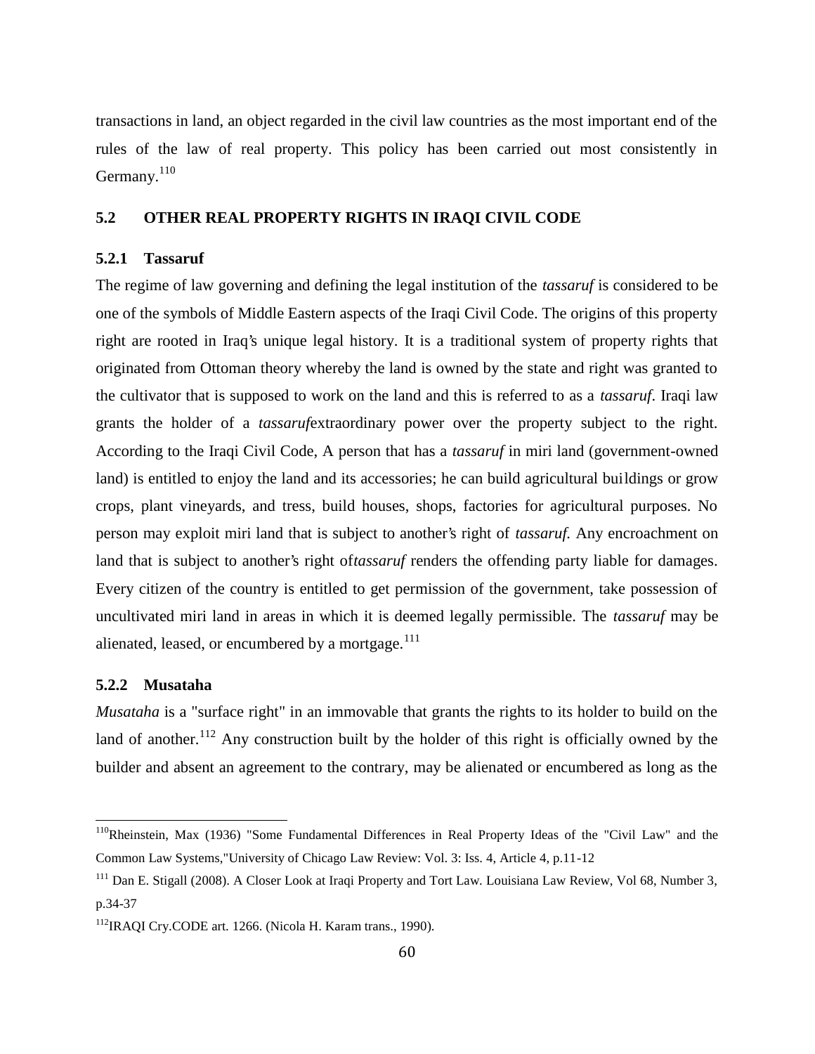transactions in land, an object regarded in the civil law countries as the most important end of the rules of the law of real property. This policy has been carried out most consistently in Germany.[110]

## 5.2 OTHER REAL PROPERTY RIGHTS IN IRAQI CIVIL CODE

### 5.2.1 Tassaruf

The regime of law governing and defining the legal institution of the *tassaruf* is considered to be one of the symbols of Middle Eastern aspects of the Iraqi Civil Code. The origins of this property right are rooted in Iraq's unique legal history. It is a traditional system of property rights that originated from Ottoman theory whereby the land is owned by the state and right was granted to the cultivator that is supposed to work on the land and this is referred to as a *tassaruf*. Iraqi law grants the holder of a *tassaruf*extraordinary power over the property subject to the right. According to the Iraqi Civil Code, A person that has a *tassaruf* in miri land (government-owned land) is entitled to enjoy the land and its accessories; he can build agricultural buildings or grow crops, plant vineyards, and tress, build houses, shops, factories for agricultural purposes. No person may exploit miri land that is subject to another's right of *tassaruf.* Any encroachment on land that is subject to another's right of*tassaruf* renders the offending party liable for damages. Every citizen of the country is entitled to get permission of the government, take possession of uncultivated miri land in areas in which it is deemed legally permissible. The *tassaruf* may be alienated, leased, or encumbered by a mortgage.[111]

### 5.2.2 Musataha

*Musataha* is a "surface right" in an immovable that grants the rights to its holder to build on the land of another.[112] Any construction built by the holder of this right is officially owned by the builder and absent an agreement to the contrary, may be alienated or encumbered as long as the

---

[110] Rheinstein, Max (1936) "Some Fundamental Differences in Real Property Ideas of the "Civil Law" and the Common Law Systems,"University of Chicago Law Review: Vol. 3: Iss. 4, Article 4, p.11-12

[111] Dan E. Stigall (2008). A Closer Look at Iraqi Property and Tort Law. Louisiana Law Review, Vol 68, Number 3, p.34-37

[112] IRAQI Cry.CODE art. 1266. (Nicola H. Karam trans., 1990).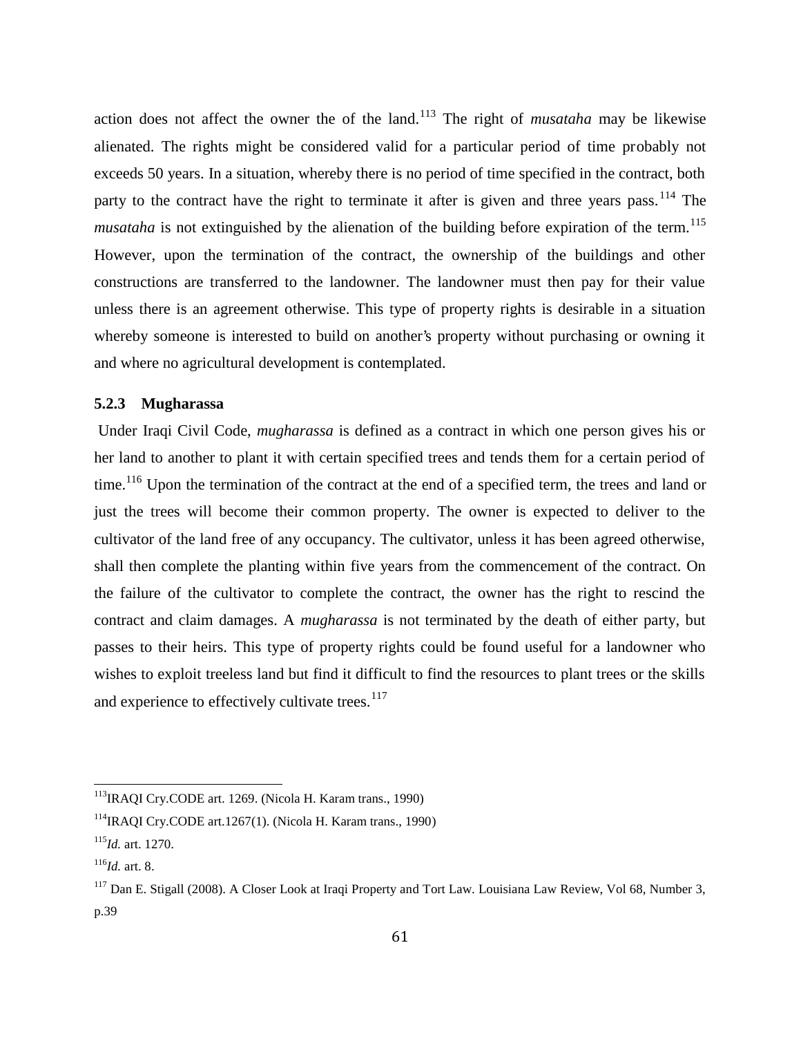action does not affect the owner the of the land.[113] The right of *musataha* may be likewise alienated. The rights might be considered valid for a particular period of time probably not exceeds 50 years. In a situation, whereby there is no period of time specified in the contract, both party to the contract have the right to terminate it after is given and three years pass.[114] The *musataha* is not extinguished by the alienation of the building before expiration of the term.[115] However, upon the termination of the contract, the ownership of the buildings and other constructions are transferred to the landowner. The landowner must then pay for their value unless there is an agreement otherwise. This type of property rights is desirable in a situation whereby someone is interested to build on another's property without purchasing or owning it and where no agricultural development is contemplated.

### 5.2.3 Mugharassa

Under Iraqi Civil Code, *mugharassa* is defined as a contract in which one person gives his or her land to another to plant it with certain specified trees and tends them for a certain period of time.[116] Upon the termination of the contract at the end of a specified term, the trees and land or just the trees will become their common property. The owner is expected to deliver to the cultivator of the land free of any occupancy. The cultivator, unless it has been agreed otherwise, shall then complete the planting within five years from the commencement of the contract. On the failure of the cultivator to complete the contract, the owner has the right to rescind the contract and claim damages. A *mugharassa* is not terminated by the death of either party, but passes to their heirs. This type of property rights could be found useful for a landowner who wishes to exploit treeless land but find it difficult to find the resources to plant trees or the skills and experience to effectively cultivate trees.[117]

---

[113] IRAQI Cry.CODE art. 1269. (Nicola H. Karam trans., 1990)

[114] IRAQI Cry.CODE art.1267(1). (Nicola H. Karam trans., 1990)

[115] *Id.* art. 1270.

[116] *Id.* art. 8.

[117] Dan E. Stigall (2008). A Closer Look at Iraqi Property and Tort Law. Louisiana Law Review, Vol 68, Number 3, p.39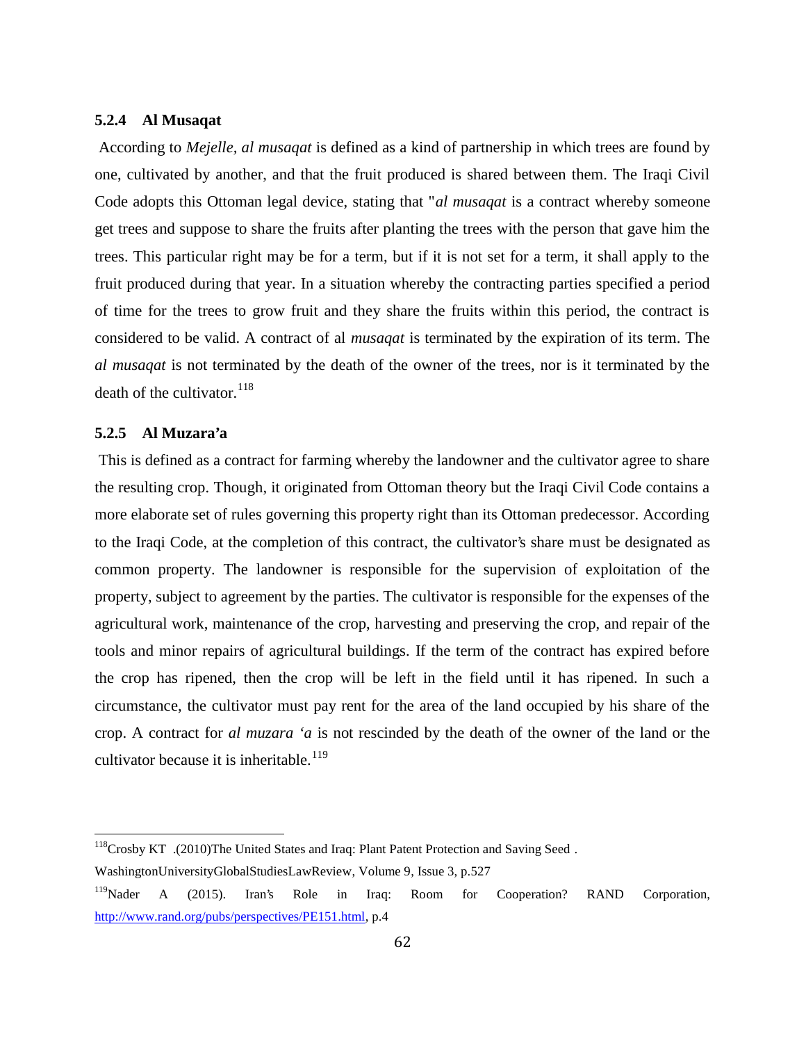### 5.2.4 Al Musaqat

According to *Mejelle*, *al musaqat* is defined as a kind of partnership in which trees are found by one, cultivated by another, and that the fruit produced is shared between them. The Iraqi Civil Code adopts this Ottoman legal device, stating that "*al musaqat* is a contract whereby someone get trees and suppose to share the fruits after planting the trees with the person that gave him the trees. This particular right may be for a term, but if it is not set for a term, it shall apply to the fruit produced during that year. In a situation whereby the contracting parties specified a period of time for the trees to grow fruit and they share the fruits within this period, the contract is considered to be valid. A contract of al *musaqat* is terminated by the expiration of its term. The *al musaqat* is not terminated by the death of the owner of the trees, nor is it terminated by the death of the cultivator.[118]

### 5.2.5 Al Muzara'a

This is defined as a contract for farming whereby the landowner and the cultivator agree to share the resulting crop. Though, it originated from Ottoman theory but the Iraqi Civil Code contains a more elaborate set of rules governing this property right than its Ottoman predecessor. According to the Iraqi Code, at the completion of this contract, the cultivator's share must be designated as common property. The landowner is responsible for the supervision of exploitation of the property, subject to agreement by the parties. The cultivator is responsible for the expenses of the agricultural work, maintenance of the crop, harvesting and preserving the crop, and repair of the tools and minor repairs of agricultural buildings. If the term of the contract has expired before the crop has ripened, then the crop will be left in the field until it has ripened. In such a circumstance, the cultivator must pay rent for the area of the land occupied by his share of the crop. A contract for *al muzara 'a* is not rescinded by the death of the owner of the land or the cultivator because it is inheritable.[119]

---

[118] Crosby KT .(2010)The United States and Iraq: Plant Patent Protection and Saving Seed . WashingtonUniversityGlobalStudiesLawReview, Volume 9, Issue 3, p.527

[119] Nader A (2015). Iran's Role in Iraq: Room for Cooperation? RAND Corporation, http://www.rand.org/pubs/perspectives/PE151.html, p.4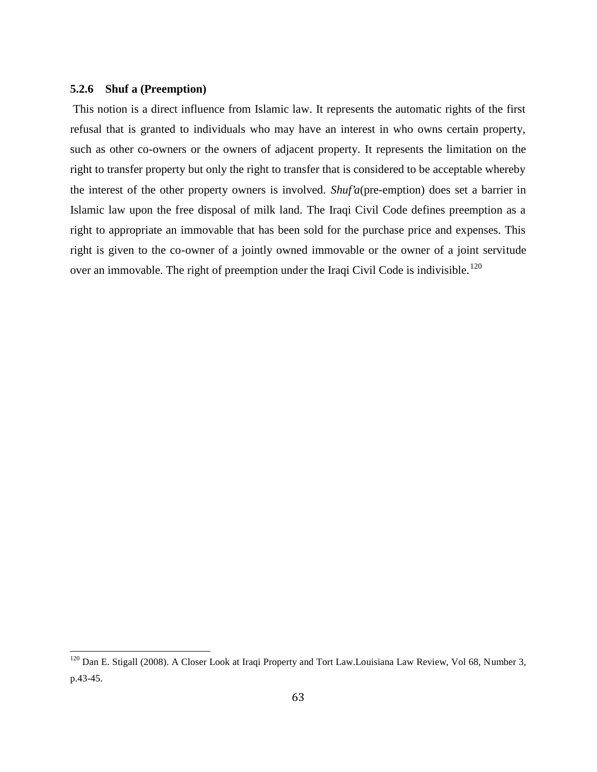### 5.2.6 Shuf a (Preemption)

This notion is a direct influence from Islamic law. It represents the automatic rights of the first refusal that is granted to individuals who may have an interest in who owns certain property, such as other co-owners or the owners of adjacent property. It represents the limitation on the right to transfer property but only the right to transfer that is considered to be acceptable whereby the interest of the other property owners is involved. *Shuf'a*(pre-emption) does set a barrier in Islamic law upon the free disposal of milk land. The Iraqi Civil Code defines preemption as a right to appropriate an immovable that has been sold for the purchase price and expenses. This right is given to the co-owner of a jointly owned immovable or the owner of a joint servitude over an immovable. The right of preemption under the Iraqi Civil Code is indivisible.[120]

---

[120] Dan E. Stigall (2008). A Closer Look at Iraqi Property and Tort Law.Louisiana Law Review, Vol 68, Number 3, p.43-45.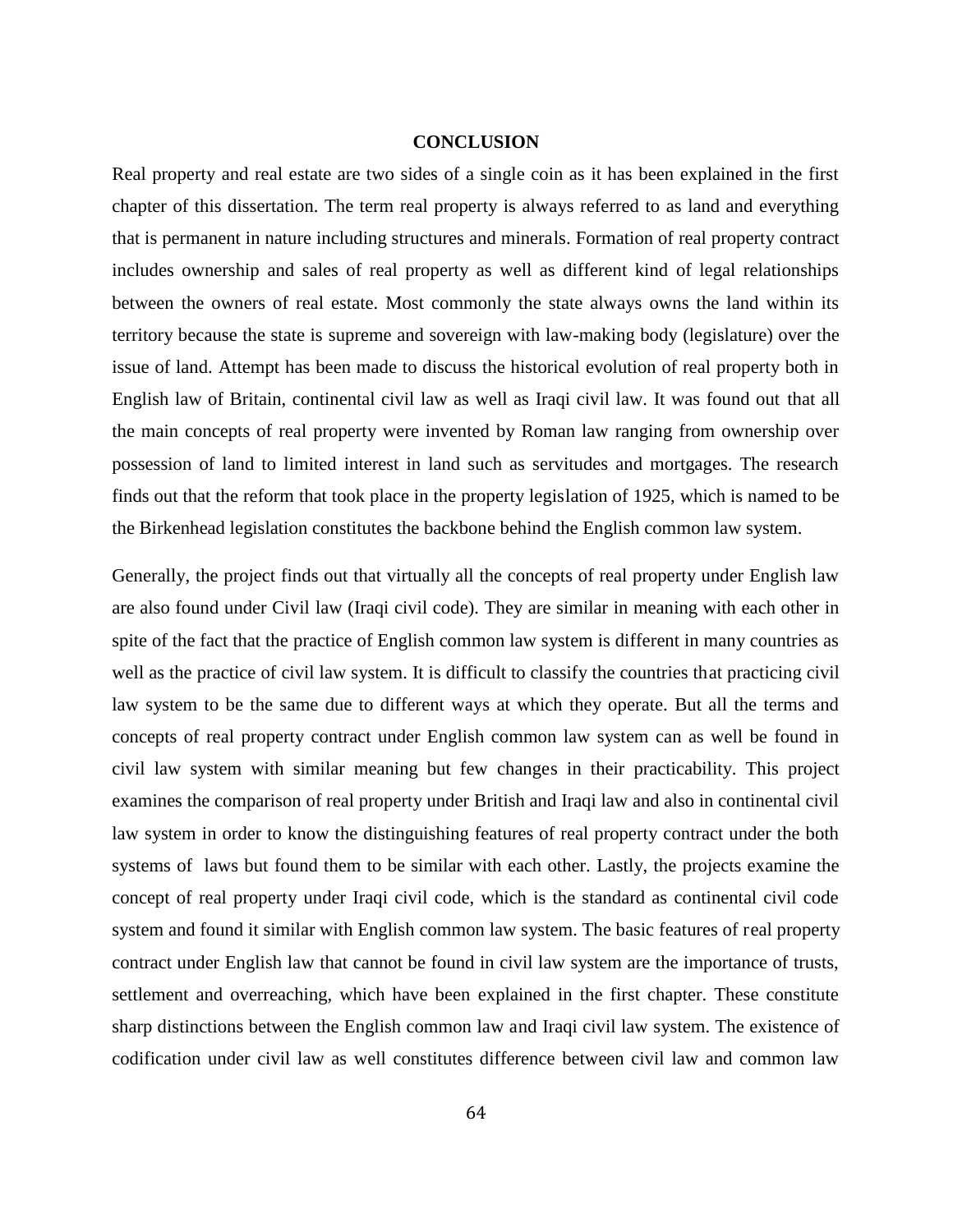## CONCLUSION

Real property and real estate are two sides of a single coin as it has been explained in the first chapter of this dissertation. The term real property is always referred to as land and everything that is permanent in nature including structures and minerals. Formation of real property contract includes ownership and sales of real property as well as different kind of legal relationships between the owners of real estate. Most commonly the state always owns the land within its territory because the state is supreme and sovereign with law-making body (legislature) over the issue of land. Attempt has been made to discuss the historical evolution of real property both in English law of Britain, continental civil law as well as Iraqi civil law. It was found out that all the main concepts of real property were invented by Roman law ranging from ownership over possession of land to limited interest in land such as servitudes and mortgages. The research finds out that the reform that took place in the property legislation of 1925, which is named to be the Birkenhead legislation constitutes the backbone behind the English common law system.

Generally, the project finds out that virtually all the concepts of real property under English law are also found under Civil law (Iraqi civil code). They are similar in meaning with each other in spite of the fact that the practice of English common law system is different in many countries as well as the practice of civil law system. It is difficult to classify the countries that practicing civil law system to be the same due to different ways at which they operate. But all the terms and concepts of real property contract under English common law system can as well be found in civil law system with similar meaning but few changes in their practicability. This project examines the comparison of real property under British and Iraqi law and also in continental civil law system in order to know the distinguishing features of real property contract under the both systems of laws but found them to be similar with each other. Lastly, the projects examine the concept of real property under Iraqi civil code, which is the standard as continental civil code system and found it similar with English common law system. The basic features of real property contract under English law that cannot be found in civil law system are the importance of trusts, settlement and overreaching, which have been explained in the first chapter. These constitute sharp distinctions between the English common law and Iraqi civil law system. The existence of codification under civil law as well constitutes difference between civil law and common law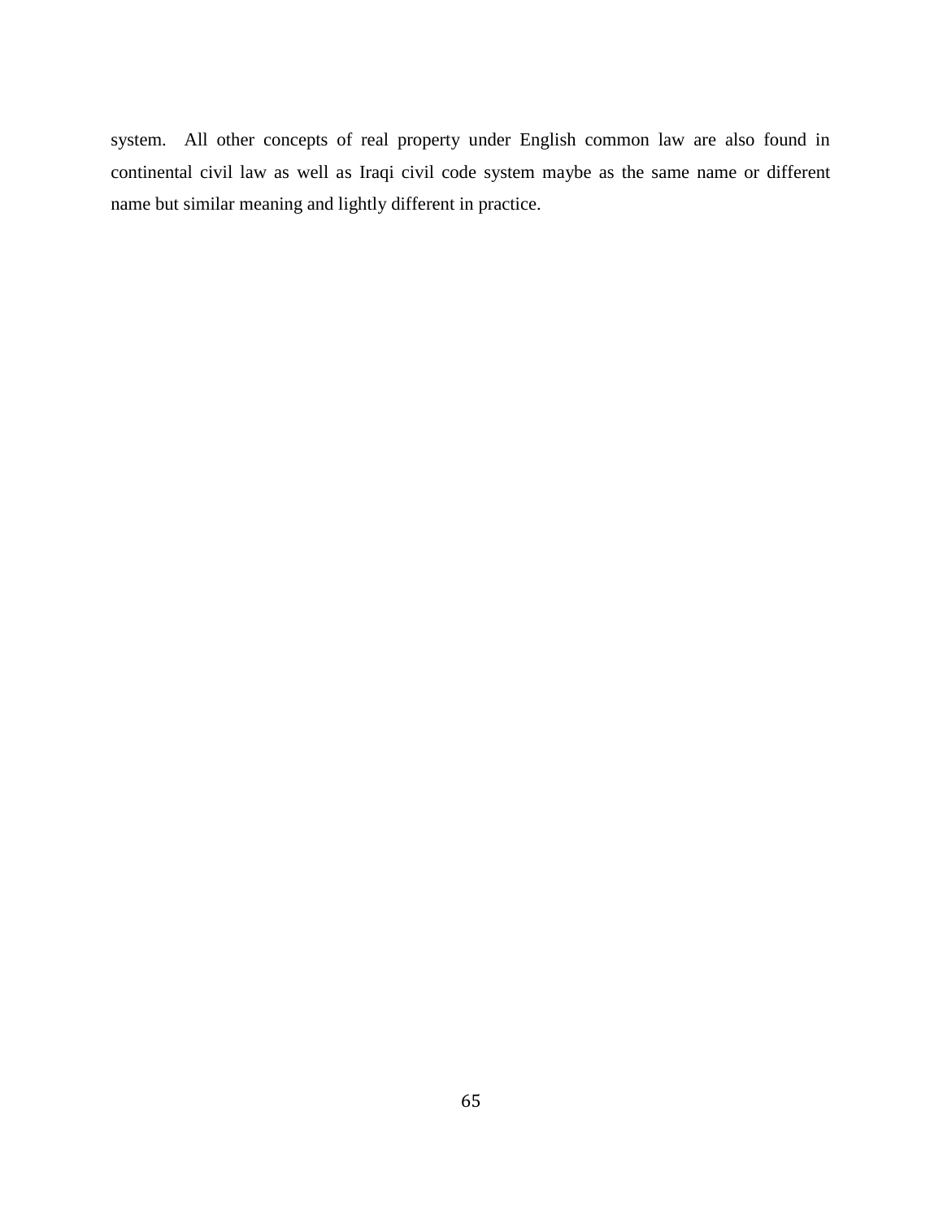system. All other concepts of real property under English common law are also found in continental civil law as well as Iraqi civil code system maybe as the same name or different name but similar meaning and lightly different in practice.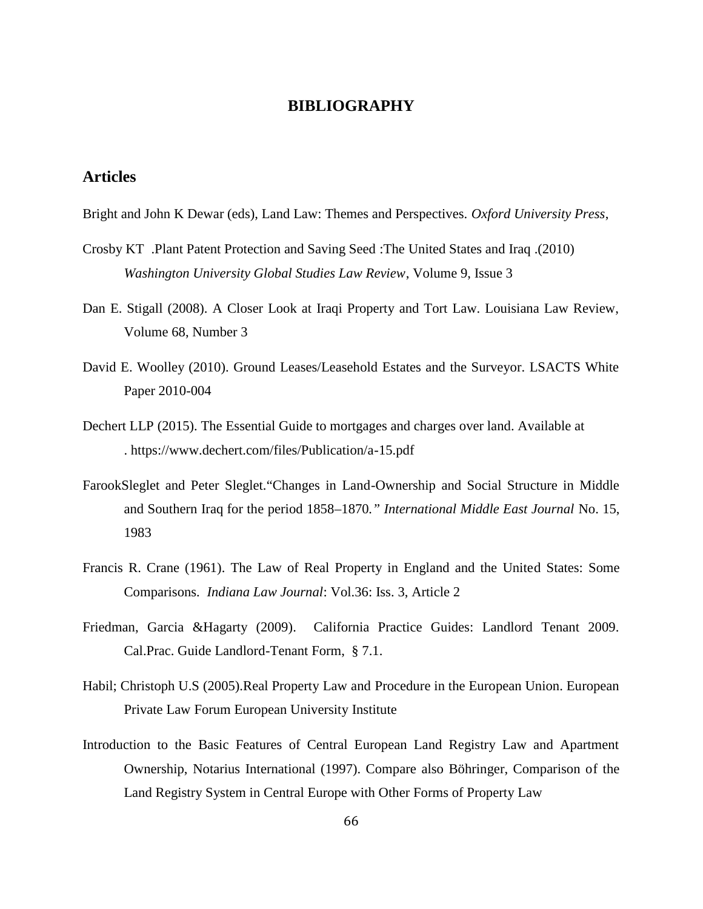# BIBLIOGRAPHY

## Articles

Bright and John K Dewar (eds), Land Law: Themes and Perspectives. *Oxford University Press*,

Crosby KT .Plant Patent Protection and Saving Seed :The United States and Iraq .(2010) *Washington University Global Studies Law Review*, Volume 9, Issue 3

Dan E. Stigall (2008). A Closer Look at Iraqi Property and Tort Law. Louisiana Law Review, Volume 68, Number 3

David E. Woolley (2010). Ground Leases/Leasehold Estates and the Surveyor. LSACTS White Paper 2010-004

Dechert LLP (2015). The Essential Guide to mortgages and charges over land. Available at . https://www.dechert.com/files/Publication/a-15.pdf

FarookSleglet and Peter Sleglet."Changes in Land-Ownership and Social Structure in Middle and Southern Iraq for the period 1858–1870*." International Middle East Journal* No. 15, 1983

Francis R. Crane (1961). The Law of Real Property in England and the United States: Some Comparisons. *Indiana Law Journal*: Vol.36: Iss. 3, Article 2

Friedman, Garcia &Hagarty (2009). California Practice Guides: Landlord Tenant 2009. Cal.Prac. Guide Landlord-Tenant Form, § 7.1.

Habil; Christoph U.S (2005).Real Property Law and Procedure in the European Union. European Private Law Forum European University Institute

Introduction to the Basic Features of Central European Land Registry Law and Apartment Ownership, Notarius International (1997). Compare also Böhringer, Comparison of the Land Registry System in Central Europe with Other Forms of Property Law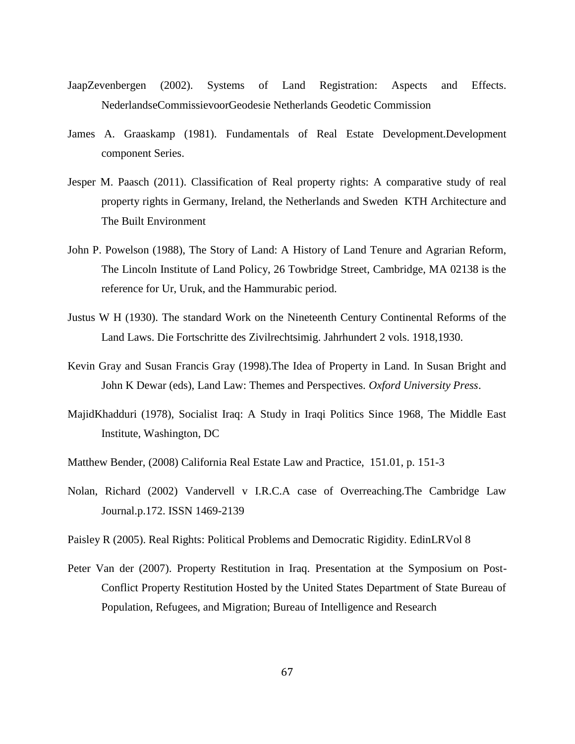JaapZevenbergen (2002). Systems of Land Registration: Aspects and Effects. NederlandseCommissievoorGeodesie Netherlands Geodetic Commission

James A. Graaskamp (1981). Fundamentals of Real Estate Development.Development component Series.

Jesper M. Paasch (2011). Classification of Real property rights: A comparative study of real property rights in Germany, Ireland, the Netherlands and Sweden KTH Architecture and The Built Environment

John P. Powelson (1988), The Story of Land: A History of Land Tenure and Agrarian Reform, The Lincoln Institute of Land Policy, 26 Towbridge Street, Cambridge, MA 02138 is the reference for Ur, Uruk, and the Hammurabic period.

Justus W H (1930). The standard Work on the Nineteenth Century Continental Reforms of the Land Laws. Die Fortschritte des Zivilrechtsimig. Jahrhundert 2 vols. 1918,1930.

Kevin Gray and Susan Francis Gray (1998).The Idea of Property in Land. In Susan Bright and John K Dewar (eds), Land Law: Themes and Perspectives. *Oxford University Press*.

MajidKhadduri (1978), Socialist Iraq: A Study in Iraqi Politics Since 1968, The Middle East Institute, Washington, DC

Matthew Bender, (2008) California Real Estate Law and Practice, 151.01, p. 151-3

Nolan, Richard (2002) Vandervell v I.R.C.A case of Overreaching.The Cambridge Law Journal.p.172. ISSN 1469-2139

Paisley R (2005). Real Rights: Political Problems and Democratic Rigidity. EdinLRVol 8

Peter Van der (2007). Property Restitution in Iraq. Presentation at the Symposium on Post-Conflict Property Restitution Hosted by the United States Department of State Bureau of Population, Refugees, and Migration; Bureau of Intelligence and Research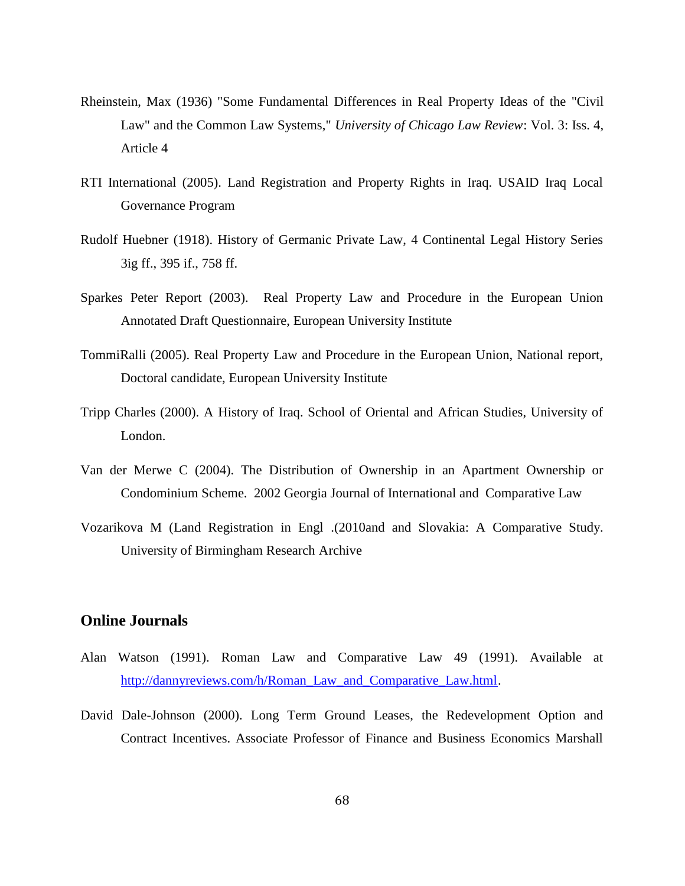Rheinstein, Max (1936) "Some Fundamental Differences in Real Property Ideas of the "Civil Law" and the Common Law Systems," *University of Chicago Law Review*: Vol. 3: Iss. 4, Article 4

RTI International (2005). Land Registration and Property Rights in Iraq. USAID Iraq Local Governance Program

Rudolf Huebner (1918). History of Germanic Private Law, 4 Continental Legal History Series 3ig ff., 395 if., 758 ff.

Sparkes Peter Report (2003). Real Property Law and Procedure in the European Union Annotated Draft Questionnaire, European University Institute

TommiRalli (2005). Real Property Law and Procedure in the European Union, National report, Doctoral candidate, European University Institute

Tripp Charles (2000). A History of Iraq. School of Oriental and African Studies, University of London.

Van der Merwe C (2004). The Distribution of Ownership in an Apartment Ownership or Condominium Scheme. 2002 Georgia Journal of International and Comparative Law

Vozarikova M (Land Registration in Engl .(2010and and Slovakia: A Comparative Study. University of Birmingham Research Archive

## Online Journals

Alan Watson (1991). Roman Law and Comparative Law 49 (1991). Available at http://dannyreviews.com/h/Roman_Law_and_Comparative_Law.html.

David Dale-Johnson (2000). Long Term Ground Leases, the Redevelopment Option and Contract Incentives. Associate Professor of Finance and Business Economics Marshall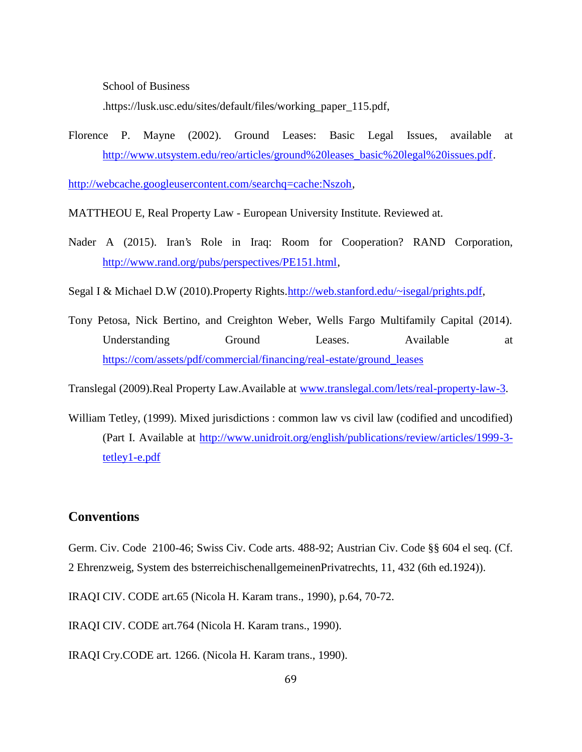School of Business .https://lusk.usc.edu/sites/default/files/working_paper_115.pdf,

Florence P. Mayne (2002). Ground Leases: Basic Legal Issues, available at http://www.utsystem.edu/reo/articles/ground%20leases_basic%20legal%20issues.pdf.

http://webcache.googleusercontent.com/searchq=cache:Nszoh,

MATTHEOU E, Real Property Law - European University Institute. Reviewed at.

Nader A (2015). Iran's Role in Iraq: Room for Cooperation? RAND Corporation, http://www.rand.org/pubs/perspectives/PE151.html,

Segal I & Michael D.W (2010).Property Rights.http://web.stanford.edu/~isegal/prights.pdf,

Tony Petosa, Nick Bertino, and Creighton Weber, Wells Fargo Multifamily Capital (2014). Understanding Ground Leases. Available at https://com/assets/pdf/commercial/financing/real-estate/ground_leases

Translegal (2009).Real Property Law.Available at www.translegal.com/lets/real-property-law-3.

William Tetley, (1999). Mixed jurisdictions : common law vs civil law (codified and uncodified) (Part I. Available at http://www.unidroit.org/english/publications/review/articles/1999-3-tetley1-e.pdf

## Conventions

Germ. Civ. Code 2100-46; Swiss Civ. Code arts. 488-92; Austrian Civ. Code §§ 604 el seq. (Cf. 2 Ehrenzweig, System des bsterreichischenallgemeinenPrivatrechts, 11, 432 (6th ed.1924)).

IRAQI CIV. CODE art.65 (Nicola H. Karam trans., 1990), p.64, 70-72.

IRAQI CIV. CODE art.764 (Nicola H. Karam trans., 1990).

IRAQI Cry.CODE art. 1266. (Nicola H. Karam trans., 1990).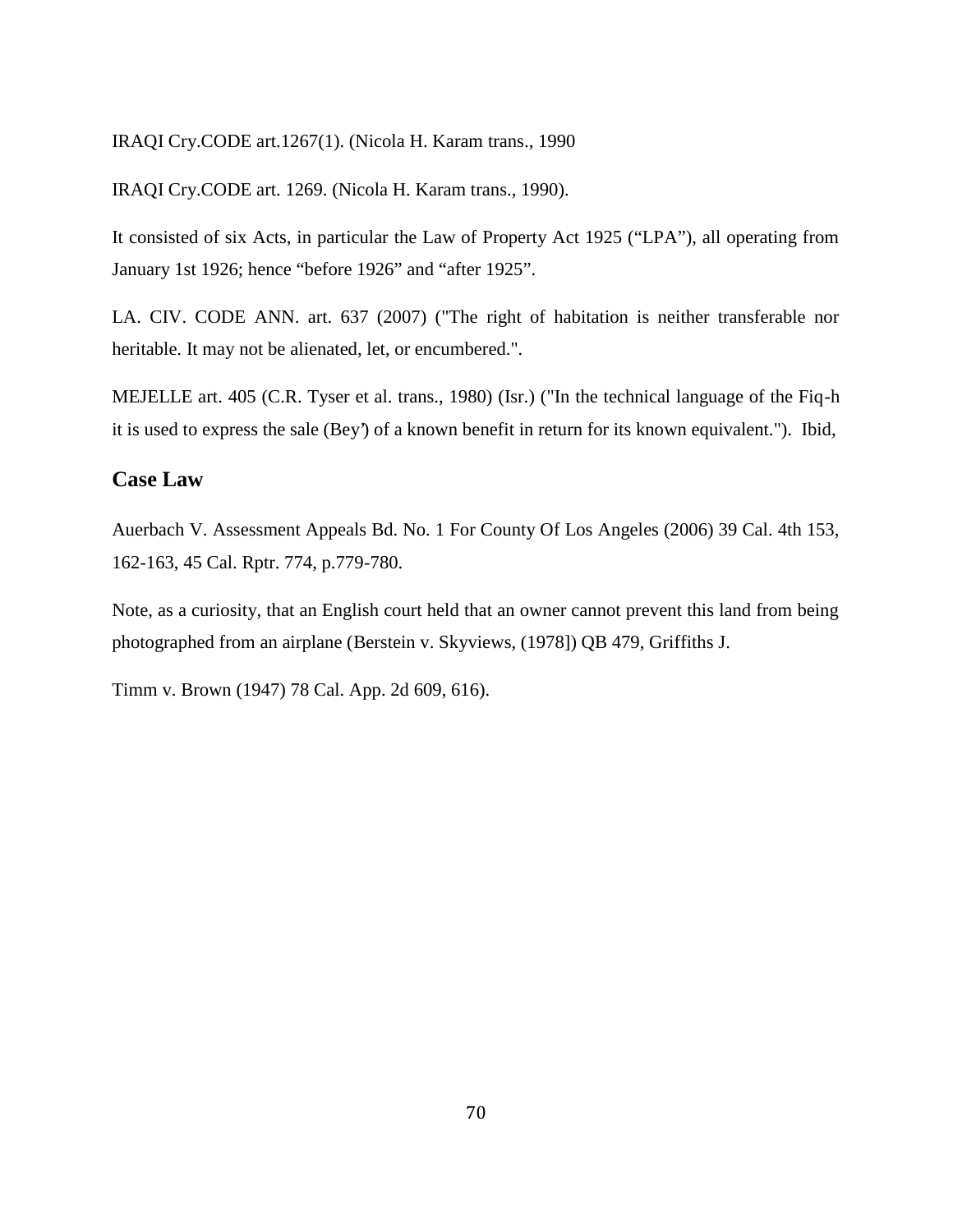IRAQI Cry.CODE art.1267(1). (Nicola H. Karam trans., 1990

IRAQI Cry.CODE art. 1269. (Nicola H. Karam trans., 1990).

It consisted of six Acts, in particular the Law of Property Act 1925 ("LPA"), all operating from January 1st 1926; hence "before 1926" and "after 1925".

LA. CIV. CODE ANN. art. 637 (2007) ("The right of habitation is neither transferable nor heritable. It may not be alienated, let, or encumbered.".

MEJELLE art. 405 (C.R. Tyser et al. trans., 1980) (Isr.) ("In the technical language of the Fiq-h it is used to express the sale (Bey') of a known benefit in return for its known equivalent."). Ibid,

## Case Law

Auerbach V. Assessment Appeals Bd. No. 1 For County Of Los Angeles (2006) 39 Cal. 4th 153, 162-163, 45 Cal. Rptr. 774, p.779-780.

Note, as a curiosity, that an English court held that an owner cannot prevent this land from being photographed from an airplane (Berstein v. Skyviews, (1978]) QB 479, Griffiths J.

Timm v. Brown (1947) 78 Cal. App. 2d 609, 616).